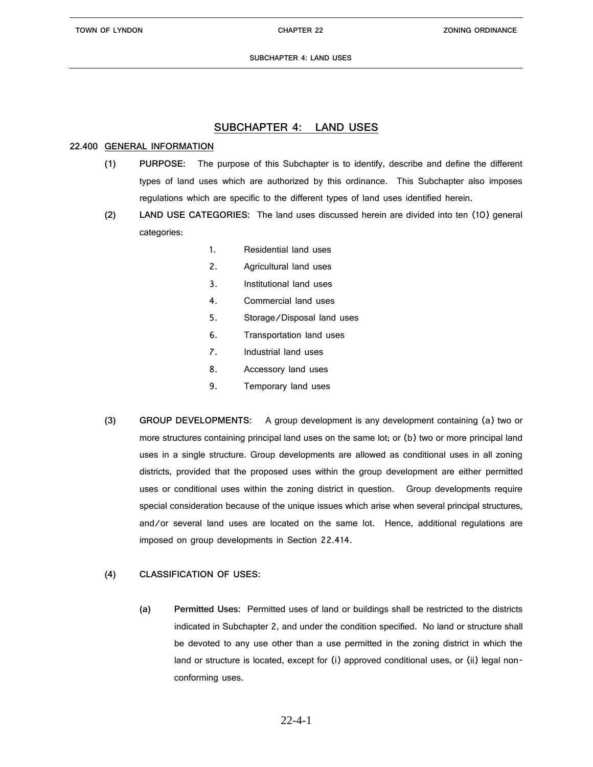# SUBCHAPTER 4: LAND USES

## 22.400 GENERAL INFORMATION

**(1) PURPOSE:** The purpose of this Subchapter is to identify, describe and define the different types of land uses which are authorized by this ordinance. This Subchapter also imposes regulations which are specific to the different types of land uses identified herein.

**(2) LAND USE CATEGORIES:** The land uses discussed herein are divided into ten (10) general categories:

1. Residential land uses
2. Agricultural land uses
3. Institutional land uses
4. Commercial land uses
5. Storage/Disposal land uses
6. Transportation land uses
7. Industrial land uses
8. Accessory land uses
9. Temporary land uses

**(3) GROUP DEVELOPMENTS:** A group development is any development containing (a) two or more structures containing principal land uses on the same lot; or (b) two or more principal land uses in a single structure. Group developments are allowed as conditional uses in all zoning districts, provided that the proposed uses within the group development are either permitted uses or conditional uses within the zoning district in question. Group developments require special consideration because of the unique issues which arise when several principal structures, and/or several land uses are located on the same lot. Hence, additional regulations are imposed on group developments in Section 22.414.

**(4) CLASSIFICATION OF USES:**

**(a) Permitted Uses:** Permitted uses of land or buildings shall be restricted to the districts indicated in Subchapter 2, and under the condition specified. No land or structure shall be devoted to any use other than a use permitted in the zoning district in which the land or structure is located, except for (i) approved conditional uses, or (ii) legal non-conforming uses.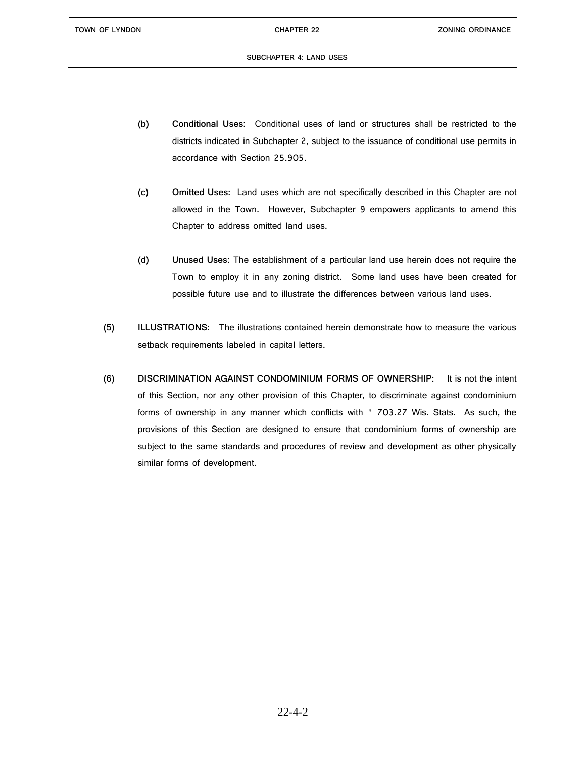(b) **Conditional Uses:** Conditional uses of land or structures shall be restricted to the districts indicated in Subchapter 2, subject to the issuance of conditional use permits in accordance with Section 25.905.

(c) **Omitted Uses:** Land uses which are not specifically described in this Chapter are not allowed in the Town. However, Subchapter 9 empowers applicants to amend this Chapter to address omitted land uses.

(d) **Unused Uses:** The establishment of a particular land use herein does not require the Town to employ it in any zoning district. Some land uses have been created for possible future use and to illustrate the differences between various land uses.

(5) **ILLUSTRATIONS:** The illustrations contained herein demonstrate how to measure the various setback requirements labeled in capital letters.

(6) **DISCRIMINATION AGAINST CONDOMINIUM FORMS OF OWNERSHIP:** It is not the intent of this Section, nor any other provision of this Chapter, to discriminate against condominium forms of ownership in any manner which conflicts with ' 703.27 Wis. Stats. As such, the provisions of this Section are designed to ensure that condominium forms of ownership are subject to the same standards and procedures of review and development as other physically similar forms of development.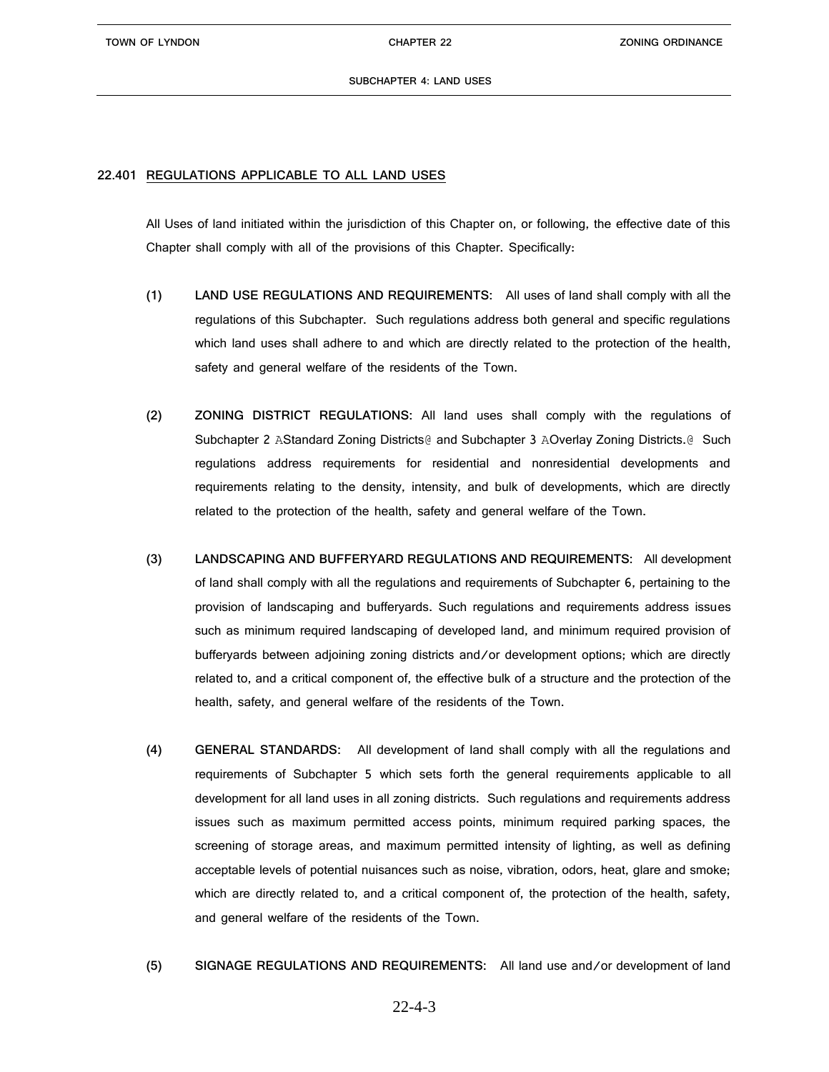## 22.401 REGULATIONS APPLICABLE TO ALL LAND USES

All Uses of land initiated within the jurisdiction of this Chapter on, or following, the effective date of this Chapter shall comply with all of the provisions of this Chapter. Specifically:

(1) **LAND USE REGULATIONS AND REQUIREMENTS:** All uses of land shall comply with all the regulations of this Subchapter. Such regulations address both general and specific regulations which land uses shall adhere to and which are directly related to the protection of the health, safety and general welfare of the residents of the Town.

(2) **ZONING DISTRICT REGULATIONS:** All land uses shall comply with the regulations of Subchapter 2 AStandard Zoning Districts@ and Subchapter 3 AOverlay Zoning Districts.@ Such regulations address requirements for residential and nonresidential developments and requirements relating to the density, intensity, and bulk of developments, which are directly related to the protection of the health, safety and general welfare of the Town.

(3) **LANDSCAPING AND BUFFERYARD REGULATIONS AND REQUIREMENTS:** All development of land shall comply with all the regulations and requirements of Subchapter 6, pertaining to the provision of landscaping and bufferyards. Such regulations and requirements address issues such as minimum required landscaping of developed land, and minimum required provision of bufferyards between adjoining zoning districts and/or development options; which are directly related to, and a critical component of, the effective bulk of a structure and the protection of the health, safety, and general welfare of the residents of the Town.

(4) **GENERAL STANDARDS:** All development of land shall comply with all the regulations and requirements of Subchapter 5 which sets forth the general requirements applicable to all development for all land uses in all zoning districts. Such regulations and requirements address issues such as maximum permitted access points, minimum required parking spaces, the screening of storage areas, and maximum permitted intensity of lighting, as well as defining acceptable levels of potential nuisances such as noise, vibration, odors, heat, glare and smoke; which are directly related to, and a critical component of, the protection of the health, safety, and general welfare of the residents of the Town.

(5) **SIGNAGE REGULATIONS AND REQUIREMENTS:** All land use and/or development of land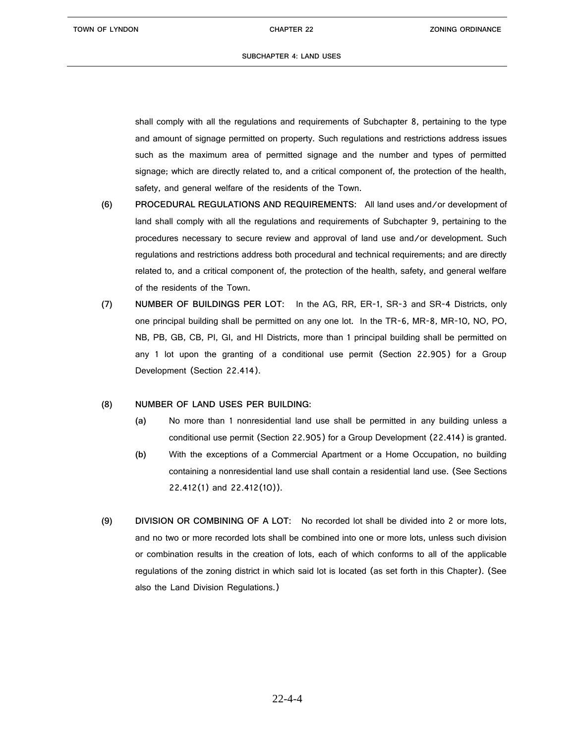shall comply with all the regulations and requirements of Subchapter 8, pertaining to the type and amount of signage permitted on property. Such regulations and restrictions address issues such as the maximum area of permitted signage and the number and types of permitted signage; which are directly related to, and a critical component of, the protection of the health, safety, and general welfare of the residents of the Town.

**(6) PROCEDURAL REGULATIONS AND REQUIREMENTS:** All land uses and/or development of land shall comply with all the regulations and requirements of Subchapter 9, pertaining to the procedures necessary to secure review and approval of land use and/or development. Such regulations and restrictions address both procedural and technical requirements; and are directly related to, and a critical component of, the protection of the health, safety, and general welfare of the residents of the Town.

**(7) NUMBER OF BUILDINGS PER LOT:** In the AG, RR, ER-1, SR-3 and SR-4 Districts, only one principal building shall be permitted on any one lot. In the TR-6, MR-8, MR-10, NO, PO, NB, PB, GB, CB, PI, GI, and HI Districts, more than 1 principal building shall be permitted on any 1 lot upon the granting of a conditional use permit (Section 22.905) for a Group Development (Section 22.414).

**(8) NUMBER OF LAND USES PER BUILDING:**

- **(a)** No more than 1 nonresidential land use shall be permitted in any building unless a conditional use permit (Section 22.905) for a Group Development (22.414) is granted.
- **(b)** With the exceptions of a Commercial Apartment or a Home Occupation, no building containing a nonresidential land use shall contain a residential land use. (See Sections 22.412(1) and 22.412(10)).

**(9) DIVISION OR COMBINING OF A LOT:** No recorded lot shall be divided into 2 or more lots, and no two or more recorded lots shall be combined into one or more lots, unless such division or combination results in the creation of lots, each of which conforms to all of the applicable regulations of the zoning district in which said lot is located (as set forth in this Chapter). (See also the Land Division Regulations.)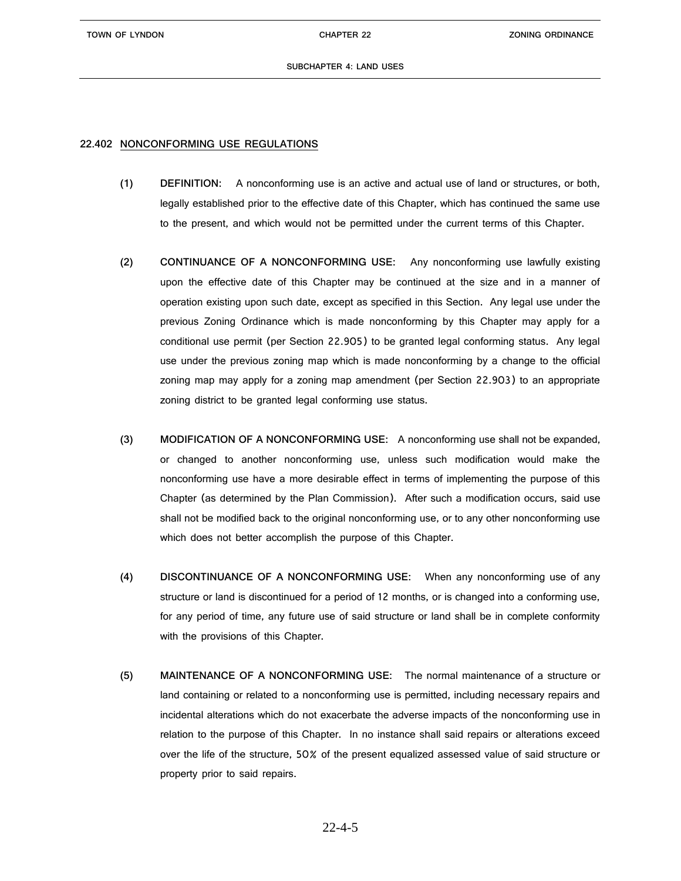## 22.402 NONCONFORMING USE REGULATIONS

**(1) DEFINITION:** A nonconforming use is an active and actual use of land or structures, or both, legally established prior to the effective date of this Chapter, which has continued the same use to the present, and which would not be permitted under the current terms of this Chapter.

**(2) CONTINUANCE OF A NONCONFORMING USE:** Any nonconforming use lawfully existing upon the effective date of this Chapter may be continued at the size and in a manner of operation existing upon such date, except as specified in this Section. Any legal use under the previous Zoning Ordinance which is made nonconforming by this Chapter may apply for a conditional use permit (per Section 22.905) to be granted legal conforming status. Any legal use under the previous zoning map which is made nonconforming by a change to the official zoning map may apply for a zoning map amendment (per Section 22.903) to an appropriate zoning district to be granted legal conforming use status.

**(3) MODIFICATION OF A NONCONFORMING USE:** A nonconforming use shall not be expanded, or changed to another nonconforming use, unless such modification would make the nonconforming use have a more desirable effect in terms of implementing the purpose of this Chapter (as determined by the Plan Commission). After such a modification occurs, said use shall not be modified back to the original nonconforming use, or to any other nonconforming use which does not better accomplish the purpose of this Chapter.

**(4) DISCONTINUANCE OF A NONCONFORMING USE:** When any nonconforming use of any structure or land is discontinued for a period of 12 months, or is changed into a conforming use, for any period of time, any future use of said structure or land shall be in complete conformity with the provisions of this Chapter.

**(5) MAINTENANCE OF A NONCONFORMING USE:** The normal maintenance of a structure or land containing or related to a nonconforming use is permitted, including necessary repairs and incidental alterations which do not exacerbate the adverse impacts of the nonconforming use in relation to the purpose of this Chapter. In no instance shall said repairs or alterations exceed over the life of the structure, 50% of the present equalized assessed value of said structure or property prior to said repairs.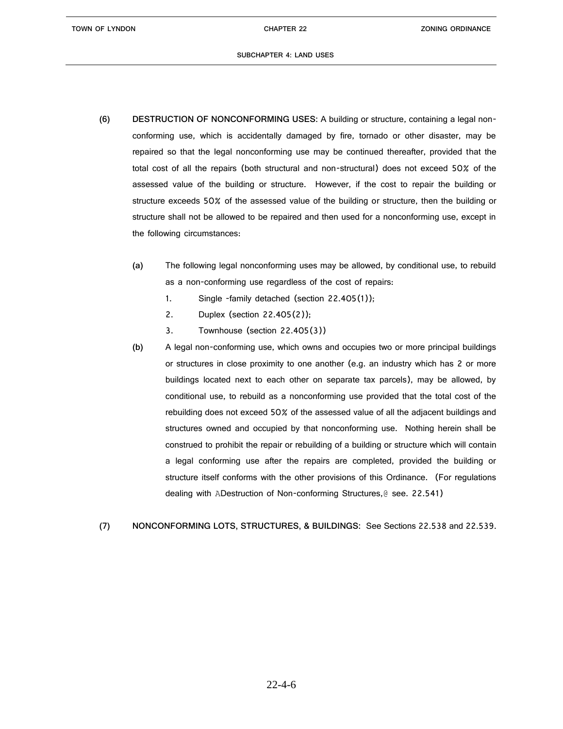**(6) DESTRUCTION OF NONCONFORMING USES:** A building or structure, containing a legal non-conforming use, which is accidentally damaged by fire, tornado or other disaster, may be repaired so that the legal nonconforming use may be continued thereafter, provided that the total cost of all the repairs (both structural and non-structural) does not exceed 50% of the assessed value of the building or structure. However, if the cost to repair the building or structure exceeds 50% of the assessed value of the building or structure, then the building or structure shall not be allowed to be repaired and then used for a nonconforming use, except in the following circumstances:

**(a)** The following legal nonconforming uses may be allowed, by conditional use, to rebuild as a non-conforming use regardless of the cost of repairs:

1. Single -family detached (section 22.405(1));
2. Duplex (section 22.405(2));
3. Townhouse (section 22.405(3))

**(b)** A legal non-conforming use, which owns and occupies two or more principal buildings or structures in close proximity to one another (e.g. an industry which has 2 or more buildings located next to each other on separate tax parcels), may be allowed, by conditional use, to rebuild as a nonconforming use provided that the total cost of the rebuilding does not exceed 50% of the assessed value of all the adjacent buildings and structures owned and occupied by that nonconforming use. Nothing herein shall be construed to prohibit the repair or rebuilding of a building or structure which will contain a legal conforming use after the repairs are completed, provided the building or structure itself conforms with the other provisions of this Ordinance. (For regulations dealing with ADestruction of Non-conforming Structures,@ see. 22.541)

**(7) NONCONFORMING LOTS, STRUCTURES, & BUILDINGS:** See Sections 22.538 and 22.539.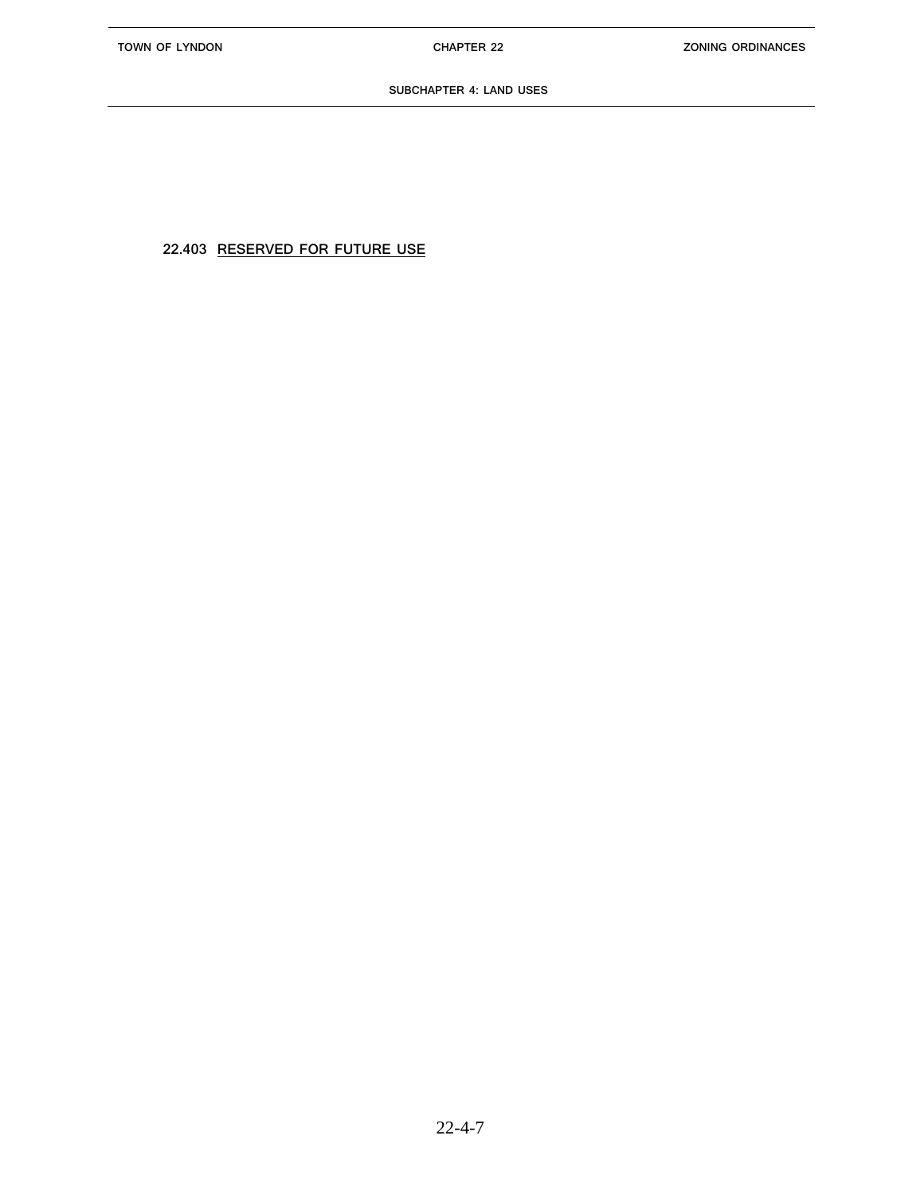22.403 <u>RESERVED FOR FUTURE USE</u>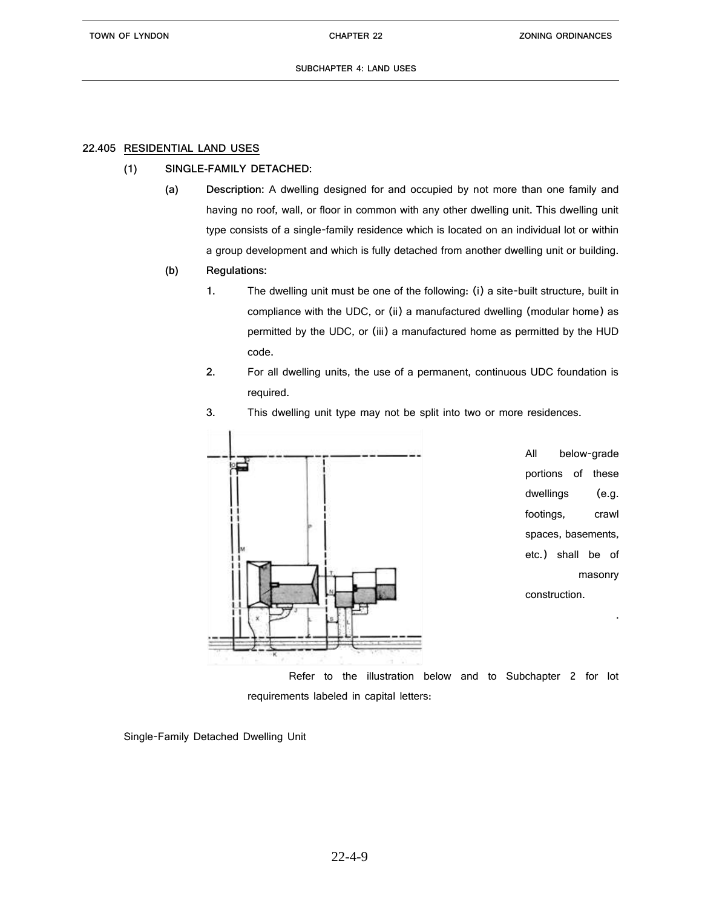## 22.405 RESIDENTIAL LAND USES

**(1) SINGLE-FAMILY DETACHED:**

**(a) Description:** A dwelling designed for and occupied by not more than one family and having no roof, wall, or floor in common with any other dwelling unit. This dwelling unit type consists of a single-family residence which is located on an individual lot or within a group development and which is fully detached from another dwelling unit or building.

**(b) Regulations:**

1. The dwelling unit must be one of the following: (i) a site-built structure, built in compliance with the UDC, or (ii) a manufactured dwelling (modular home) as permitted by the UDC, or (iii) a manufactured home as permitted by the HUD code.
2. For all dwelling units, the use of a permanent, continuous UDC foundation is required.
3. This dwelling unit type may not be split into two or more residences.

All below-grade portions of these dwellings (e.g. footings, crawl spaces, basements, etc.) shall be of masonry construction.

Refer to the illustration below and to Subchapter 2 for lot requirements labeled in capital letters:

Single-Family Detached Dwelling Unit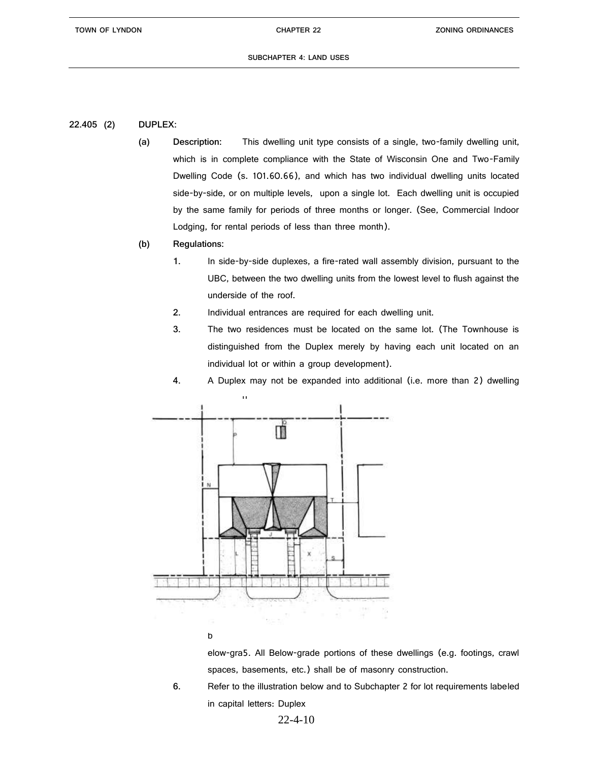22.405 (2) **DUPLEX:**

**(a) Description:** This dwelling unit type consists of a single, two-family dwelling unit, which is in complete compliance with the State of Wisconsin One and Two-Family Dwelling Code (s. 101.60.66), and which has two individual dwelling units located side-by-side, or on multiple levels, upon a single lot. Each dwelling unit is occupied by the same family for periods of three months or longer. (See, Commercial Indoor Lodging, for rental periods of less than three month).

**(b) Regulations:**

1. In side-by-side duplexes, a fire-rated wall assembly division, pursuant to the UBC, between the two dwelling units from the lowest level to flush against the underside of the roof.
2. Individual entrances are required for each dwelling unit.
3. The two residences must be located on the same lot. (The Townhouse is distinguished from the Duplex merely by having each unit located on an individual lot or within a group development).
4. A Duplex may not be expanded into additional (i.e. more than 2) dwelling

b

elow-gra5. All Below-grade portions of these dwellings (e.g. footings, crawl spaces, basements, etc.) shall be of masonry construction.

6. Refer to the illustration below and to Subchapter 2 for lot requirements labeled in capital letters: Duplex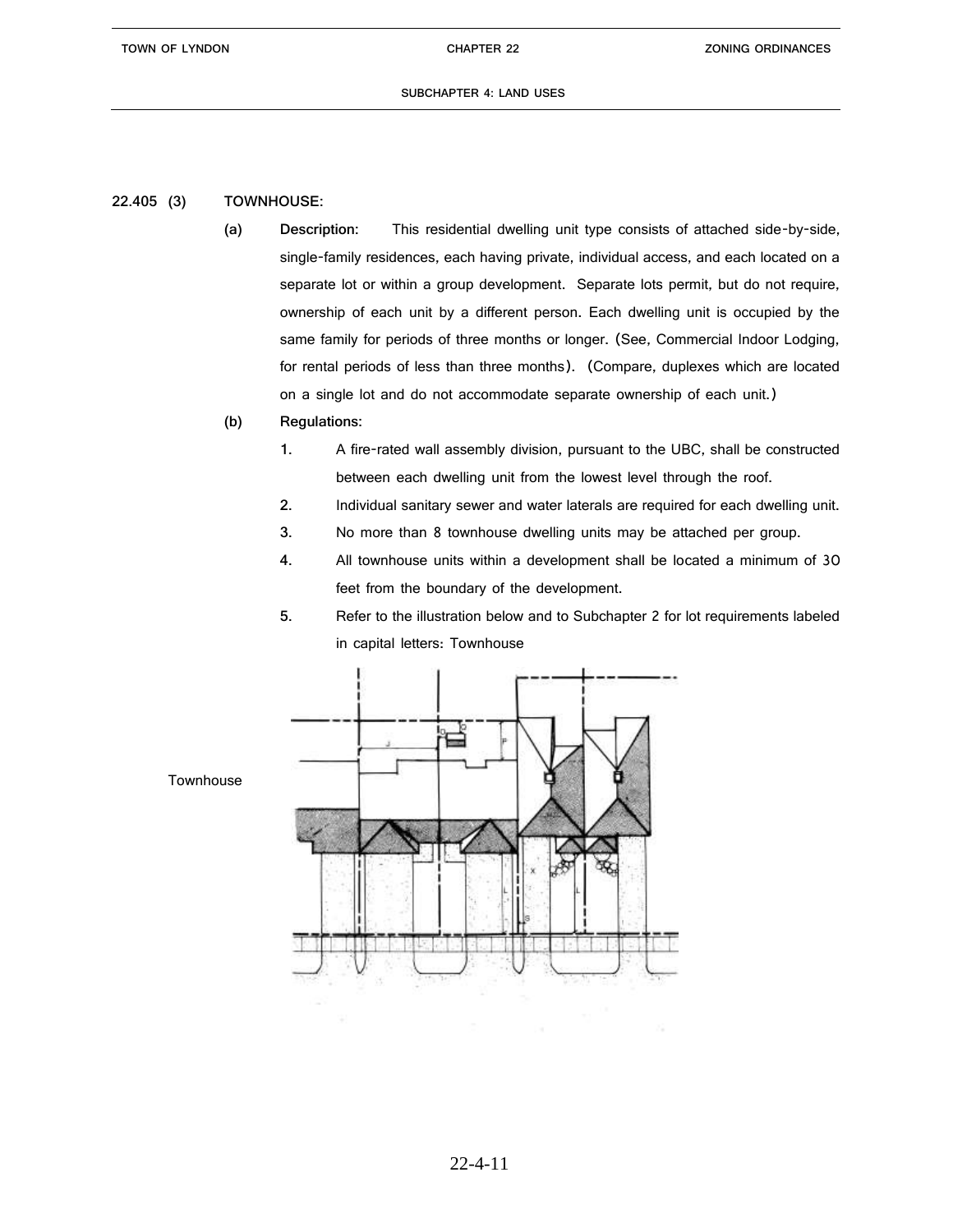22.405 (3) **TOWNHOUSE:**

**(a) Description:** This residential dwelling unit type consists of attached side-by-side, single-family residences, each having private, individual access, and each located on a separate lot or within a group development. Separate lots permit, but do not require, ownership of each unit by a different person. Each dwelling unit is occupied by the same family for periods of three months or longer. (See, Commercial Indoor Lodging, for rental periods of less than three months). (Compare, duplexes which are located on a single lot and do not accommodate separate ownership of each unit.)

**(b) Regulations:**

1. A fire-rated wall assembly division, pursuant to the UBC, shall be constructed between each dwelling unit from the lowest level through the roof.
2. Individual sanitary sewer and water laterals are required for each dwelling unit.
3. No more than 8 townhouse dwelling units may be attached per group.
4. All townhouse units within a development shall be located a minimum of 30 feet from the boundary of the development.
5. Refer to the illustration below and to Subchapter 2 for lot requirements labeled in capital letters: Townhouse

Townhouse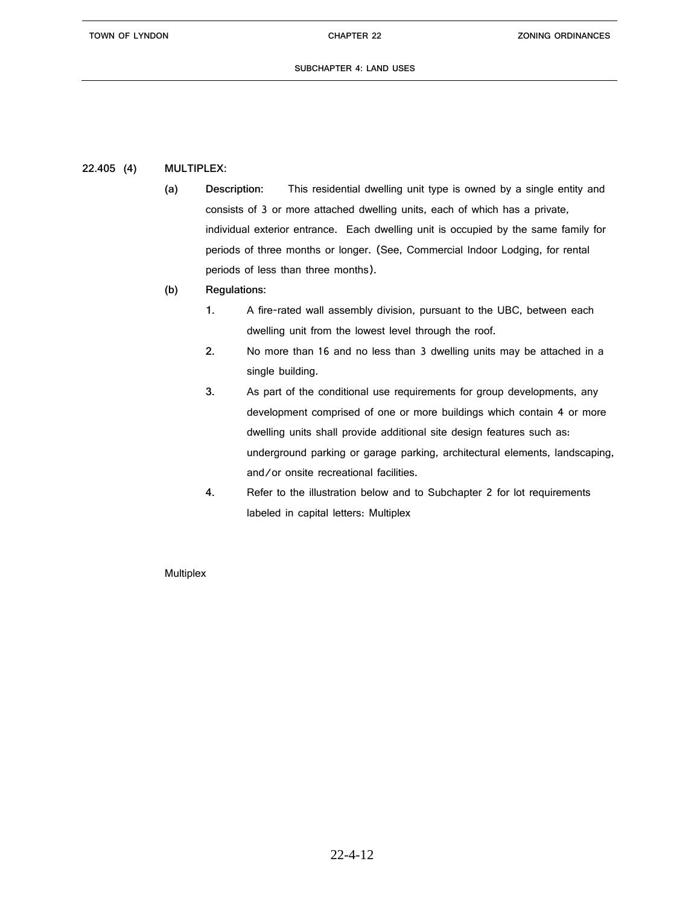**22.405 (4) MULTIPLEX:**

**(a) Description:** This residential dwelling unit type is owned by a single entity and consists of 3 or more attached dwelling units, each of which has a private, individual exterior entrance. Each dwelling unit is occupied by the same family for periods of three months or longer. (See, Commercial Indoor Lodging, for rental periods of less than three months).

**(b) Regulations:**

1. A fire-rated wall assembly division, pursuant to the UBC, between each dwelling unit from the lowest level through the roof.
2. No more than 16 and no less than 3 dwelling units may be attached in a single building.
3. As part of the conditional use requirements for group developments, any development comprised of one or more buildings which contain 4 or more dwelling units shall provide additional site design features such as: underground parking or garage parking, architectural elements, landscaping, and/or onsite recreational facilities.
4. Refer to the illustration below and to Subchapter 2 for lot requirements labeled in capital letters: Multiplex

Multiplex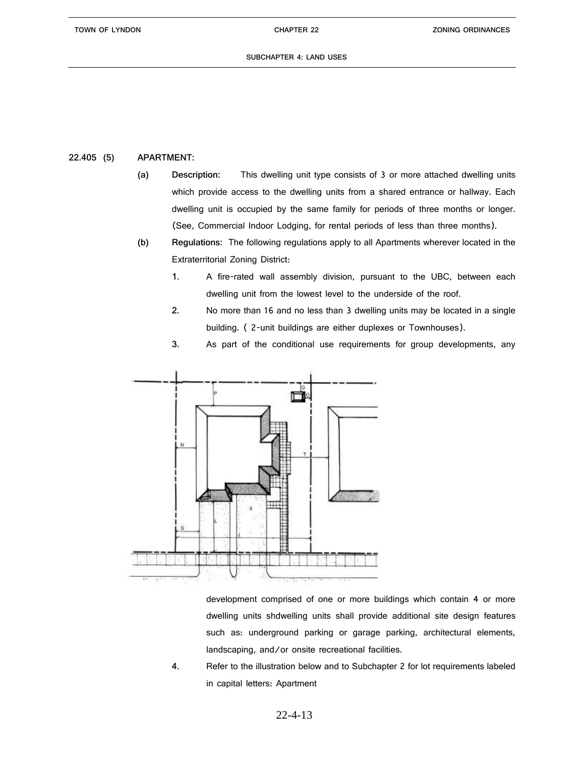22.405 (5) APARTMENT:

(a) **Description:** This dwelling unit type consists of 3 or more attached dwelling units which provide access to the dwelling units from a shared entrance or hallway. Each dwelling unit is occupied by the same family for periods of three months or longer. (See, Commercial Indoor Lodging, for rental periods of less than three months).

(b) **Regulations:** The following regulations apply to all Apartments wherever located in the Extraterritorial Zoning District:

1. A fire-rated wall assembly division, pursuant to the UBC, between each dwelling unit from the lowest level to the underside of the roof.
2. No more than 16 and no less than 3 dwelling units may be located in a single building. ( 2-unit buildings are either duplexes or Townhouses).
3. As part of the conditional use requirements for group developments, any development comprised of one or more buildings which contain 4 or more dwelling units shdwelling units shall provide additional site design features such as: underground parking or garage parking, architectural elements, landscaping, and/or onsite recreational facilities.
4. Refer to the illustration below and to Subchapter 2 for lot requirements labeled in capital letters: Apartment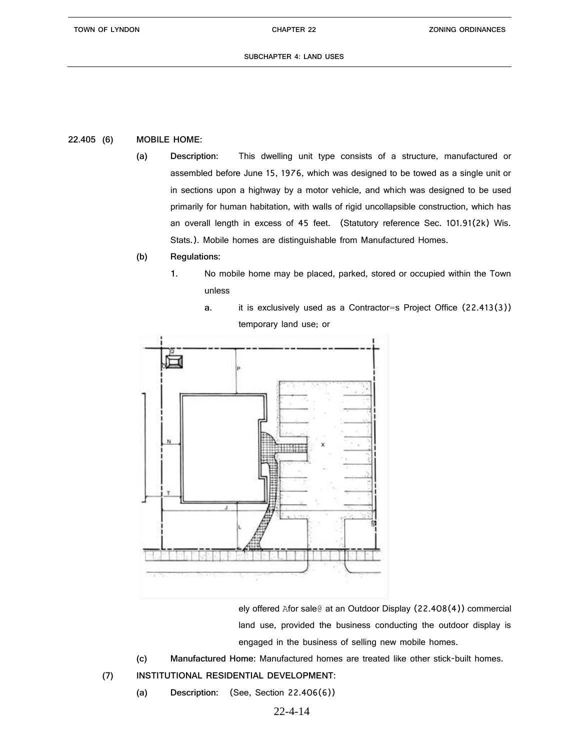22.405 (6) **MOBILE HOME:**

(a) **Description:** This dwelling unit type consists of a structure, manufactured or assembled before June 15, 1976, which was designed to be towed as a single unit or in sections upon a highway by a motor vehicle, and which was designed to be used primarily for human habitation, with walls of rigid uncollapsible construction, which has an overall length in excess of 45 feet. (Statutory reference Sec. 101.91(2k) Wis. Stats.). Mobile homes are distinguishable from Manufactured Homes.

(b) **Regulations:**

1. No mobile home may be placed, parked, stored or occupied within the Town unless

   a. it is exclusively used as a Contractor=s Project Office (22.413(3)) temporary land use; or

ely offered Afor sale@ at an Outdoor Display (22.408(4)) commercial land use, provided the business conducting the outdoor display is engaged in the business of selling new mobile homes.

(c) **Manufactured Home:** Manufactured homes are treated like other stick-built homes.

(7) **INSTITUTIONAL RESIDENTIAL DEVELOPMENT:**

(a) **Description:** (See, Section 22.406(6))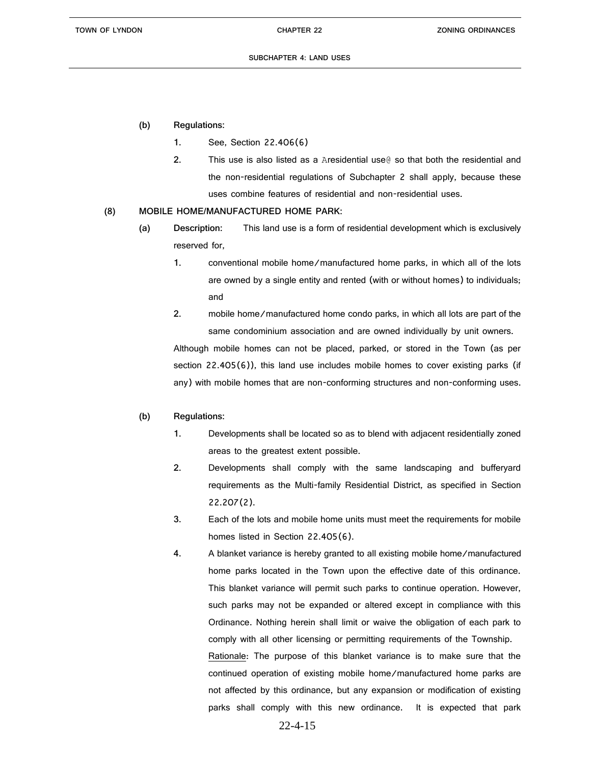**(b) Regulations:**

1. See, Section 22.406(6)
2. This use is also listed as a Aresidential use@ so that both the residential and the non-residential regulations of Subchapter 2 shall apply, because these uses combine features of residential and non-residential uses.

**(8) MOBILE HOME/MANUFACTURED HOME PARK:**

**(a) Description:** This land use is a form of residential development which is exclusively reserved for,

1. conventional mobile home/manufactured home parks, in which all of the lots are owned by a single entity and rented (with or without homes) to individuals; and
2. mobile home/manufactured home condo parks, in which all lots are part of the same condominium association and are owned individually by unit owners.

Although mobile homes can not be placed, parked, or stored in the Town (as per section 22.405(6)), this land use includes mobile homes to cover existing parks (if any) with mobile homes that are non-conforming structures and non-conforming uses.

**(b) Regulations:**

1. Developments shall be located so as to blend with adjacent residentially zoned areas to the greatest extent possible.
2. Developments shall comply with the same landscaping and bufferyard requirements as the Multi-family Residential District, as specified in Section 22.207(2).
3. Each of the lots and mobile home units must meet the requirements for mobile homes listed in Section 22.405(6).
4. A blanket variance is hereby granted to all existing mobile home/manufactured home parks located in the Town upon the effective date of this ordinance. This blanket variance will permit such parks to continue operation. However, such parks may not be expanded or altered except in compliance with this Ordinance. Nothing herein shall limit or waive the obligation of each park to comply with all other licensing or permitting requirements of the Township.

   Rationale: The purpose of this blanket variance is to make sure that the continued operation of existing mobile home/manufactured home parks are not affected by this ordinance, but any expansion or modification of existing parks shall comply with this new ordinance. It is expected that park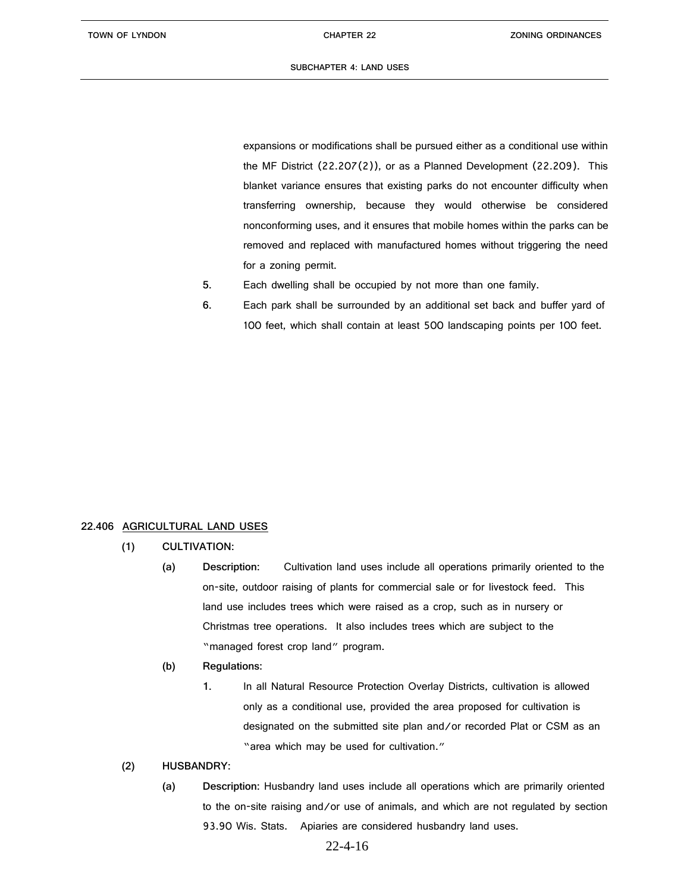expansions or modifications shall be pursued either as a conditional use within the MF District (22.207(2)), or as a Planned Development (22.209). This blanket variance ensures that existing parks do not encounter difficulty when transferring ownership, because they would otherwise be considered nonconforming uses, and it ensures that mobile homes within the parks can be removed and replaced with manufactured homes without triggering the need for a zoning permit.

5. Each dwelling shall be occupied by not more than one family.

6. Each park shall be surrounded by an additional set back and buffer yard of 100 feet, which shall contain at least 500 landscaping points per 100 feet.

## 22.406 AGRICULTURAL LAND USES

**(1) CULTIVATION:**

**(a) Description:** Cultivation land uses include all operations primarily oriented to the on-site, outdoor raising of plants for commercial sale or for livestock feed. This land use includes trees which were raised as a crop, such as in nursery or Christmas tree operations. It also includes trees which are subject to the "managed forest crop land" program.

**(b) Regulations:**

1. In all Natural Resource Protection Overlay Districts, cultivation is allowed only as a conditional use, provided the area proposed for cultivation is designated on the submitted site plan and/or recorded Plat or CSM as an "area which may be used for cultivation."

**(2) HUSBANDRY:**

**(a) Description:** Husbandry land uses include all operations which are primarily oriented to the on-site raising and/or use of animals, and which are not regulated by section 93.90 Wis. Stats. Apiaries are considered husbandry land uses.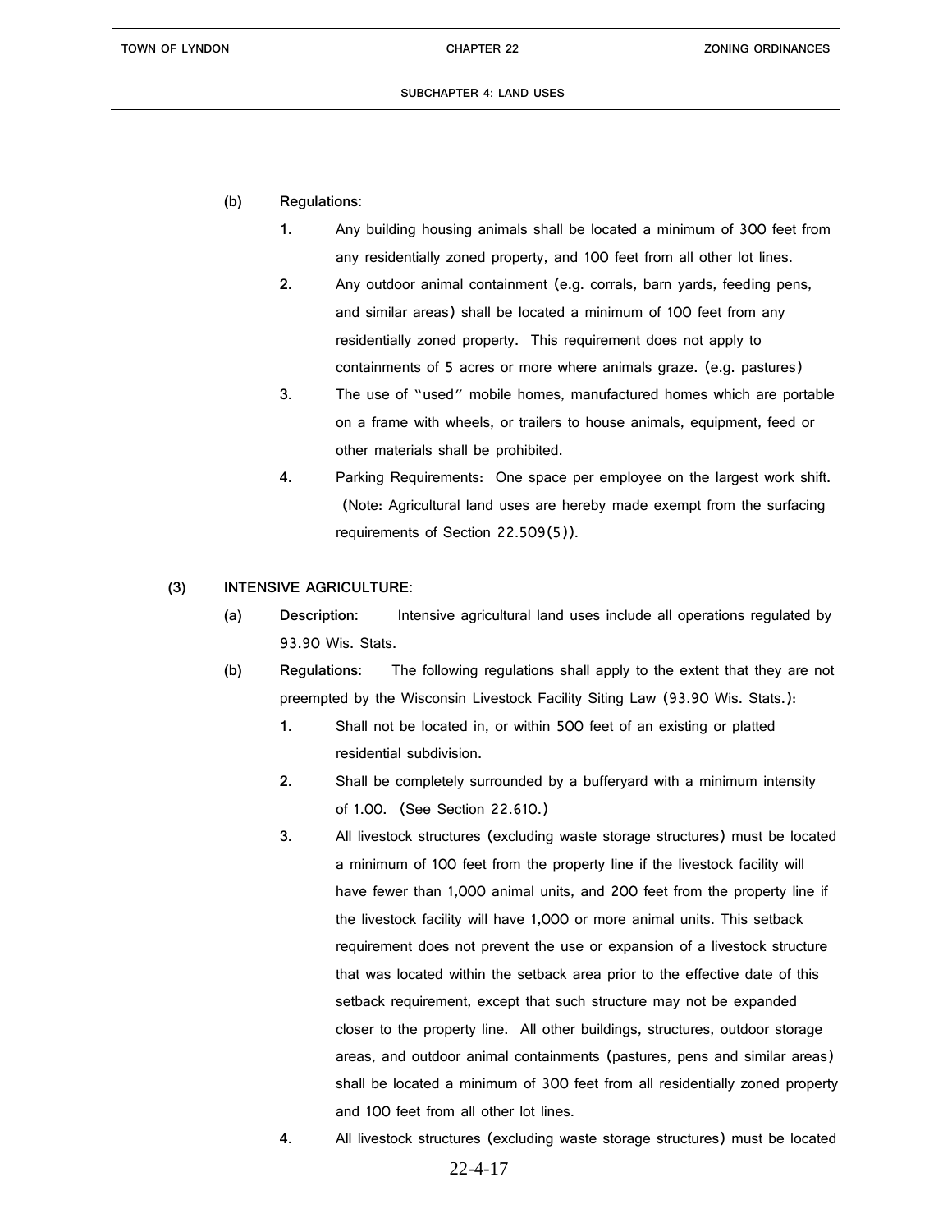(b) **Regulations:**

1. Any building housing animals shall be located a minimum of 300 feet from any residentially zoned property, and 100 feet from all other lot lines.
2. Any outdoor animal containment (e.g. corrals, barn yards, feeding pens, and similar areas) shall be located a minimum of 100 feet from any residentially zoned property. This requirement does not apply to containments of 5 acres or more where animals graze. (e.g. pastures)
3. The use of "used" mobile homes, manufactured homes which are portable on a frame with wheels, or trailers to house animals, equipment, feed or other materials shall be prohibited.
4. Parking Requirements: One space per employee on the largest work shift. (Note: Agricultural land uses are hereby made exempt from the surfacing requirements of Section 22.509(5)).

(3) **INTENSIVE AGRICULTURE:**

(a) **Description:** Intensive agricultural land uses include all operations regulated by 93.90 Wis. Stats.

(b) **Regulations:** The following regulations shall apply to the extent that they are not preempted by the Wisconsin Livestock Facility Siting Law (93.90 Wis. Stats.):

1. Shall not be located in, or within 500 feet of an existing or platted residential subdivision.
2. Shall be completely surrounded by a bufferyard with a minimum intensity of 1.00. (See Section 22.610.)
3. All livestock structures (excluding waste storage structures) must be located a minimum of 100 feet from the property line if the livestock facility will have fewer than 1,000 animal units, and 200 feet from the property line if the livestock facility will have 1,000 or more animal units. This setback requirement does not prevent the use or expansion of a livestock structure that was located within the setback area prior to the effective date of this setback requirement, except that such structure may not be expanded closer to the property line. All other buildings, structures, outdoor storage areas, and outdoor animal containments (pastures, pens and similar areas) shall be located a minimum of 300 feet from all residentially zoned property and 100 feet from all other lot lines.
4. All livestock structures (excluding waste storage structures) must be located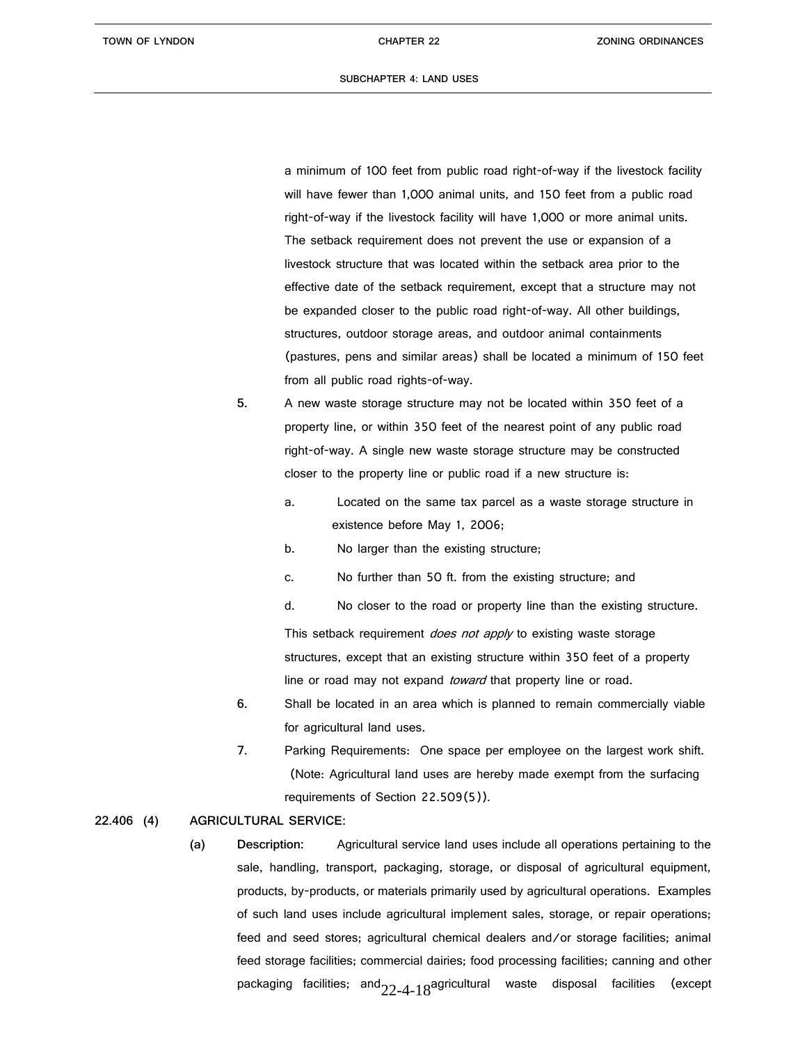a minimum of 100 feet from public road right-of-way if the livestock facility will have fewer than 1,000 animal units, and 150 feet from a public road right-of-way if the livestock facility will have 1,000 or more animal units. The setback requirement does not prevent the use or expansion of a livestock structure that was located within the setback area prior to the effective date of the setback requirement, except that a structure may not be expanded closer to the public road right-of-way. All other buildings, structures, outdoor storage areas, and outdoor animal containments (pastures, pens and similar areas) shall be located a minimum of 150 feet from all public road rights-of-way.

5. A new waste storage structure may not be located within 350 feet of a property line, or within 350 feet of the nearest point of any public road right-of-way. A single new waste storage structure may be constructed closer to the property line or public road if a new structure is:

   a. Located on the same tax parcel as a waste storage structure in existence before May 1, 2006;

   b. No larger than the existing structure;

   c. No further than 50 ft. from the existing structure; and

   d. No closer to the road or property line than the existing structure.

   This setback requirement *does not apply* to existing waste storage structures, except that an existing structure within 350 feet of a property line or road may not expand *toward* that property line or road.

6. Shall be located in an area which is planned to remain commercially viable for agricultural land uses.

7. Parking Requirements: One space per employee on the largest work shift. (Note: Agricultural land uses are hereby made exempt from the surfacing requirements of Section 22.509(5)).

**22.406 (4) AGRICULTURAL SERVICE:**

**(a) Description:** Agricultural service land uses include all operations pertaining to the sale, handling, transport, packaging, storage, or disposal of agricultural equipment, products, by-products, or materials primarily used by agricultural operations. Examples of such land uses include agricultural implement sales, storage, or repair operations; feed and seed stores; agricultural chemical dealers and/or storage facilities; animal feed storage facilities; commercial dairies; food processing facilities; canning and other packaging facilities; and agricultural waste disposal facilities (except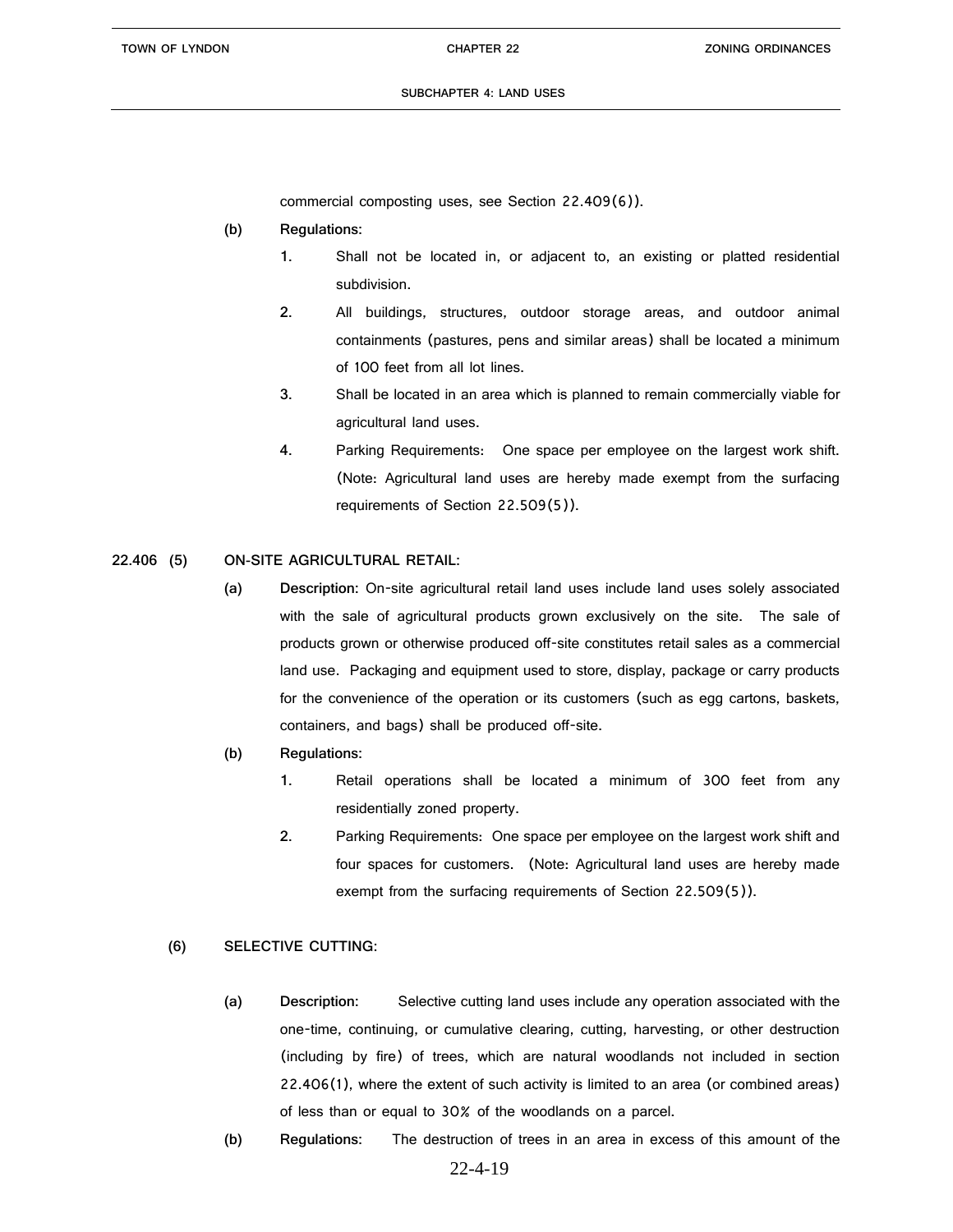commercial composting uses, see Section 22.409(6)).

(b) **Regulations:**

1. Shall not be located in, or adjacent to, an existing or platted residential subdivision.
2. All buildings, structures, outdoor storage areas, and outdoor animal containments (pastures, pens and similar areas) shall be located a minimum of 100 feet from all lot lines.
3. Shall be located in an area which is planned to remain commercially viable for agricultural land uses.
4. Parking Requirements: One space per employee on the largest work shift. (Note: Agricultural land uses are hereby made exempt from the surfacing requirements of Section 22.509(5)).

**22.406 (5) ON-SITE AGRICULTURAL RETAIL:**

(a) **Description:** On-site agricultural retail land uses include land uses solely associated with the sale of agricultural products grown exclusively on the site. The sale of products grown or otherwise produced off-site constitutes retail sales as a commercial land use. Packaging and equipment used to store, display, package or carry products for the convenience of the operation or its customers (such as egg cartons, baskets, containers, and bags) shall be produced off-site.

(b) **Regulations:**

1. Retail operations shall be located a minimum of 300 feet from any residentially zoned property.
2. Parking Requirements: One space per employee on the largest work shift and four spaces for customers. (Note: Agricultural land uses are hereby made exempt from the surfacing requirements of Section 22.509(5)).

**(6) SELECTIVE CUTTING:**

(a) **Description:** Selective cutting land uses include any operation associated with the one-time, continuing, or cumulative clearing, cutting, harvesting, or other destruction (including by fire) of trees, which are natural woodlands not included in section 22.406(1), where the extent of such activity is limited to an area (or combined areas) of less than or equal to 30% of the woodlands on a parcel.

(b) **Regulations:** The destruction of trees in an area in excess of this amount of the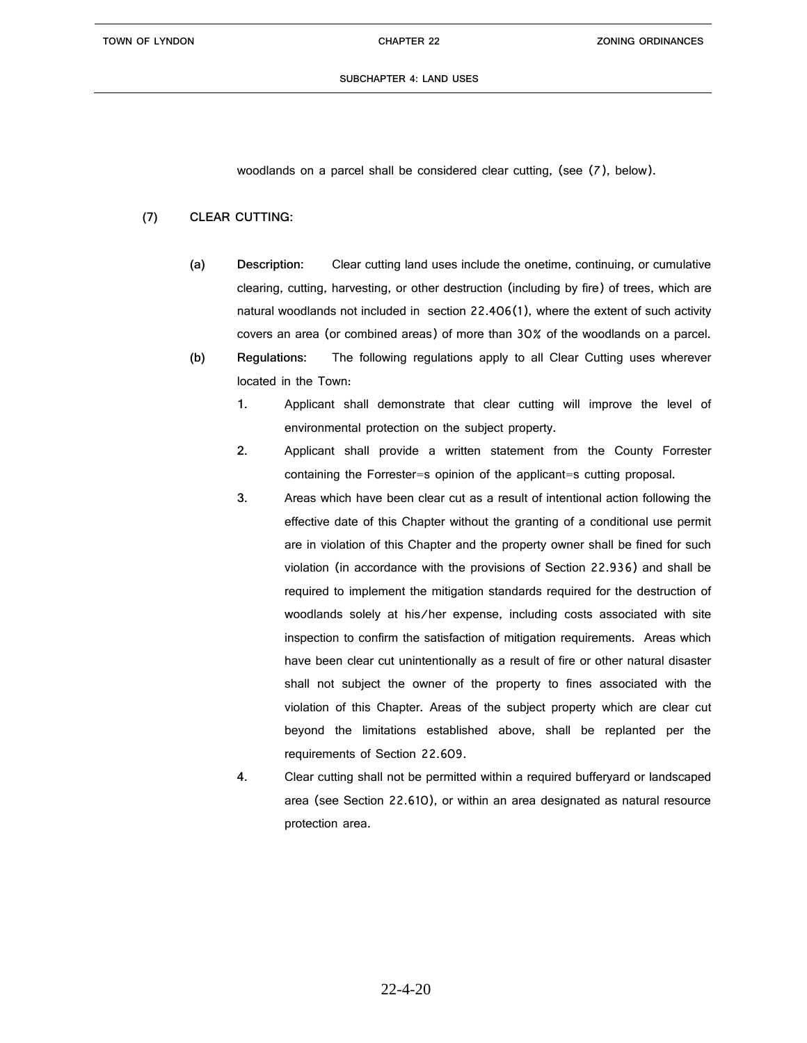woodlands on a parcel shall be considered clear cutting, (see (7), below).

**(7) CLEAR CUTTING:**

**(a) Description:** Clear cutting land uses include the onetime, continuing, or cumulative clearing, cutting, harvesting, or other destruction (including by fire) of trees, which are natural woodlands not included in section 22.406(1), where the extent of such activity covers an area (or combined areas) of more than 30% of the woodlands on a parcel.

**(b) Regulations:** The following regulations apply to all Clear Cutting uses wherever located in the Town:

1. Applicant shall demonstrate that clear cutting will improve the level of environmental protection on the subject property.
2. Applicant shall provide a written statement from the County Forrester containing the Forrester=s opinion of the applicant=s cutting proposal.
3. Areas which have been clear cut as a result of intentional action following the effective date of this Chapter without the granting of a conditional use permit are in violation of this Chapter and the property owner shall be fined for such violation (in accordance with the provisions of Section 22.936) and shall be required to implement the mitigation standards required for the destruction of woodlands solely at his/her expense, including costs associated with site inspection to confirm the satisfaction of mitigation requirements. Areas which have been clear cut unintentionally as a result of fire or other natural disaster shall not subject the owner of the property to fines associated with the violation of this Chapter. Areas of the subject property which are clear cut beyond the limitations established above, shall be replanted per the requirements of Section 22.609.
4. Clear cutting shall not be permitted within a required bufferyard or landscaped area (see Section 22.610), or within an area designated as natural resource protection area.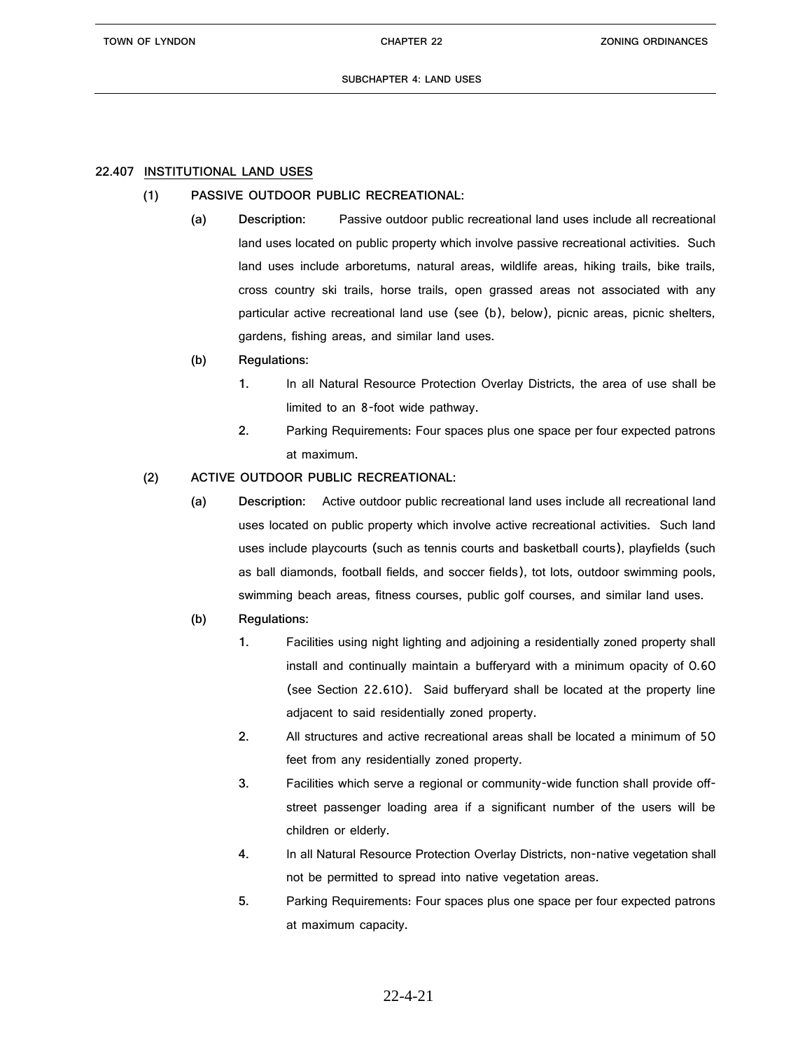## 22.407 INSTITUTIONAL LAND USES

### (1) PASSIVE OUTDOOR PUBLIC RECREATIONAL:

**(a) Description:** Passive outdoor public recreational land uses include all recreational land uses located on public property which involve passive recreational activities. Such land uses include arboretums, natural areas, wildlife areas, hiking trails, bike trails, cross country ski trails, horse trails, open grassed areas not associated with any particular active recreational land use (see (b), below), picnic areas, picnic shelters, gardens, fishing areas, and similar land uses.

**(b) Regulations:**

1. In all Natural Resource Protection Overlay Districts, the area of use shall be limited to an 8-foot wide pathway.
2. Parking Requirements: Four spaces plus one space per four expected patrons at maximum.

### (2) ACTIVE OUTDOOR PUBLIC RECREATIONAL:

**(a) Description:** Active outdoor public recreational land uses include all recreational land uses located on public property which involve active recreational activities. Such land uses include playcourts (such as tennis courts and basketball courts), playfields (such as ball diamonds, football fields, and soccer fields), tot lots, outdoor swimming pools, swimming beach areas, fitness courses, public golf courses, and similar land uses.

**(b) Regulations:**

1. Facilities using night lighting and adjoining a residentially zoned property shall install and continually maintain a bufferyard with a minimum opacity of 0.60 (see Section 22.610). Said bufferyard shall be located at the property line adjacent to said residentially zoned property.
2. All structures and active recreational areas shall be located a minimum of 50 feet from any residentially zoned property.
3. Facilities which serve a regional or community-wide function shall provide off-street passenger loading area if a significant number of the users will be children or elderly.
4. In all Natural Resource Protection Overlay Districts, non-native vegetation shall not be permitted to spread into native vegetation areas.
5. Parking Requirements: Four spaces plus one space per four expected patrons at maximum capacity.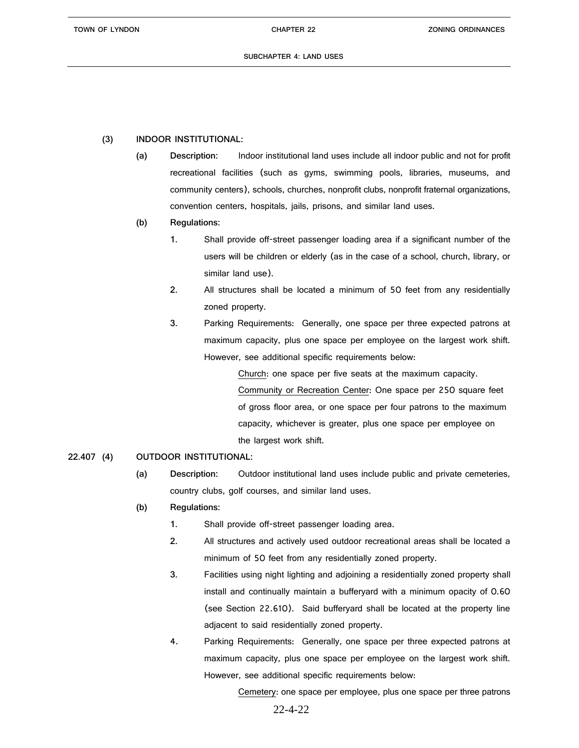(3) **INDOOR INSTITUTIONAL:**

(a) **Description:** Indoor institutional land uses include all indoor public and not for profit recreational facilities (such as gyms, swimming pools, libraries, museums, and community centers), schools, churches, nonprofit clubs, nonprofit fraternal organizations, convention centers, hospitals, jails, prisons, and similar land uses.

(b) **Regulations:**

1. Shall provide off-street passenger loading area if a significant number of the users will be children or elderly (as in the case of a school, church, library, or similar land use).

2. All structures shall be located a minimum of 50 feet from any residentially zoned property.

3. Parking Requirements: Generally, one space per three expected patrons at maximum capacity, plus one space per employee on the largest work shift. However, see additional specific requirements below:

   Church: one space per five seats at the maximum capacity.

   Community or Recreation Center: One space per 250 square feet of gross floor area, or one space per four patrons to the maximum capacity, whichever is greater, plus one space per employee on the largest work shift.

22.407 (4) **OUTDOOR INSTITUTIONAL:**

(a) **Description:** Outdoor institutional land uses include public and private cemeteries, country clubs, golf courses, and similar land uses.

(b) **Regulations:**

1. Shall provide off-street passenger loading area.

2. All structures and actively used outdoor recreational areas shall be located a minimum of 50 feet from any residentially zoned property.

3. Facilities using night lighting and adjoining a residentially zoned property shall install and continually maintain a bufferyard with a minimum opacity of 0.60 (see Section 22.610). Said bufferyard shall be located at the property line adjacent to said residentially zoned property.

4. Parking Requirements: Generally, one space per three expected patrons at maximum capacity, plus one space per employee on the largest work shift. However, see additional specific requirements below:

   Cemetery: one space per employee, plus one space per three patrons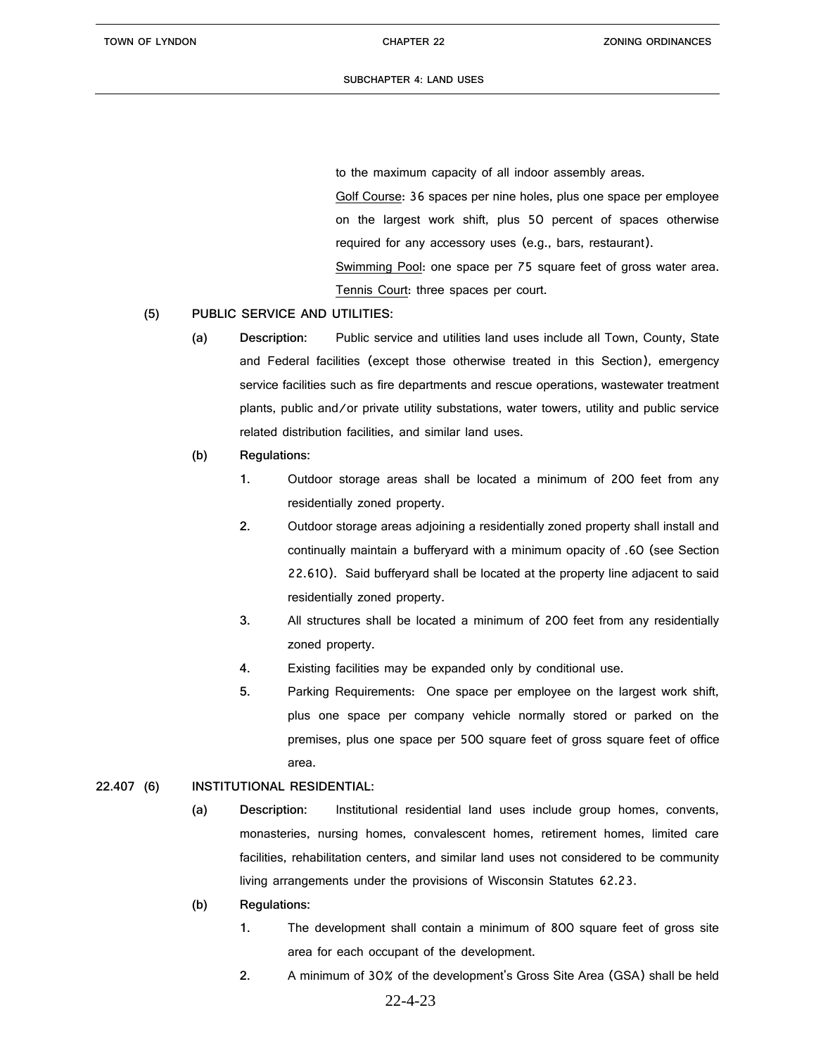to the maximum capacity of all indoor assembly areas.

Golf Course: 36 spaces per nine holes, plus one space per employee on the largest work shift, plus 50 percent of spaces otherwise required for any accessory uses (e.g., bars, restaurant).

Swimming Pool: one space per 75 square feet of gross water area.

Tennis Court: three spaces per court.

**(5) PUBLIC SERVICE AND UTILITIES:**

**(a) Description:** Public service and utilities land uses include all Town, County, State and Federal facilities (except those otherwise treated in this Section), emergency service facilities such as fire departments and rescue operations, wastewater treatment plants, public and/or private utility substations, water towers, utility and public service related distribution facilities, and similar land uses.

**(b) Regulations:**

1. Outdoor storage areas shall be located a minimum of 200 feet from any residentially zoned property.
2. Outdoor storage areas adjoining a residentially zoned property shall install and continually maintain a bufferyard with a minimum opacity of .60 (see Section 22.610). Said bufferyard shall be located at the property line adjacent to said residentially zoned property.
3. All structures shall be located a minimum of 200 feet from any residentially zoned property.
4. Existing facilities may be expanded only by conditional use.
5. Parking Requirements: One space per employee on the largest work shift, plus one space per company vehicle normally stored or parked on the premises, plus one space per 500 square feet of gross square feet of office area.

**22.407 (6) INSTITUTIONAL RESIDENTIAL:**

**(a) Description:** Institutional residential land uses include group homes, convents, monasteries, nursing homes, convalescent homes, retirement homes, limited care facilities, rehabilitation centers, and similar land uses not considered to be community living arrangements under the provisions of Wisconsin Statutes 62.23.

**(b) Regulations:**

1. The development shall contain a minimum of 800 square feet of gross site area for each occupant of the development.
2. A minimum of 30% of the development's Gross Site Area (GSA) shall be held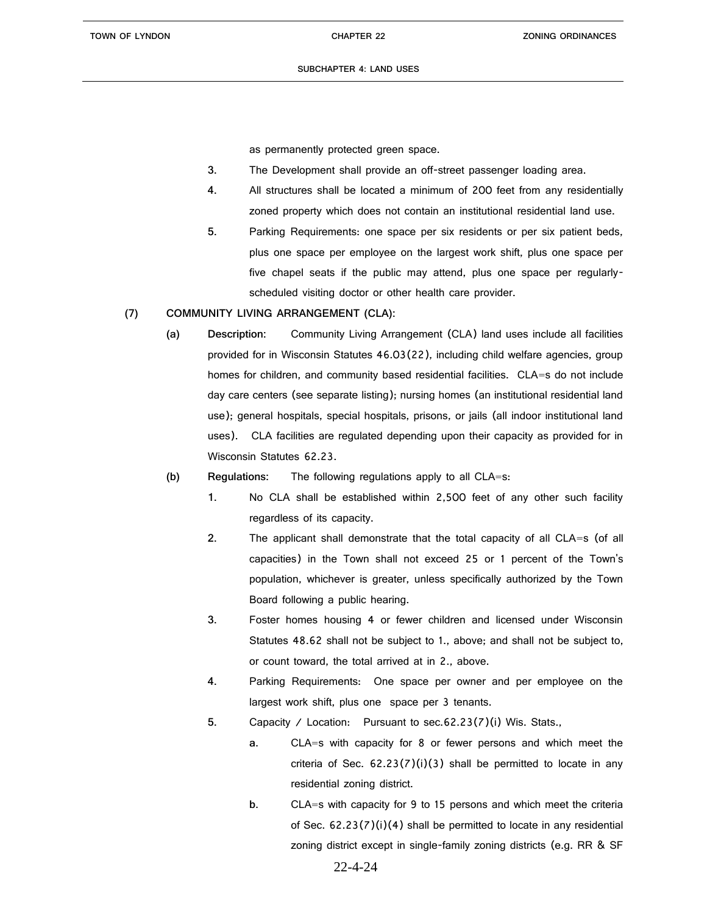as permanently protected green space.

3. The Development shall provide an off-street passenger loading area.

4. All structures shall be located a minimum of 200 feet from any residentially zoned property which does not contain an institutional residential land use.

5. Parking Requirements: one space per six residents or per six patient beds, plus one space per employee on the largest work shift, plus one space per five chapel seats if the public may attend, plus one space per regularly-scheduled visiting doctor or other health care provider.

**(7) COMMUNITY LIVING ARRANGEMENT (CLA):**

**(a) Description:** Community Living Arrangement (CLA) land uses include all facilities provided for in Wisconsin Statutes 46.03(22), including child welfare agencies, group homes for children, and community based residential facilities. CLA=s do not include day care centers (see separate listing); nursing homes (an institutional residential land use); general hospitals, special hospitals, prisons, or jails (all indoor institutional land uses). CLA facilities are regulated depending upon their capacity as provided for in Wisconsin Statutes 62.23.

**(b) Regulations:** The following regulations apply to all CLA=s:

1. No CLA shall be established within 2,500 feet of any other such facility regardless of its capacity.

2. The applicant shall demonstrate that the total capacity of all CLA=s (of all capacities) in the Town shall not exceed 25 or 1 percent of the Town's population, whichever is greater, unless specifically authorized by the Town Board following a public hearing.

3. Foster homes housing 4 or fewer children and licensed under Wisconsin Statutes 48.62 shall not be subject to 1., above; and shall not be subject to, or count toward, the total arrived at in 2., above.

4. Parking Requirements: One space per owner and per employee on the largest work shift, plus one space per 3 tenants.

5. Capacity / Location: Pursuant to sec.62.23(7)(i) Wis. Stats.,

   a. CLA=s with capacity for 8 or fewer persons and which meet the criteria of Sec. 62.23(7)(i)(3) shall be permitted to locate in any residential zoning district.

   b. CLA=s with capacity for 9 to 15 persons and which meet the criteria of Sec. 62.23(7)(i)(4) shall be permitted to locate in any residential zoning district except in single-family zoning districts (e.g. RR & SF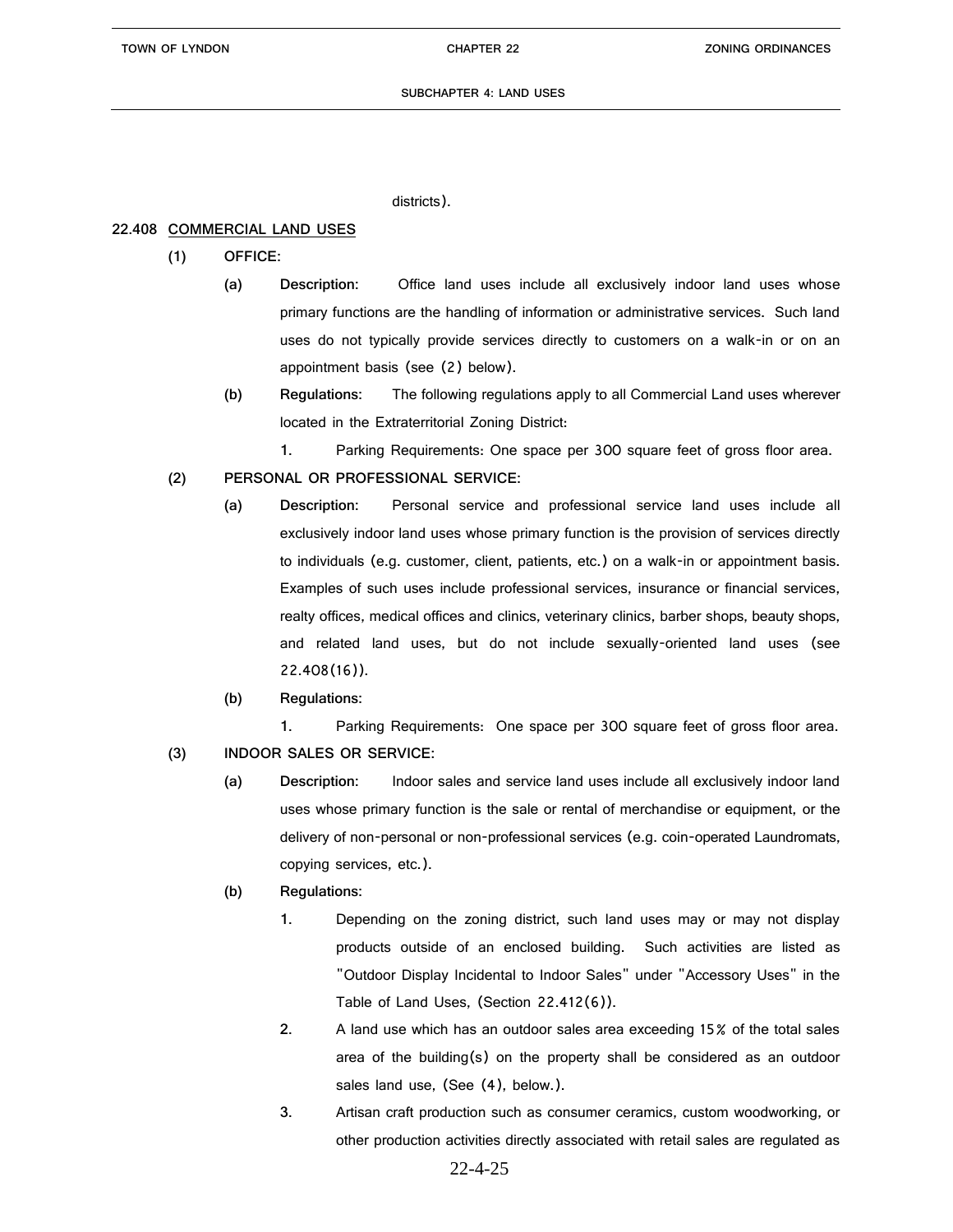districts).

**22.408 COMMERCIAL LAND USES**

**(1) OFFICE:**

**(a) Description:** Office land uses include all exclusively indoor land uses whose primary functions are the handling of information or administrative services. Such land uses do not typically provide services directly to customers on a walk-in or on an appointment basis (see (2) below).

**(b) Regulations:** The following regulations apply to all Commercial Land uses wherever located in the Extraterritorial Zoning District:

1. Parking Requirements: One space per 300 square feet of gross floor area.

**(2) PERSONAL OR PROFESSIONAL SERVICE:**

**(a) Description:** Personal service and professional service land uses include all exclusively indoor land uses whose primary function is the provision of services directly to individuals (e.g. customer, client, patients, etc.) on a walk-in or appointment basis. Examples of such uses include professional services, insurance or financial services, realty offices, medical offices and clinics, veterinary clinics, barber shops, beauty shops, and related land uses, but do not include sexually-oriented land uses (see 22.408(16)).

**(b) Regulations:**

1. Parking Requirements: One space per 300 square feet of gross floor area.

**(3) INDOOR SALES OR SERVICE:**

**(a) Description:** Indoor sales and service land uses include all exclusively indoor land uses whose primary function is the sale or rental of merchandise or equipment, or the delivery of non-personal or non-professional services (e.g. coin-operated Laundromats, copying services, etc.).

**(b) Regulations:**

1. Depending on the zoning district, such land uses may or may not display products outside of an enclosed building. Such activities are listed as "Outdoor Display Incidental to Indoor Sales" under "Accessory Uses" in the Table of Land Uses, (Section 22.412(6)).
2. A land use which has an outdoor sales area exceeding 15% of the total sales area of the building(s) on the property shall be considered as an outdoor sales land use, (See (4), below.).
3. Artisan craft production such as consumer ceramics, custom woodworking, or other production activities directly associated with retail sales are regulated as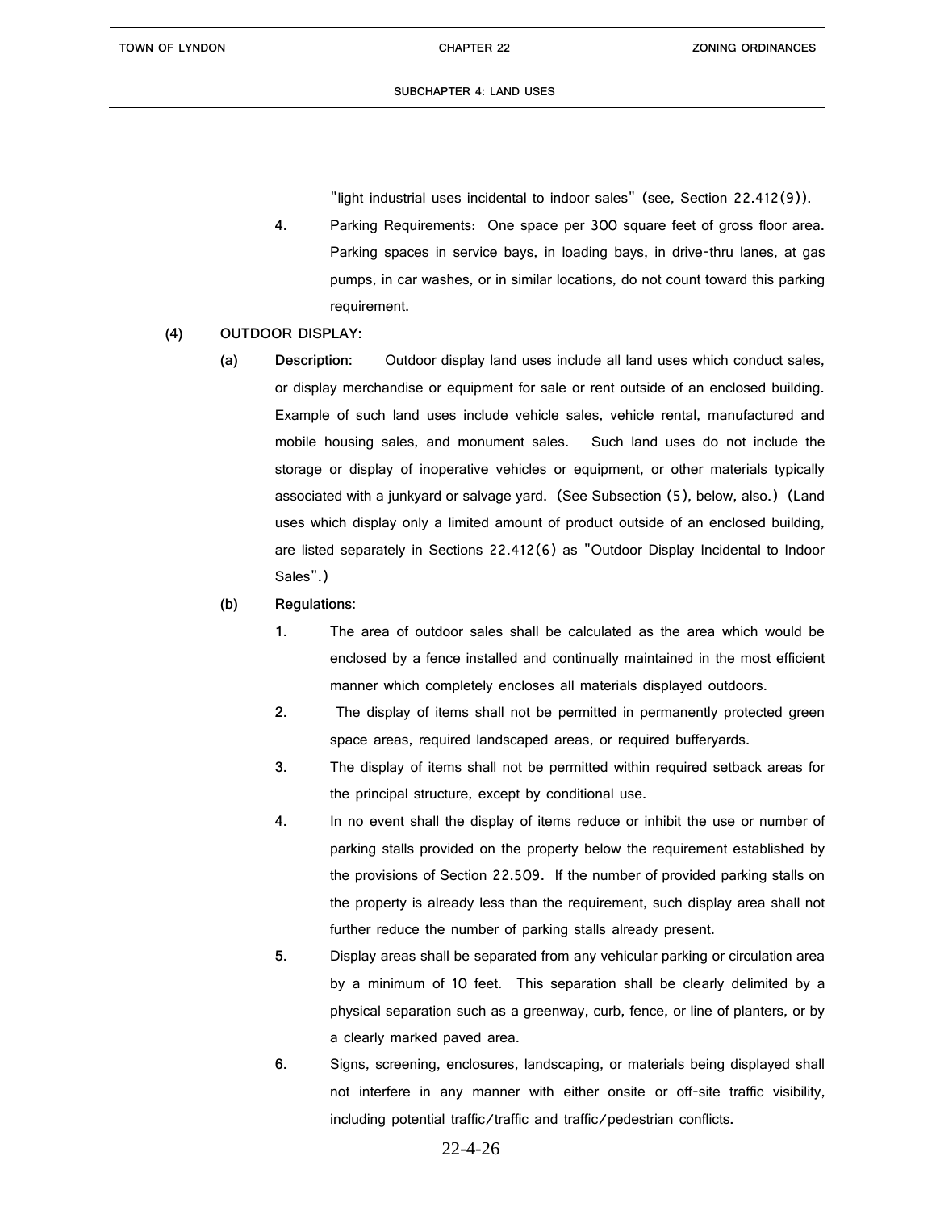"light industrial uses incidental to indoor sales" (see, Section 22.412(9)).

4. Parking Requirements: One space per 300 square feet of gross floor area. Parking spaces in service bays, in loading bays, in drive-thru lanes, at gas pumps, in car washes, or in similar locations, do not count toward this parking requirement.

(4) OUTDOOR DISPLAY:

(a) **Description:** Outdoor display land uses include all land uses which conduct sales, or display merchandise or equipment for sale or rent outside of an enclosed building. Example of such land uses include vehicle sales, vehicle rental, manufactured and mobile housing sales, and monument sales. Such land uses do not include the storage or display of inoperative vehicles or equipment, or other materials typically associated with a junkyard or salvage yard. (See Subsection (5), below, also.) (Land uses which display only a limited amount of product outside of an enclosed building, are listed separately in Sections 22.412(6) as "Outdoor Display Incidental to Indoor Sales".)

(b) **Regulations:**

1. The area of outdoor sales shall be calculated as the area which would be enclosed by a fence installed and continually maintained in the most efficient manner which completely encloses all materials displayed outdoors.

2. The display of items shall not be permitted in permanently protected green space areas, required landscaped areas, or required bufferyards.

3. The display of items shall not be permitted within required setback areas for the principal structure, except by conditional use.

4. In no event shall the display of items reduce or inhibit the use or number of parking stalls provided on the property below the requirement established by the provisions of Section 22.509. If the number of provided parking stalls on the property is already less than the requirement, such display area shall not further reduce the number of parking stalls already present.

5. Display areas shall be separated from any vehicular parking or circulation area by a minimum of 10 feet. This separation shall be clearly delimited by a physical separation such as a greenway, curb, fence, or line of planters, or by a clearly marked paved area.

6. Signs, screening, enclosures, landscaping, or materials being displayed shall not interfere in any manner with either onsite or off-site traffic visibility, including potential traffic/traffic and traffic/pedestrian conflicts.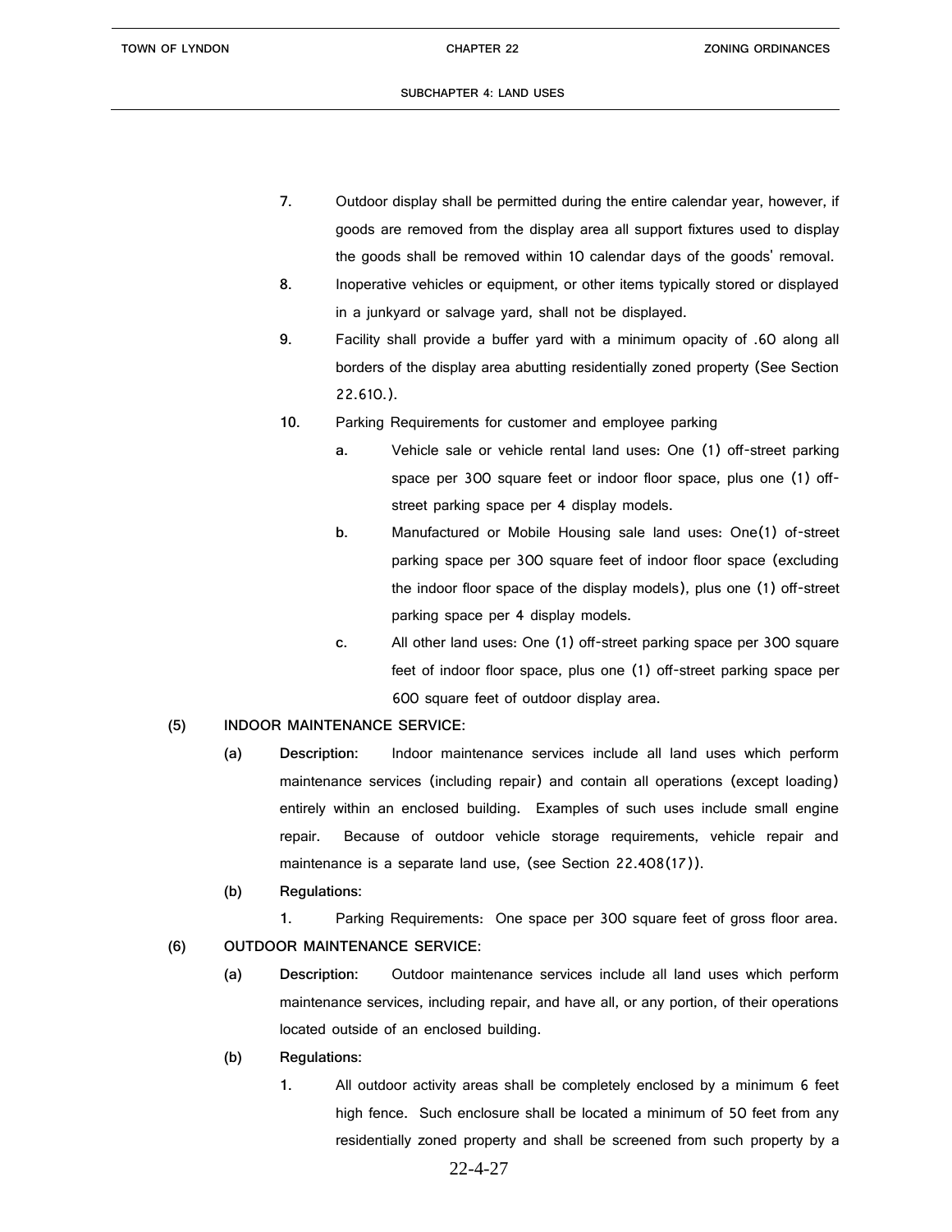7. Outdoor display shall be permitted during the entire calendar year, however, if goods are removed from the display area all support fixtures used to display the goods shall be removed within 10 calendar days of the goods' removal.

8. Inoperative vehicles or equipment, or other items typically stored or displayed in a junkyard or salvage yard, shall not be displayed.

9. Facility shall provide a buffer yard with a minimum opacity of .60 along all borders of the display area abutting residentially zoned property (See Section 22.610.).

10. Parking Requirements for customer and employee parking

    a. Vehicle sale or vehicle rental land uses: One (1) off-street parking space per 300 square feet or indoor floor space, plus one (1) off-street parking space per 4 display models.

    b. Manufactured or Mobile Housing sale land uses: One(1) of-street parking space per 300 square feet of indoor floor space (excluding the indoor floor space of the display models), plus one (1) off-street parking space per 4 display models.

    c. All other land uses: One (1) off-street parking space per 300 square feet of indoor floor space, plus one (1) off-street parking space per 600 square feet of outdoor display area.

**(5) INDOOR MAINTENANCE SERVICE:**

**(a) Description:** Indoor maintenance services include all land uses which perform maintenance services (including repair) and contain all operations (except loading) entirely within an enclosed building. Examples of such uses include small engine repair. Because of outdoor vehicle storage requirements, vehicle repair and maintenance is a separate land use, (see Section 22.408(17)).

**(b) Regulations:**

1. Parking Requirements: One space per 300 square feet of gross floor area.

**(6) OUTDOOR MAINTENANCE SERVICE:**

**(a) Description:** Outdoor maintenance services include all land uses which perform maintenance services, including repair, and have all, or any portion, of their operations located outside of an enclosed building.

**(b) Regulations:**

1. All outdoor activity areas shall be completely enclosed by a minimum 6 feet high fence. Such enclosure shall be located a minimum of 50 feet from any residentially zoned property and shall be screened from such property by a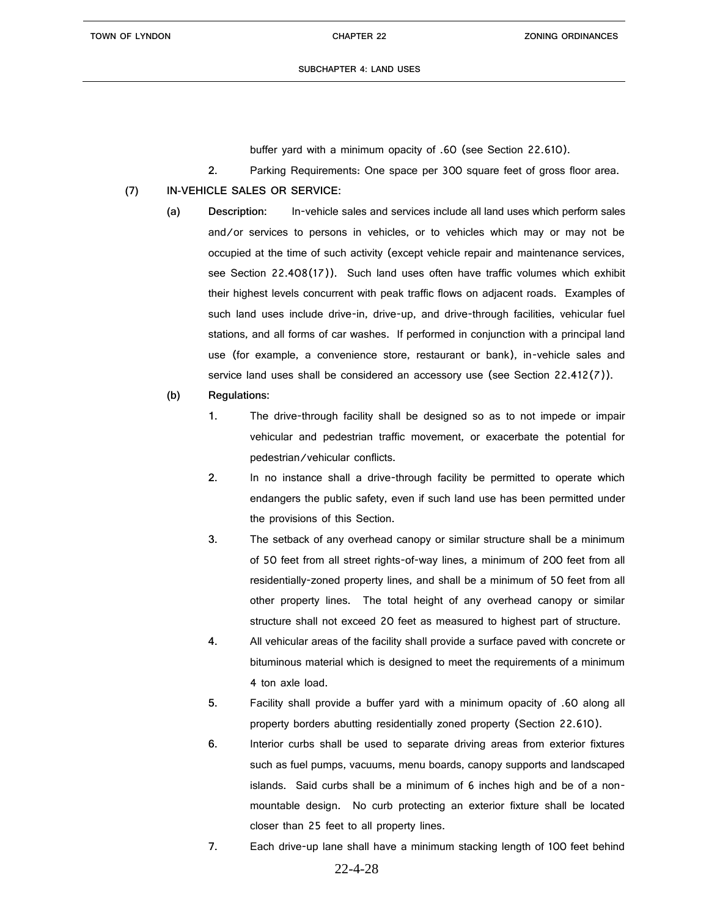buffer yard with a minimum opacity of .60 (see Section 22.610).

2. Parking Requirements: One space per 300 square feet of gross floor area.

**(7) IN-VEHICLE SALES OR SERVICE:**

**(a) Description:** In-vehicle sales and services include all land uses which perform sales and/or services to persons in vehicles, or to vehicles which may or may not be occupied at the time of such activity (except vehicle repair and maintenance services, see Section 22.408(17)). Such land uses often have traffic volumes which exhibit their highest levels concurrent with peak traffic flows on adjacent roads. Examples of such land uses include drive-in, drive-up, and drive-through facilities, vehicular fuel stations, and all forms of car washes. If performed in conjunction with a principal land use (for example, a convenience store, restaurant or bank), in-vehicle sales and service land uses shall be considered an accessory use (see Section 22.412(7)).

**(b) Regulations:**

1. The drive-through facility shall be designed so as to not impede or impair vehicular and pedestrian traffic movement, or exacerbate the potential for pedestrian/vehicular conflicts.
2. In no instance shall a drive-through facility be permitted to operate which endangers the public safety, even if such land use has been permitted under the provisions of this Section.
3. The setback of any overhead canopy or similar structure shall be a minimum of 50 feet from all street rights-of-way lines, a minimum of 200 feet from all residentially-zoned property lines, and shall be a minimum of 50 feet from all other property lines. The total height of any overhead canopy or similar structure shall not exceed 20 feet as measured to highest part of structure.
4. All vehicular areas of the facility shall provide a surface paved with concrete or bituminous material which is designed to meet the requirements of a minimum 4 ton axle load.
5. Facility shall provide a buffer yard with a minimum opacity of .60 along all property borders abutting residentially zoned property (Section 22.610).
6. Interior curbs shall be used to separate driving areas from exterior fixtures such as fuel pumps, vacuums, menu boards, canopy supports and landscaped islands. Said curbs shall be a minimum of 6 inches high and be of a non-mountable design. No curb protecting an exterior fixture shall be located closer than 25 feet to all property lines.
7. Each drive-up lane shall have a minimum stacking length of 100 feet behind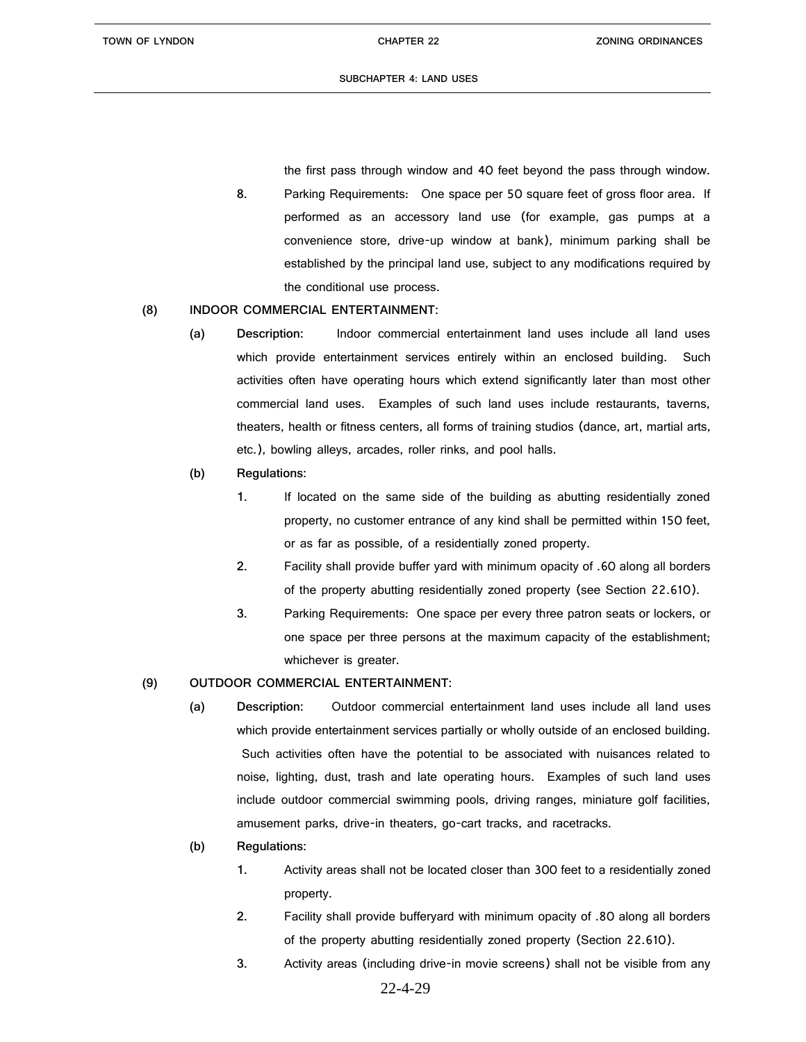the first pass through window and 40 feet beyond the pass through window.

8. Parking Requirements: One space per 50 square feet of gross floor area. If performed as an accessory land use (for example, gas pumps at a convenience store, drive-up window at bank), minimum parking shall be established by the principal land use, subject to any modifications required by the conditional use process.

**(8) INDOOR COMMERCIAL ENTERTAINMENT:**

**(a) Description:** Indoor commercial entertainment land uses include all land uses which provide entertainment services entirely within an enclosed building. Such activities often have operating hours which extend significantly later than most other commercial land uses. Examples of such land uses include restaurants, taverns, theaters, health or fitness centers, all forms of training studios (dance, art, martial arts, etc.), bowling alleys, arcades, roller rinks, and pool halls.

**(b) Regulations:**

1. If located on the same side of the building as abutting residentially zoned property, no customer entrance of any kind shall be permitted within 150 feet, or as far as possible, of a residentially zoned property.
2. Facility shall provide buffer yard with minimum opacity of .60 along all borders of the property abutting residentially zoned property (see Section 22.610).
3. Parking Requirements: One space per every three patron seats or lockers, or one space per three persons at the maximum capacity of the establishment; whichever is greater.

**(9) OUTDOOR COMMERCIAL ENTERTAINMENT:**

**(a) Description:** Outdoor commercial entertainment land uses include all land uses which provide entertainment services partially or wholly outside of an enclosed building. Such activities often have the potential to be associated with nuisances related to noise, lighting, dust, trash and late operating hours. Examples of such land uses include outdoor commercial swimming pools, driving ranges, miniature golf facilities, amusement parks, drive-in theaters, go-cart tracks, and racetracks.

**(b) Regulations:**

1. Activity areas shall not be located closer than 300 feet to a residentially zoned property.
2. Facility shall provide bufferyard with minimum opacity of .80 along all borders of the property abutting residentially zoned property (Section 22.610).
3. Activity areas (including drive-in movie screens) shall not be visible from any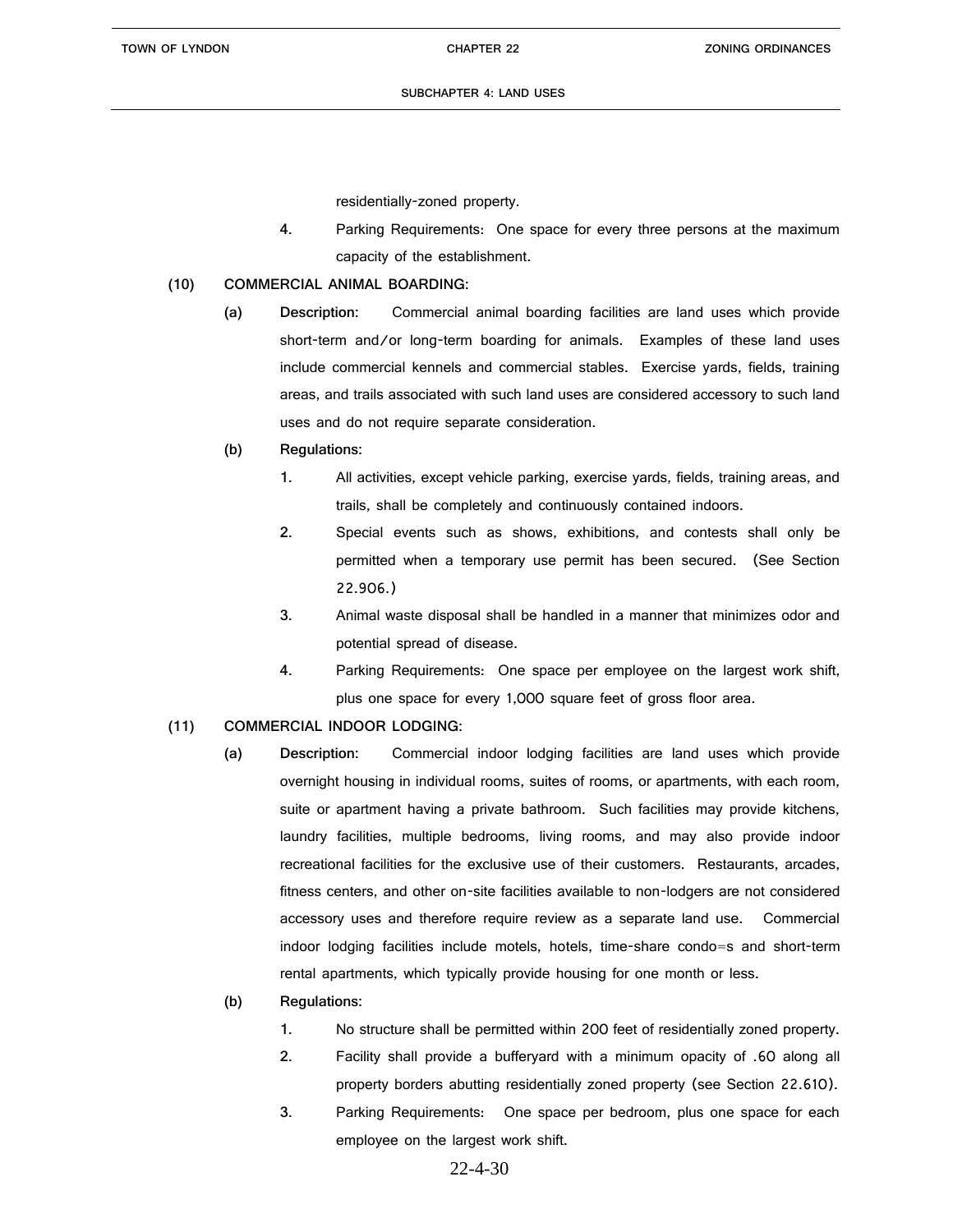residentially-zoned property.

4. Parking Requirements: One space for every three persons at the maximum capacity of the establishment.

**(10) COMMERCIAL ANIMAL BOARDING:**

**(a) Description:** Commercial animal boarding facilities are land uses which provide short-term and/or long-term boarding for animals. Examples of these land uses include commercial kennels and commercial stables. Exercise yards, fields, training areas, and trails associated with such land uses are considered accessory to such land uses and do not require separate consideration.

**(b) Regulations:**

1. All activities, except vehicle parking, exercise yards, fields, training areas, and trails, shall be completely and continuously contained indoors.
2. Special events such as shows, exhibitions, and contests shall only be permitted when a temporary use permit has been secured. (See Section 22.906.)
3. Animal waste disposal shall be handled in a manner that minimizes odor and potential spread of disease.
4. Parking Requirements: One space per employee on the largest work shift, plus one space for every 1,000 square feet of gross floor area.

**(11) COMMERCIAL INDOOR LODGING:**

**(a) Description:** Commercial indoor lodging facilities are land uses which provide overnight housing in individual rooms, suites of rooms, or apartments, with each room, suite or apartment having a private bathroom. Such facilities may provide kitchens, laundry facilities, multiple bedrooms, living rooms, and may also provide indoor recreational facilities for the exclusive use of their customers. Restaurants, arcades, fitness centers, and other on-site facilities available to non-lodgers are not considered accessory uses and therefore require review as a separate land use. Commercial indoor lodging facilities include motels, hotels, time-share condo=s and short-term rental apartments, which typically provide housing for one month or less.

**(b) Regulations:**

1. No structure shall be permitted within 200 feet of residentially zoned property.
2. Facility shall provide a bufferyard with a minimum opacity of .60 along all property borders abutting residentially zoned property (see Section 22.610).
3. Parking Requirements: One space per bedroom, plus one space for each employee on the largest work shift.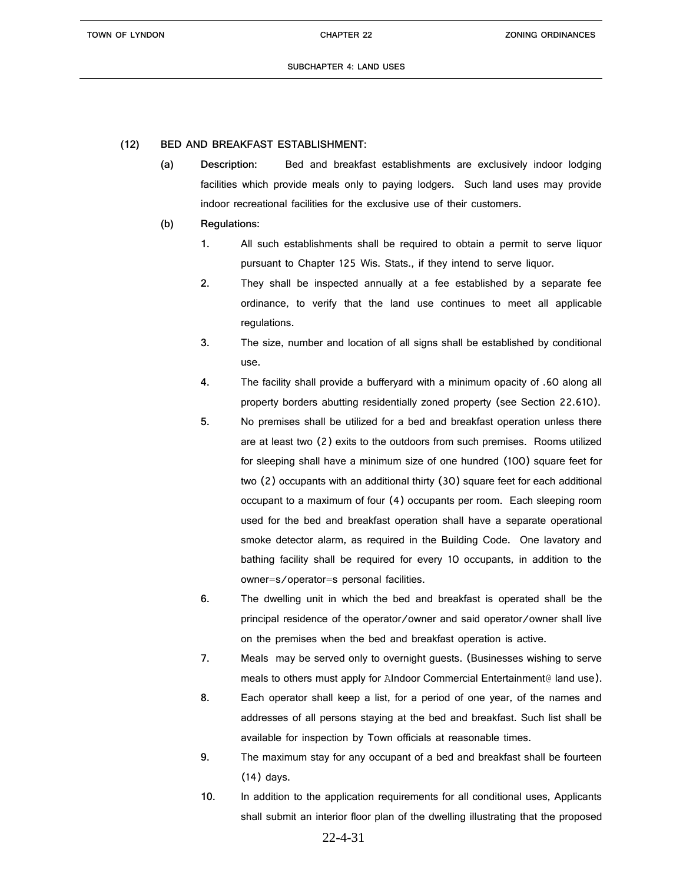(12) **BED AND BREAKFAST ESTABLISHMENT:**

(a) **Description:** Bed and breakfast establishments are exclusively indoor lodging facilities which provide meals only to paying lodgers. Such land uses may provide indoor recreational facilities for the exclusive use of their customers.

(b) **Regulations:**

1. All such establishments shall be required to obtain a permit to serve liquor pursuant to Chapter 125 Wis. Stats., if they intend to serve liquor.

2. They shall be inspected annually at a fee established by a separate fee ordinance, to verify that the land use continues to meet all applicable regulations.

3. The size, number and location of all signs shall be established by conditional use.

4. The facility shall provide a bufferyard with a minimum opacity of .60 along all property borders abutting residentially zoned property (see Section 22.610).

5. No premises shall be utilized for a bed and breakfast operation unless there are at least two (2) exits to the outdoors from such premises. Rooms utilized for sleeping shall have a minimum size of one hundred (100) square feet for two (2) occupants with an additional thirty (30) square feet for each additional occupant to a maximum of four (4) occupants per room. Each sleeping room used for the bed and breakfast operation shall have a separate operational smoke detector alarm, as required in the Building Code. One lavatory and bathing facility shall be required for every 10 occupants, in addition to the owner=s/operator=s personal facilities.

6. The dwelling unit in which the bed and breakfast is operated shall be the principal residence of the operator/owner and said operator/owner shall live on the premises when the bed and breakfast operation is active.

7. Meals may be served only to overnight guests. (Businesses wishing to serve meals to others must apply for AIndoor Commercial Entertainment@ land use).

8. Each operator shall keep a list, for a period of one year, of the names and addresses of all persons staying at the bed and breakfast. Such list shall be available for inspection by Town officials at reasonable times.

9. The maximum stay for any occupant of a bed and breakfast shall be fourteen (14) days.

10. In addition to the application requirements for all conditional uses, Applicants shall submit an interior floor plan of the dwelling illustrating that the proposed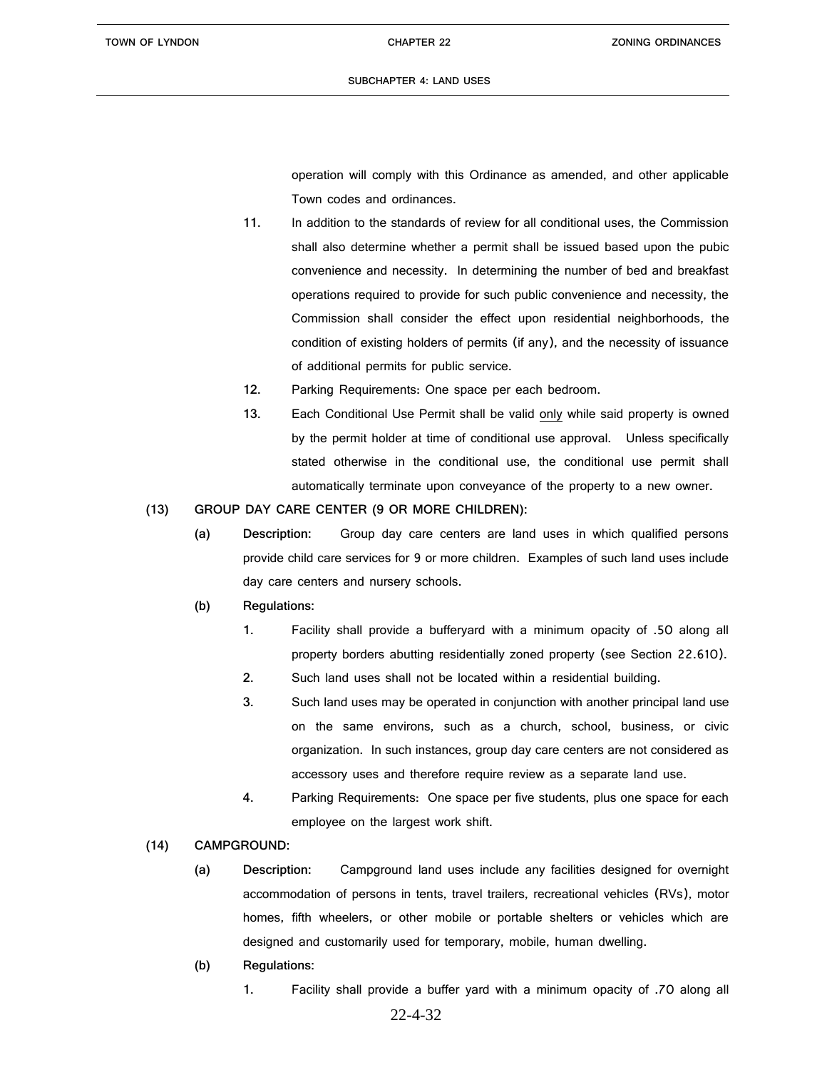operation will comply with this Ordinance as amended, and other applicable Town codes and ordinances.

11. In addition to the standards of review for all conditional uses, the Commission shall also determine whether a permit shall be issued based upon the pubic convenience and necessity. In determining the number of bed and breakfast operations required to provide for such public convenience and necessity, the Commission shall consider the effect upon residential neighborhoods, the condition of existing holders of permits (if any), and the necessity of issuance of additional permits for public service.
12. Parking Requirements: One space per each bedroom.
13. Each Conditional Use Permit shall be valid only while said property is owned by the permit holder at time of conditional use approval. Unless specifically stated otherwise in the conditional use, the conditional use permit shall automatically terminate upon conveyance of the property to a new owner.

**(13) GROUP DAY CARE CENTER (9 OR MORE CHILDREN):**

**(a) Description:** Group day care centers are land uses in which qualified persons provide child care services for 9 or more children. Examples of such land uses include day care centers and nursery schools.

**(b) Regulations:**

1. Facility shall provide a bufferyard with a minimum opacity of .50 along all property borders abutting residentially zoned property (see Section 22.610).
2. Such land uses shall not be located within a residential building.
3. Such land uses may be operated in conjunction with another principal land use on the same environs, such as a church, school, business, or civic organization. In such instances, group day care centers are not considered as accessory uses and therefore require review as a separate land use.
4. Parking Requirements: One space per five students, plus one space for each employee on the largest work shift.

**(14) CAMPGROUND:**

**(a) Description:** Campground land uses include any facilities designed for overnight accommodation of persons in tents, travel trailers, recreational vehicles (RVs), motor homes, fifth wheelers, or other mobile or portable shelters or vehicles which are designed and customarily used for temporary, mobile, human dwelling.

**(b) Regulations:**

1. Facility shall provide a buffer yard with a minimum opacity of .70 along all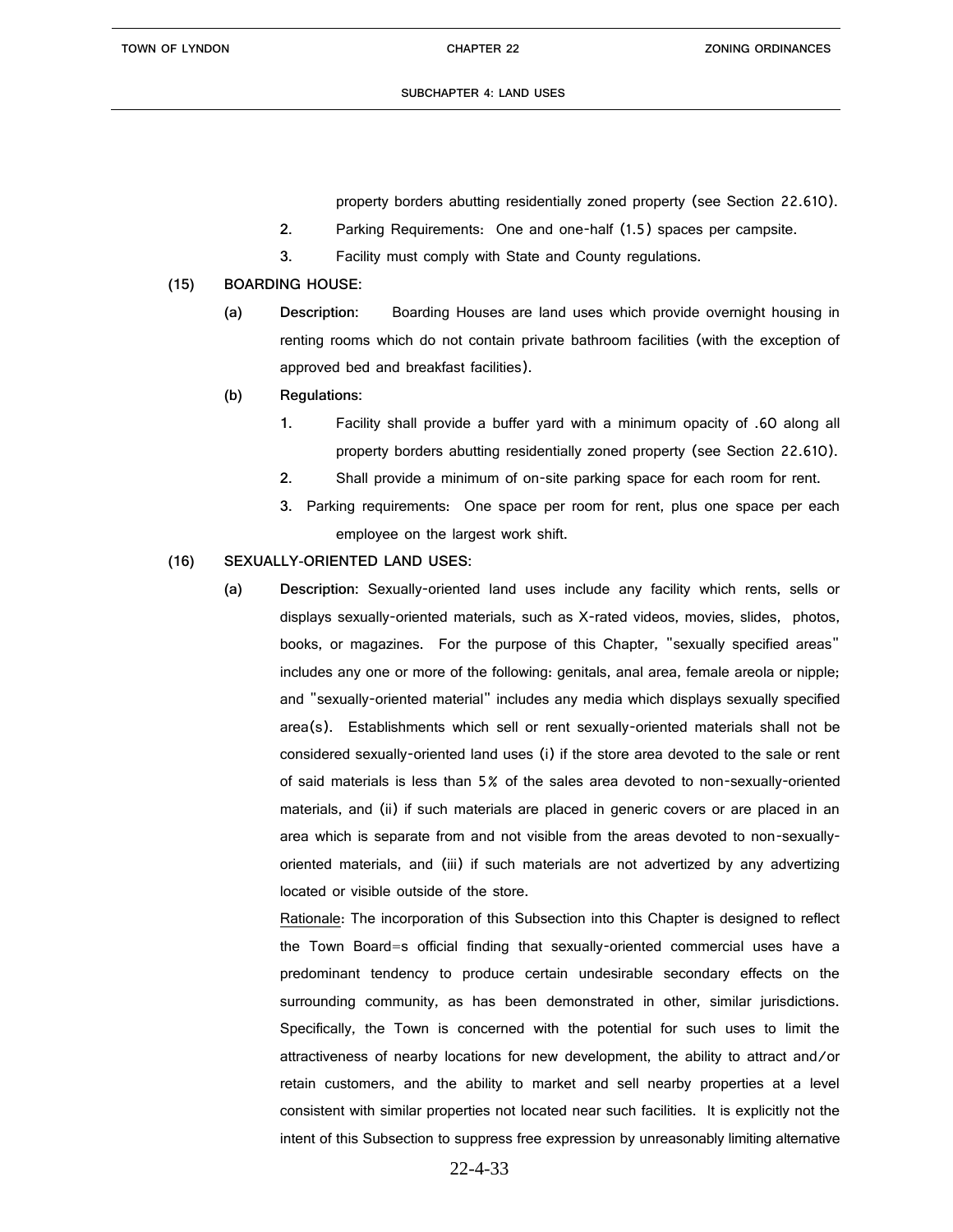property borders abutting residentially zoned property (see Section 22.610).

2. Parking Requirements: One and one-half (1.5) spaces per campsite.

3. Facility must comply with State and County regulations.

**(15) BOARDING HOUSE:**

**(a) Description:** Boarding Houses are land uses which provide overnight housing in renting rooms which do not contain private bathroom facilities (with the exception of approved bed and breakfast facilities).

**(b) Regulations:**

1. Facility shall provide a buffer yard with a minimum opacity of .60 along all property borders abutting residentially zoned property (see Section 22.610).
2. Shall provide a minimum of on-site parking space for each room for rent.
3. Parking requirements: One space per room for rent, plus one space per each employee on the largest work shift.

**(16) SEXUALLY-ORIENTED LAND USES:**

**(a) Description:** Sexually-oriented land uses include any facility which rents, sells or displays sexually-oriented materials, such as X-rated videos, movies, slides, photos, books, or magazines. For the purpose of this Chapter, "sexually specified areas" includes any one or more of the following: genitals, anal area, female areola or nipple; and "sexually-oriented material" includes any media which displays sexually specified area(s). Establishments which sell or rent sexually-oriented materials shall not be considered sexually-oriented land uses (i) if the store area devoted to the sale or rent of said materials is less than 5% of the sales area devoted to non-sexually-oriented materials, and (ii) if such materials are placed in generic covers or are placed in an area which is separate from and not visible from the areas devoted to non-sexually-oriented materials, and (iii) if such materials are not advertized by any advertizing located or visible outside of the store.

Rationale: The incorporation of this Subsection into this Chapter is designed to reflect the Town Board=s official finding that sexually-oriented commercial uses have a predominant tendency to produce certain undesirable secondary effects on the surrounding community, as has been demonstrated in other, similar jurisdictions. Specifically, the Town is concerned with the potential for such uses to limit the attractiveness of nearby locations for new development, the ability to attract and/or retain customers, and the ability to market and sell nearby properties at a level consistent with similar properties not located near such facilities. It is explicitly not the intent of this Subsection to suppress free expression by unreasonably limiting alternative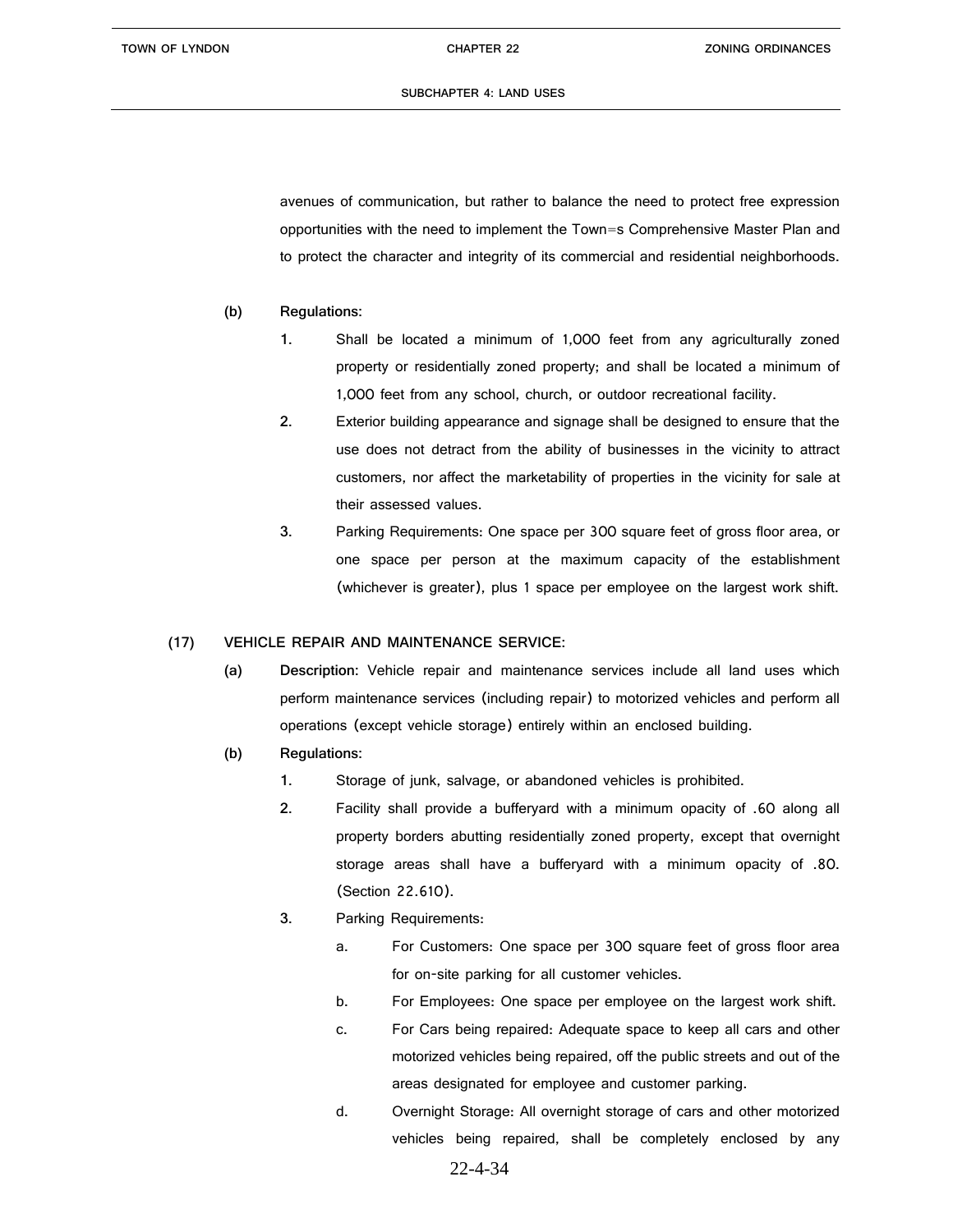avenues of communication, but rather to balance the need to protect free expression opportunities with the need to implement the Town=s Comprehensive Master Plan and to protect the character and integrity of its commercial and residential neighborhoods.

**(b) Regulations:**

1. Shall be located a minimum of 1,000 feet from any agriculturally zoned property or residentially zoned property; and shall be located a minimum of 1,000 feet from any school, church, or outdoor recreational facility.
2. Exterior building appearance and signage shall be designed to ensure that the use does not detract from the ability of businesses in the vicinity to attract customers, nor affect the marketability of properties in the vicinity for sale at their assessed values.
3. Parking Requirements: One space per 300 square feet of gross floor area, or one space per person at the maximum capacity of the establishment (whichever is greater), plus 1 space per employee on the largest work shift.

**(17) VEHICLE REPAIR AND MAINTENANCE SERVICE:**

**(a) Description:** Vehicle repair and maintenance services include all land uses which perform maintenance services (including repair) to motorized vehicles and perform all operations (except vehicle storage) entirely within an enclosed building.

**(b) Regulations:**

1. Storage of junk, salvage, or abandoned vehicles is prohibited.
2. Facility shall provide a bufferyard with a minimum opacity of .60 along all property borders abutting residentially zoned property, except that overnight storage areas shall have a bufferyard with a minimum opacity of .80. (Section 22.610).
3. Parking Requirements:
   a. For Customers: One space per 300 square feet of gross floor area for on-site parking for all customer vehicles.
   b. For Employees: One space per employee on the largest work shift.
   c. For Cars being repaired: Adequate space to keep all cars and other motorized vehicles being repaired, off the public streets and out of the areas designated for employee and customer parking.
   d. Overnight Storage: All overnight storage of cars and other motorized vehicles being repaired, shall be completely enclosed by any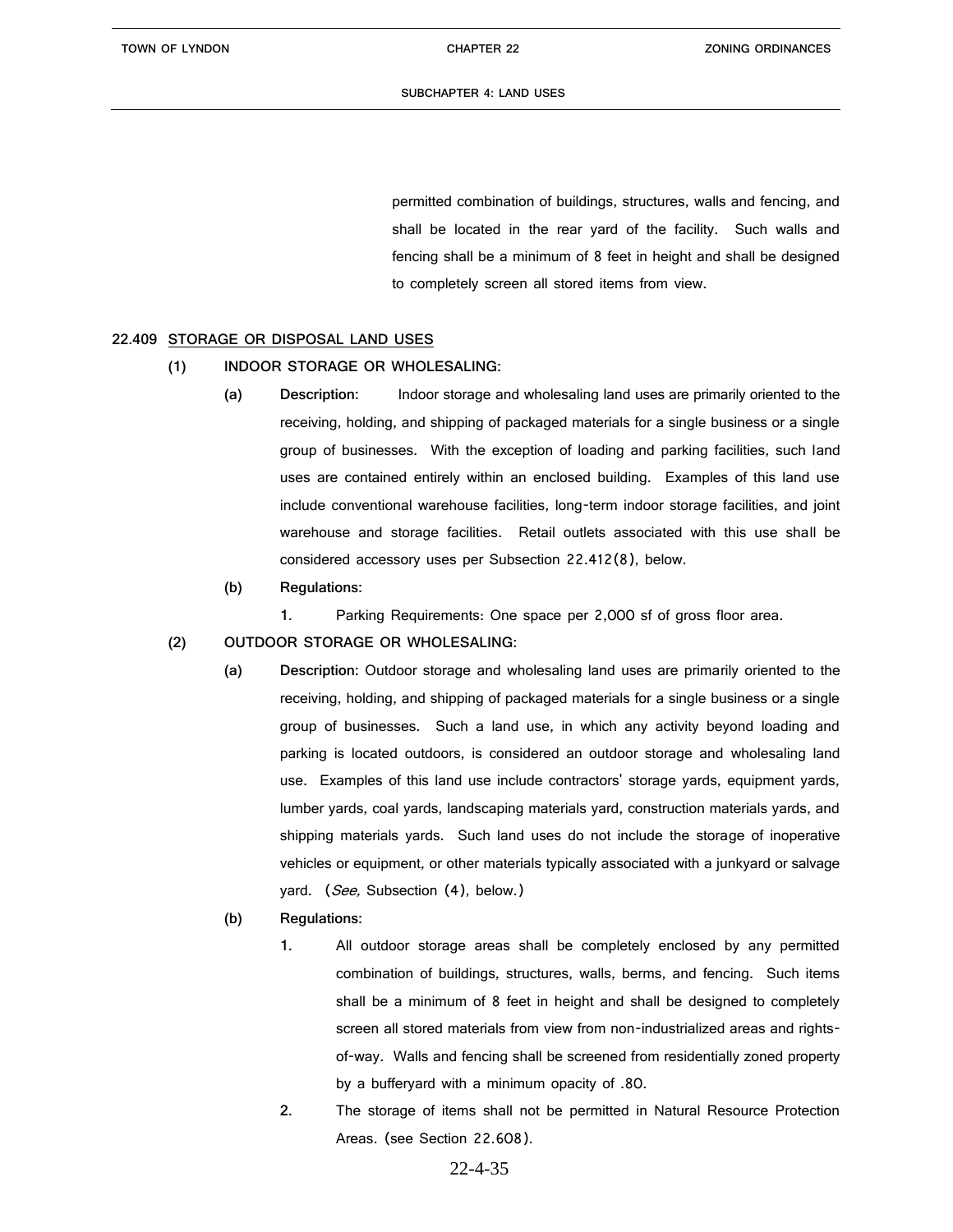permitted combination of buildings, structures, walls and fencing, and shall be located in the rear yard of the facility. Such walls and fencing shall be a minimum of 8 feet in height and shall be designed to completely screen all stored items from view.

## 22.409 STORAGE OR DISPOSAL LAND USES

(1) INDOOR STORAGE OR WHOLESALING:

(a) **Description:** Indoor storage and wholesaling land uses are primarily oriented to the receiving, holding, and shipping of packaged materials for a single business or a single group of businesses. With the exception of loading and parking facilities, such land uses are contained entirely within an enclosed building. Examples of this land use include conventional warehouse facilities, long-term indoor storage facilities, and joint warehouse and storage facilities. Retail outlets associated with this use shall be considered accessory uses per Subsection 22.412(8), below.

(b) **Regulations:**

1. Parking Requirements: One space per 2,000 sf of gross floor area.

(2) OUTDOOR STORAGE OR WHOLESALING:

(a) **Description:** Outdoor storage and wholesaling land uses are primarily oriented to the receiving, holding, and shipping of packaged materials for a single business or a single group of businesses. Such a land use, in which any activity beyond loading and parking is located outdoors, is considered an outdoor storage and wholesaling land use. Examples of this land use include contractors' storage yards, equipment yards, lumber yards, coal yards, landscaping materials yard, construction materials yards, and shipping materials yards. Such land uses do not include the storage of inoperative vehicles or equipment, or other materials typically associated with a junkyard or salvage yard. (*See,* Subsection (4), below.)

(b) **Regulations:**

1. All outdoor storage areas shall be completely enclosed by any permitted combination of buildings, structures, walls, berms, and fencing. Such items shall be a minimum of 8 feet in height and shall be designed to completely screen all stored materials from view from non-industrialized areas and rights-of-way. Walls and fencing shall be screened from residentially zoned property by a bufferyard with a minimum opacity of .80.

2. The storage of items shall not be permitted in Natural Resource Protection Areas. (see Section 22.608).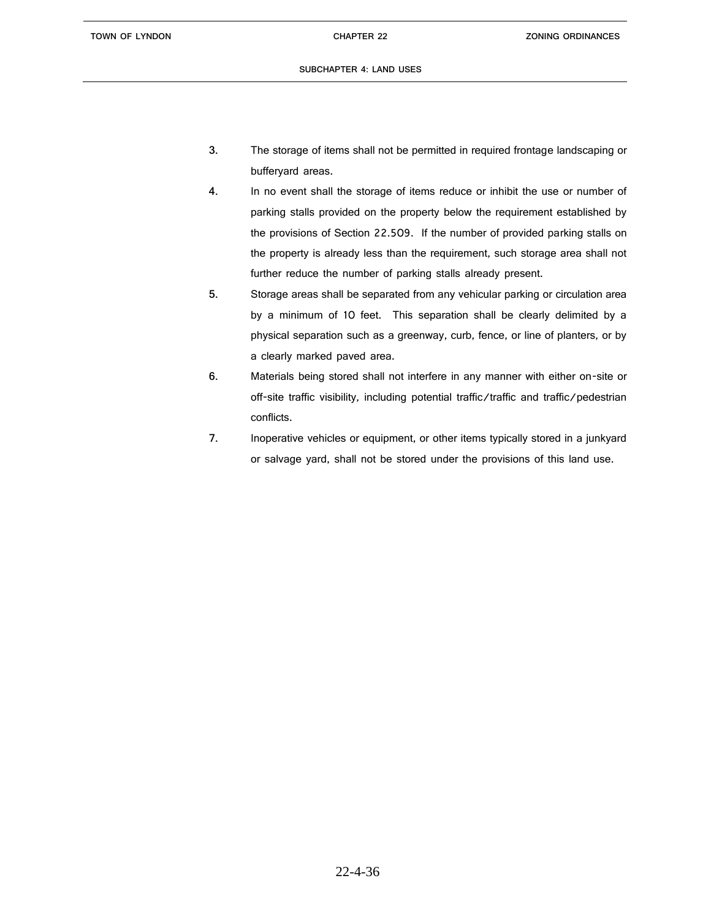3. The storage of items shall not be permitted in required frontage landscaping or bufferyard areas.

4. In no event shall the storage of items reduce or inhibit the use or number of parking stalls provided on the property below the requirement established by the provisions of Section 22.509. If the number of provided parking stalls on the property is already less than the requirement, such storage area shall not further reduce the number of parking stalls already present.

5. Storage areas shall be separated from any vehicular parking or circulation area by a minimum of 10 feet. This separation shall be clearly delimited by a physical separation such as a greenway, curb, fence, or line of planters, or by a clearly marked paved area.

6. Materials being stored shall not interfere in any manner with either on-site or off-site traffic visibility, including potential traffic/traffic and traffic/pedestrian conflicts.

7. Inoperative vehicles or equipment, or other items typically stored in a junkyard or salvage yard, shall not be stored under the provisions of this land use.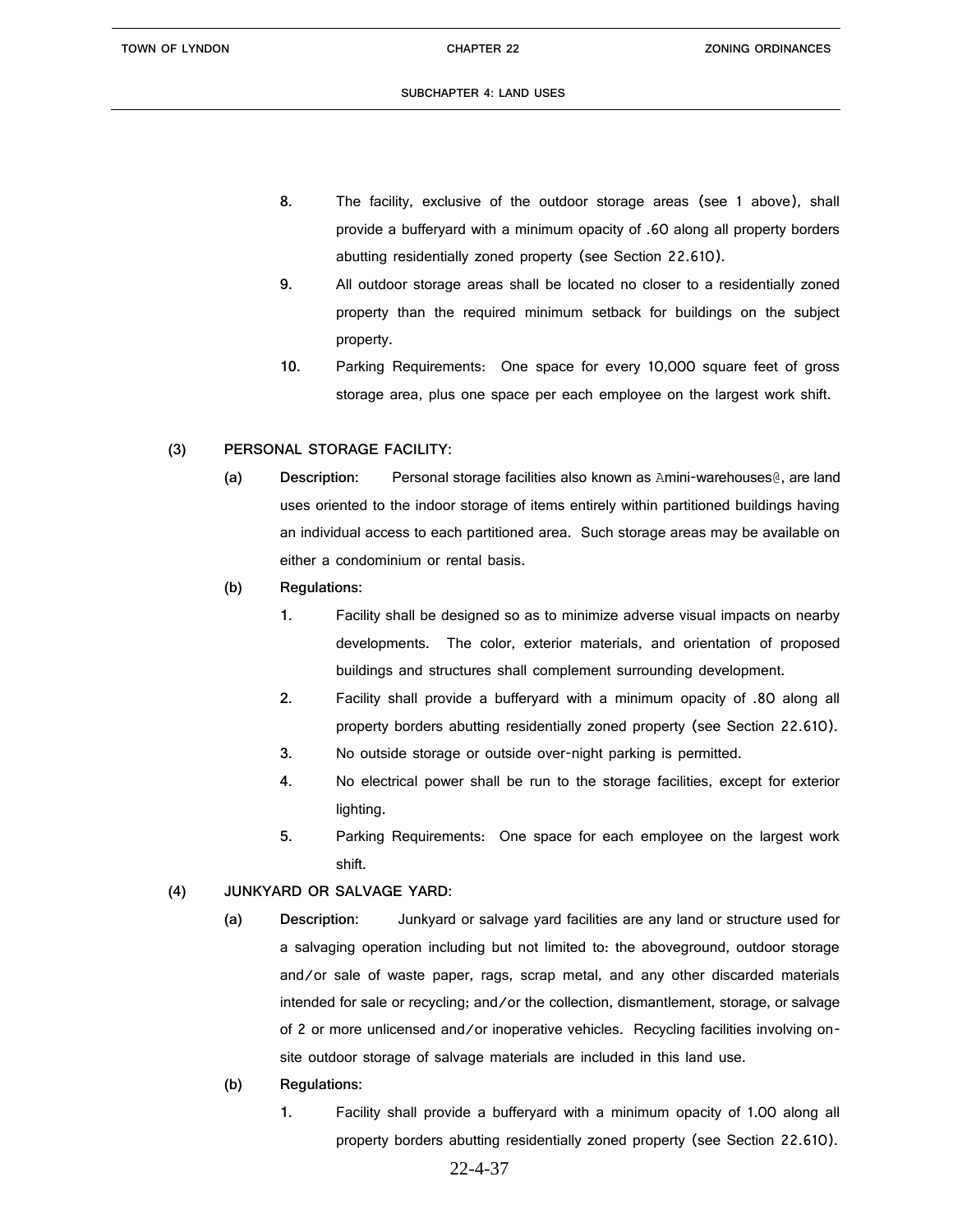8. The facility, exclusive of the outdoor storage areas (see 1 above), shall provide a bufferyard with a minimum opacity of .60 along all property borders abutting residentially zoned property (see Section 22.610).

9. All outdoor storage areas shall be located no closer to a residentially zoned property than the required minimum setback for buildings on the subject property.

10. Parking Requirements: One space for every 10,000 square feet of gross storage area, plus one space per each employee on the largest work shift.

**(3) PERSONAL STORAGE FACILITY:**

**(a) Description:** Personal storage facilities also known as Amini-warehouses@, are land uses oriented to the indoor storage of items entirely within partitioned buildings having an individual access to each partitioned area. Such storage areas may be available on either a condominium or rental basis.

**(b) Regulations:**

1. Facility shall be designed so as to minimize adverse visual impacts on nearby developments. The color, exterior materials, and orientation of proposed buildings and structures shall complement surrounding development.

2. Facility shall provide a bufferyard with a minimum opacity of .80 along all property borders abutting residentially zoned property (see Section 22.610).

3. No outside storage or outside over-night parking is permitted.

4. No electrical power shall be run to the storage facilities, except for exterior lighting.

5. Parking Requirements: One space for each employee on the largest work shift.

**(4) JUNKYARD OR SALVAGE YARD:**

**(a) Description:** Junkyard or salvage yard facilities are any land or structure used for a salvaging operation including but not limited to: the aboveground, outdoor storage and/or sale of waste paper, rags, scrap metal, and any other discarded materials intended for sale or recycling; and/or the collection, dismantlement, storage, or salvage of 2 or more unlicensed and/or inoperative vehicles. Recycling facilities involving on-site outdoor storage of salvage materials are included in this land use.

**(b) Regulations:**

1. Facility shall provide a bufferyard with a minimum opacity of 1.00 along all property borders abutting residentially zoned property (see Section 22.610).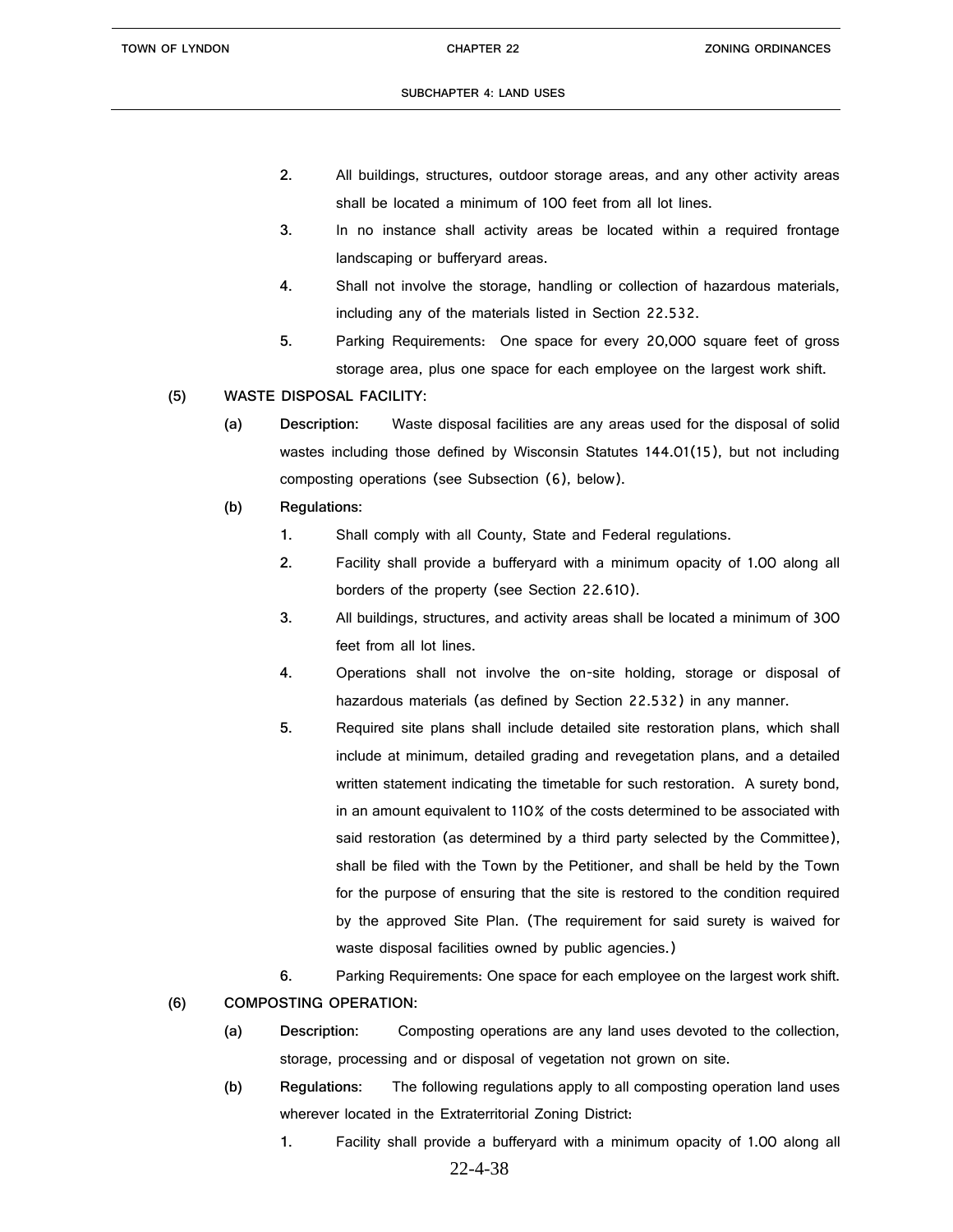2. All buildings, structures, outdoor storage areas, and any other activity areas shall be located a minimum of 100 feet from all lot lines.

3. In no instance shall activity areas be located within a required frontage landscaping or bufferyard areas.

4. Shall not involve the storage, handling or collection of hazardous materials, including any of the materials listed in Section 22.532.

5. Parking Requirements: One space for every 20,000 square feet of gross storage area, plus one space for each employee on the largest work shift.

**(5) WASTE DISPOSAL FACILITY:**

**(a) Description:** Waste disposal facilities are any areas used for the disposal of solid wastes including those defined by Wisconsin Statutes 144.01(15), but not including composting operations (see Subsection (6), below).

**(b) Regulations:**

1. Shall comply with all County, State and Federal regulations.

2. Facility shall provide a bufferyard with a minimum opacity of 1.00 along all borders of the property (see Section 22.610).

3. All buildings, structures, and activity areas shall be located a minimum of 300 feet from all lot lines.

4. Operations shall not involve the on-site holding, storage or disposal of hazardous materials (as defined by Section 22.532) in any manner.

5. Required site plans shall include detailed site restoration plans, which shall include at minimum, detailed grading and revegetation plans, and a detailed written statement indicating the timetable for such restoration. A surety bond, in an amount equivalent to 110% of the costs determined to be associated with said restoration (as determined by a third party selected by the Committee), shall be filed with the Town by the Petitioner, and shall be held by the Town for the purpose of ensuring that the site is restored to the condition required by the approved Site Plan. (The requirement for said surety is waived for waste disposal facilities owned by public agencies.)

6. Parking Requirements: One space for each employee on the largest work shift.

**(6) COMPOSTING OPERATION:**

**(a) Description:** Composting operations are any land uses devoted to the collection, storage, processing and or disposal of vegetation not grown on site.

**(b) Regulations:** The following regulations apply to all composting operation land uses wherever located in the Extraterritorial Zoning District:

1. Facility shall provide a bufferyard with a minimum opacity of 1.00 along all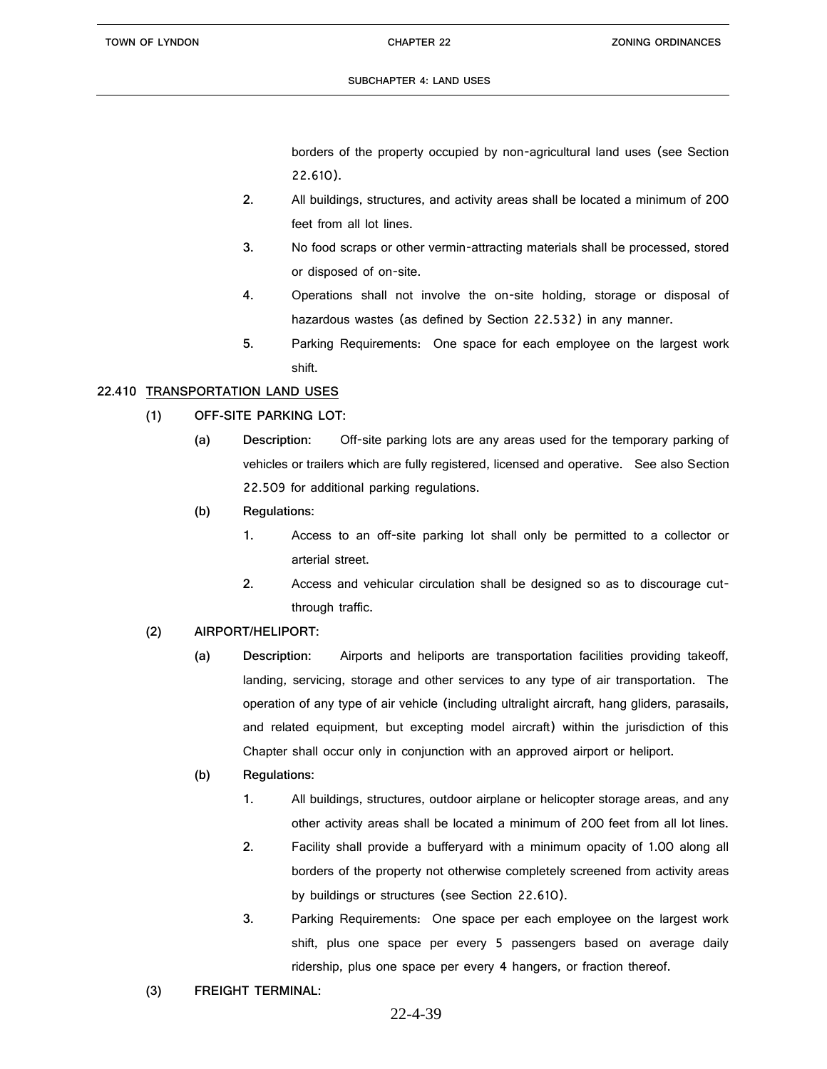borders of the property occupied by non-agricultural land uses (see Section 22.610).

2. All buildings, structures, and activity areas shall be located a minimum of 200 feet from all lot lines.
3. No food scraps or other vermin-attracting materials shall be processed, stored or disposed of on-site.
4. Operations shall not involve the on-site holding, storage or disposal of hazardous wastes (as defined by Section 22.532) in any manner.
5. Parking Requirements: One space for each employee on the largest work shift.

**22.410 TRANSPORTATION LAND USES**

**(1) OFF-SITE PARKING LOT:**

**(a) Description:** Off-site parking lots are any areas used for the temporary parking of vehicles or trailers which are fully registered, licensed and operative. See also Section 22.509 for additional parking regulations.

**(b) Regulations:**

1. Access to an off-site parking lot shall only be permitted to a collector or arterial street.
2. Access and vehicular circulation shall be designed so as to discourage cut-through traffic.

**(2) AIRPORT/HELIPORT:**

**(a) Description:** Airports and heliports are transportation facilities providing takeoff, landing, servicing, storage and other services to any type of air transportation. The operation of any type of air vehicle (including ultralight aircraft, hang gliders, parasails, and related equipment, but excepting model aircraft) within the jurisdiction of this Chapter shall occur only in conjunction with an approved airport or heliport.

**(b) Regulations:**

1. All buildings, structures, outdoor airplane or helicopter storage areas, and any other activity areas shall be located a minimum of 200 feet from all lot lines.
2. Facility shall provide a bufferyard with a minimum opacity of 1.00 along all borders of the property not otherwise completely screened from activity areas by buildings or structures (see Section 22.610).
3. Parking Requirements: One space per each employee on the largest work shift, plus one space per every 5 passengers based on average daily ridership, plus one space per every 4 hangers, or fraction thereof.

**(3) FREIGHT TERMINAL:**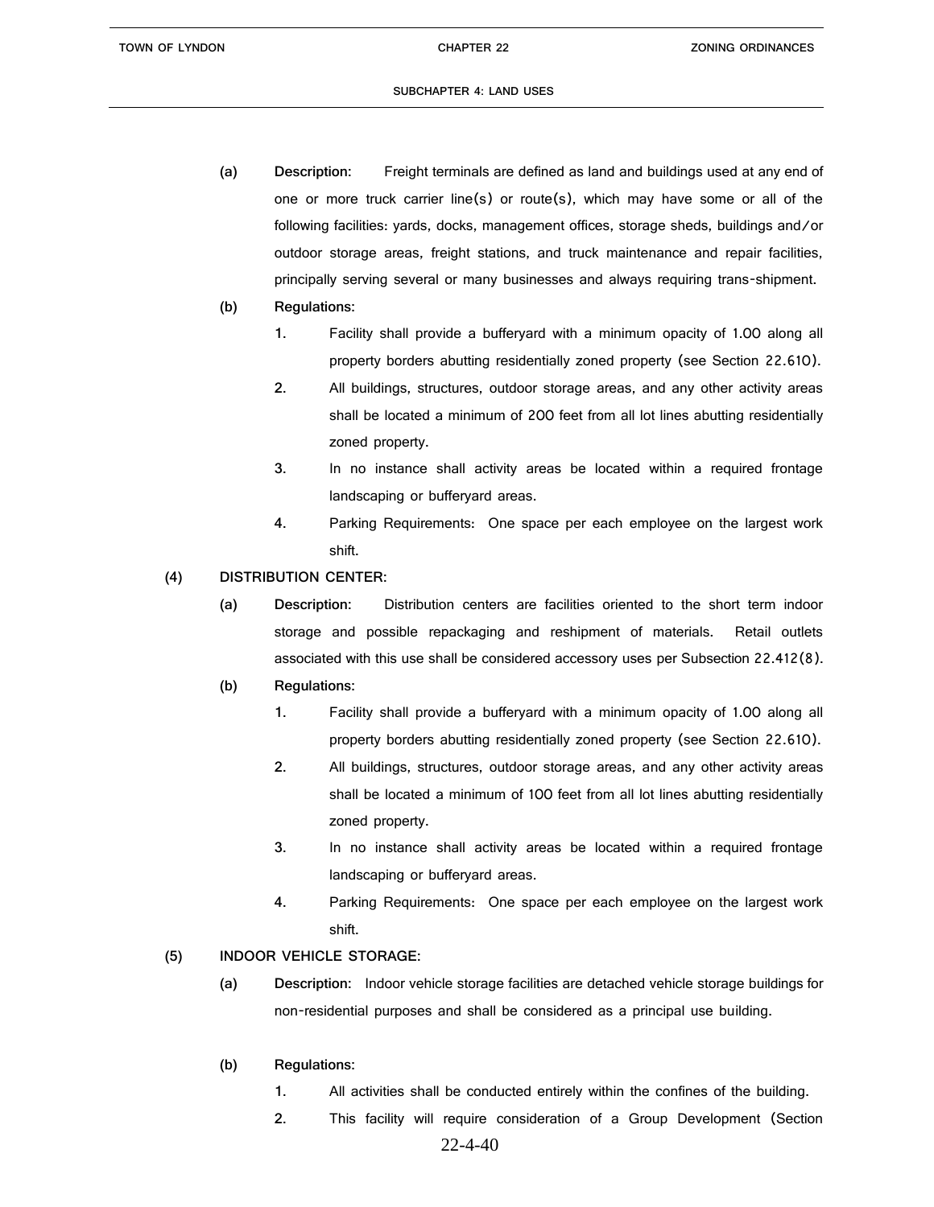(a) **Description:** Freight terminals are defined as land and buildings used at any end of one or more truck carrier line(s) or route(s), which may have some or all of the following facilities: yards, docks, management offices, storage sheds, buildings and/or outdoor storage areas, freight stations, and truck maintenance and repair facilities, principally serving several or many businesses and always requiring trans-shipment.

(b) **Regulations:**

1. Facility shall provide a bufferyard with a minimum opacity of 1.00 along all property borders abutting residentially zoned property (see Section 22.610).
2. All buildings, structures, outdoor storage areas, and any other activity areas shall be located a minimum of 200 feet from all lot lines abutting residentially zoned property.
3. In no instance shall activity areas be located within a required frontage landscaping or bufferyard areas.
4. Parking Requirements: One space per each employee on the largest work shift.

(4) DISTRIBUTION CENTER:

(a) **Description:** Distribution centers are facilities oriented to the short term indoor storage and possible repackaging and reshipment of materials. Retail outlets associated with this use shall be considered accessory uses per Subsection 22.412(8).

(b) **Regulations:**

1. Facility shall provide a bufferyard with a minimum opacity of 1.00 along all property borders abutting residentially zoned property (see Section 22.610).
2. All buildings, structures, outdoor storage areas, and any other activity areas shall be located a minimum of 100 feet from all lot lines abutting residentially zoned property.
3. In no instance shall activity areas be located within a required frontage landscaping or bufferyard areas.
4. Parking Requirements: One space per each employee on the largest work shift.

(5) INDOOR VEHICLE STORAGE:

(a) **Description:** Indoor vehicle storage facilities are detached vehicle storage buildings for non-residential purposes and shall be considered as a principal use building.

(b) **Regulations:**

1. All activities shall be conducted entirely within the confines of the building.
2. This facility will require consideration of a Group Development (Section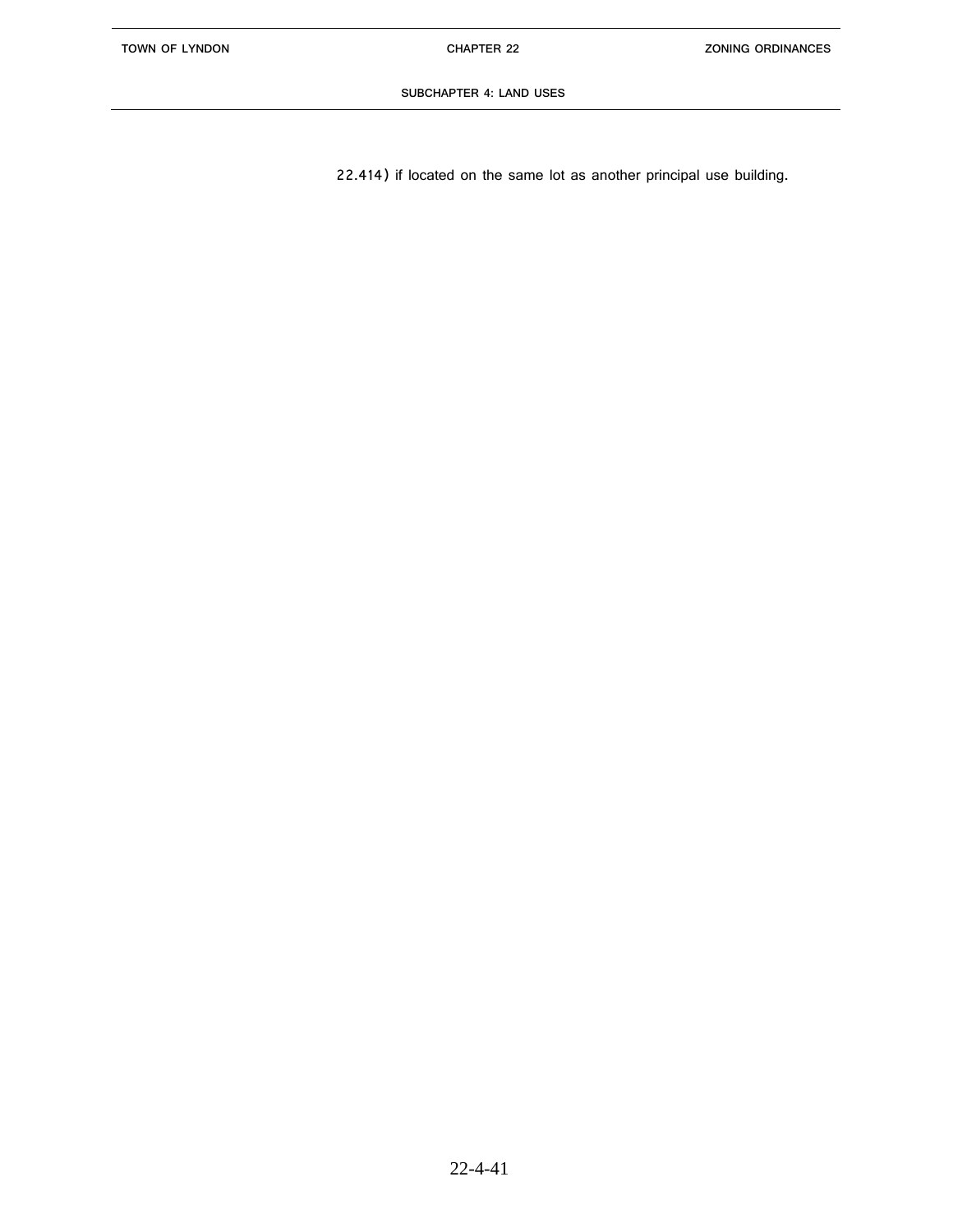22.414) if located on the same lot as another principal use building.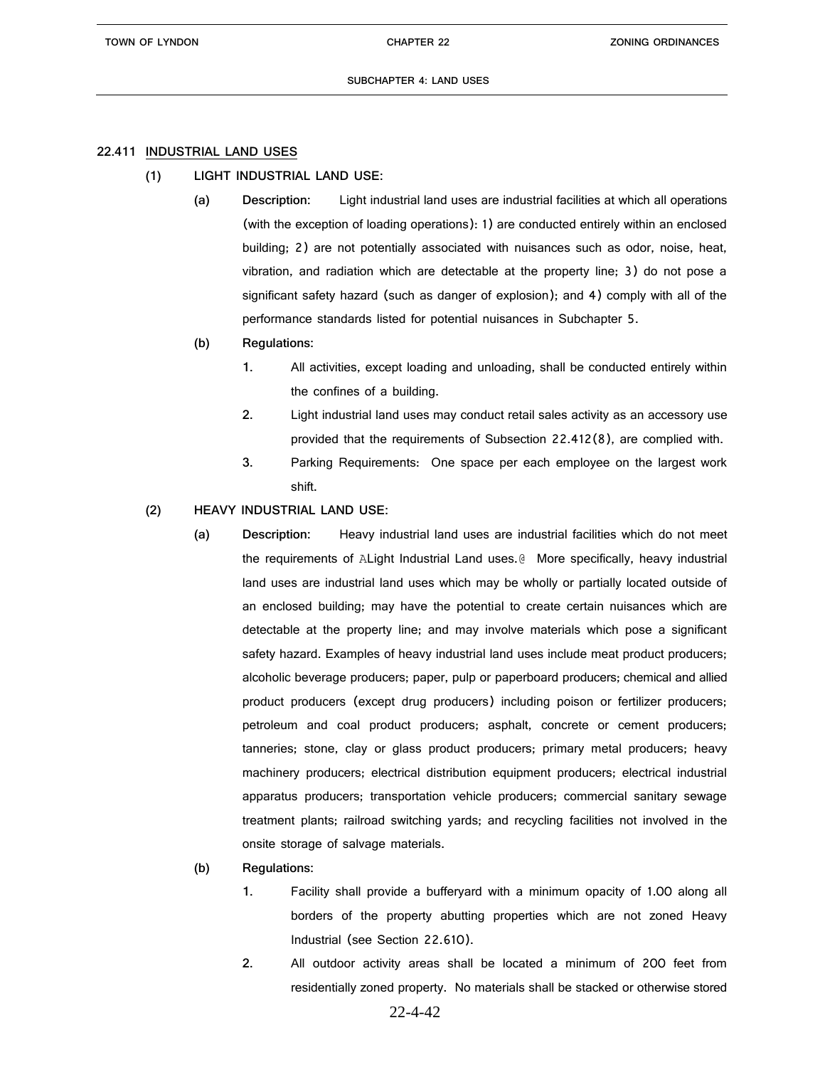## 22.411 INDUSTRIAL LAND USES

**(1) LIGHT INDUSTRIAL LAND USE:**

**(a) Description:** Light industrial land uses are industrial facilities at which all operations (with the exception of loading operations): 1) are conducted entirely within an enclosed building; 2) are not potentially associated with nuisances such as odor, noise, heat, vibration, and radiation which are detectable at the property line; 3) do not pose a significant safety hazard (such as danger of explosion); and 4) comply with all of the performance standards listed for potential nuisances in Subchapter 5.

**(b) Regulations:**

1. All activities, except loading and unloading, shall be conducted entirely within the confines of a building.
2. Light industrial land uses may conduct retail sales activity as an accessory use provided that the requirements of Subsection 22.412(8), are complied with.
3. Parking Requirements: One space per each employee on the largest work shift.

**(2) HEAVY INDUSTRIAL LAND USE:**

**(a) Description:** Heavy industrial land uses are industrial facilities which do not meet the requirements of ALight Industrial Land uses.@ More specifically, heavy industrial land uses are industrial land uses which may be wholly or partially located outside of an enclosed building; may have the potential to create certain nuisances which are detectable at the property line; and may involve materials which pose a significant safety hazard. Examples of heavy industrial land uses include meat product producers; alcoholic beverage producers; paper, pulp or paperboard producers; chemical and allied product producers (except drug producers) including poison or fertilizer producers; petroleum and coal product producers; asphalt, concrete or cement producers; tanneries; stone, clay or glass product producers; primary metal producers; heavy machinery producers; electrical distribution equipment producers; electrical industrial apparatus producers; transportation vehicle producers; commercial sanitary sewage treatment plants; railroad switching yards; and recycling facilities not involved in the onsite storage of salvage materials.

**(b) Regulations:**

1. Facility shall provide a bufferyard with a minimum opacity of 1.00 along all borders of the property abutting properties which are not zoned Heavy Industrial (see Section 22.610).
2. All outdoor activity areas shall be located a minimum of 200 feet from residentially zoned property. No materials shall be stacked or otherwise stored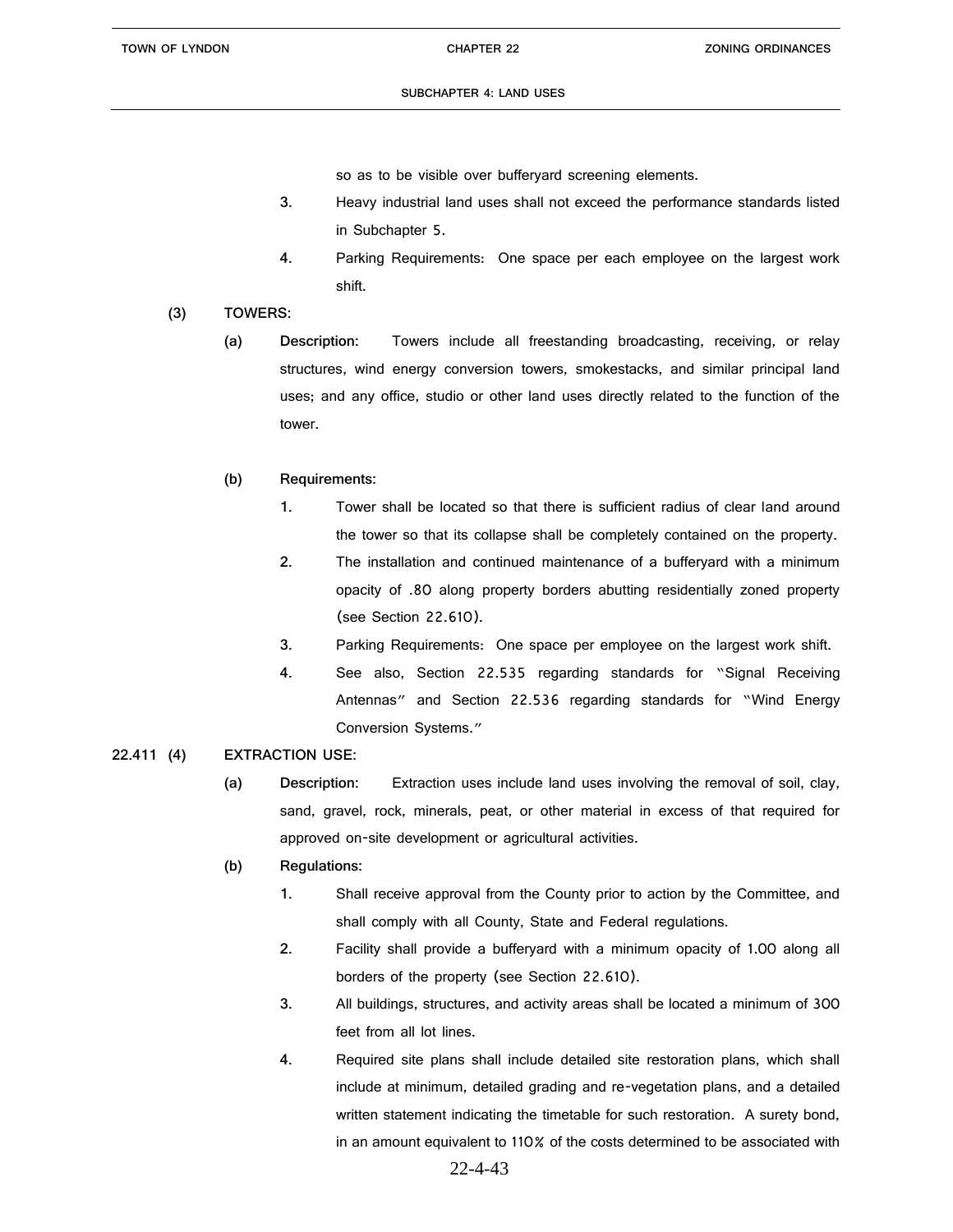so as to be visible over bufferyard screening elements.

3. Heavy industrial land uses shall not exceed the performance standards listed in Subchapter 5.

4. Parking Requirements: One space per each employee on the largest work shift.

**(3) TOWERS:**

**(a) Description:** Towers include all freestanding broadcasting, receiving, or relay structures, wind energy conversion towers, smokestacks, and similar principal land uses; and any office, studio or other land uses directly related to the function of the tower.

**(b) Requirements:**

1. Tower shall be located so that there is sufficient radius of clear land around the tower so that its collapse shall be completely contained on the property.

2. The installation and continued maintenance of a bufferyard with a minimum opacity of .80 along property borders abutting residentially zoned property (see Section 22.610).

3. Parking Requirements: One space per employee on the largest work shift.

4. See also, Section 22.535 regarding standards for "Signal Receiving Antennas" and Section 22.536 regarding standards for "Wind Energy Conversion Systems."

**22.411 (4) EXTRACTION USE:**

**(a) Description:** Extraction uses include land uses involving the removal of soil, clay, sand, gravel, rock, minerals, peat, or other material in excess of that required for approved on-site development or agricultural activities.

**(b) Regulations:**

1. Shall receive approval from the County prior to action by the Committee, and shall comply with all County, State and Federal regulations.

2. Facility shall provide a bufferyard with a minimum opacity of 1.00 along all borders of the property (see Section 22.610).

3. All buildings, structures, and activity areas shall be located a minimum of 300 feet from all lot lines.

4. Required site plans shall include detailed site restoration plans, which shall include at minimum, detailed grading and re-vegetation plans, and a detailed written statement indicating the timetable for such restoration. A surety bond, in an amount equivalent to 110% of the costs determined to be associated with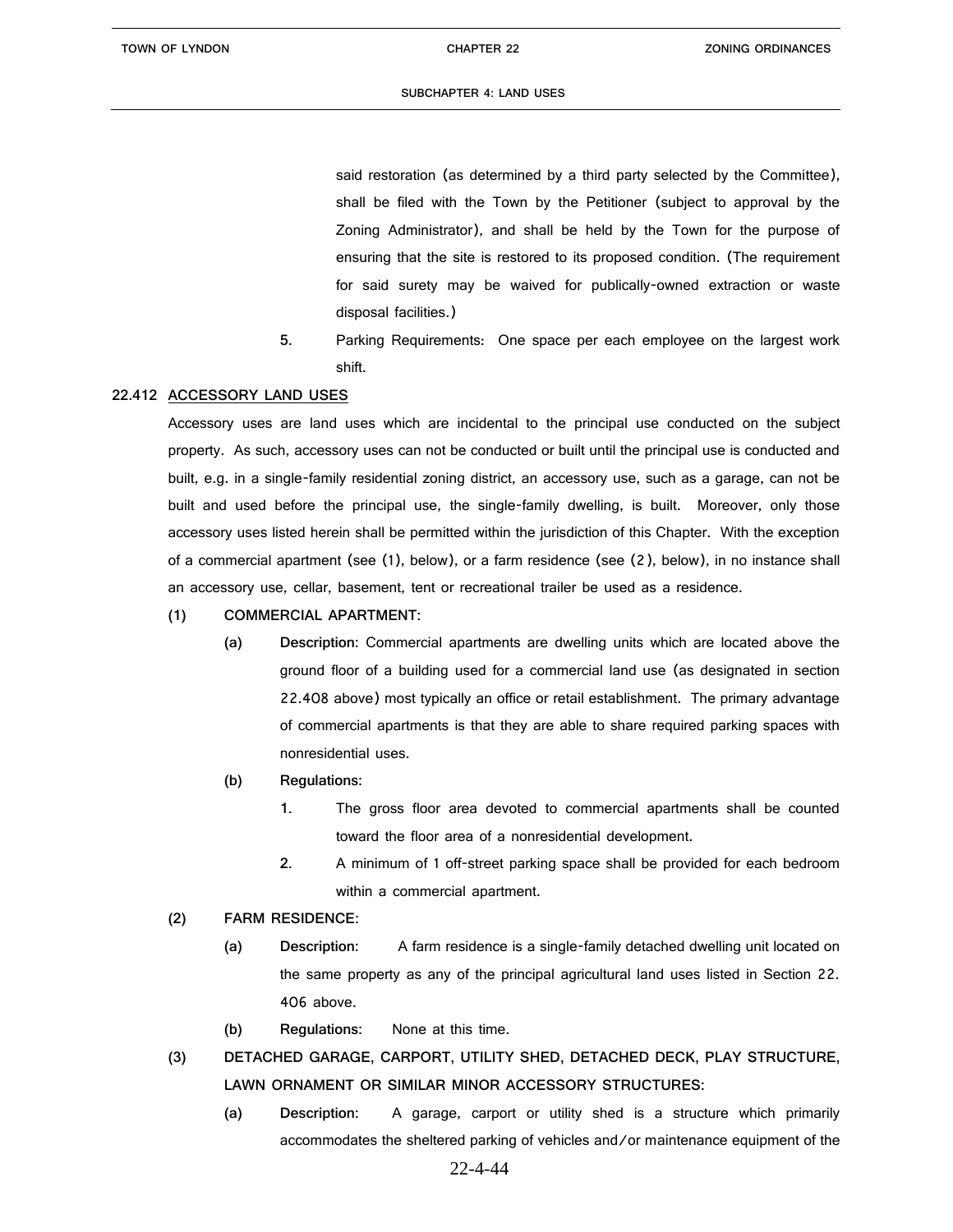said restoration (as determined by a third party selected by the Committee), shall be filed with the Town by the Petitioner (subject to approval by the Zoning Administrator), and shall be held by the Town for the purpose of ensuring that the site is restored to its proposed condition. (The requirement for said surety may be waived for publically-owned extraction or waste disposal facilities.)

5. Parking Requirements: One space per each employee on the largest work shift.

**22.412 ACCESSORY LAND USES**

Accessory uses are land uses which are incidental to the principal use conducted on the subject property. As such, accessory uses can not be conducted or built until the principal use is conducted and built, e.g. in a single-family residential zoning district, an accessory use, such as a garage, can not be built and used before the principal use, the single-family dwelling, is built. Moreover, only those accessory uses listed herein shall be permitted within the jurisdiction of this Chapter. With the exception of a commercial apartment (see (1), below), or a farm residence (see (2), below), in no instance shall an accessory use, cellar, basement, tent or recreational trailer be used as a residence.

**(1) COMMERCIAL APARTMENT:**

**(a) Description:** Commercial apartments are dwelling units which are located above the ground floor of a building used for a commercial land use (as designated in section 22.408 above) most typically an office or retail establishment. The primary advantage of commercial apartments is that they are able to share required parking spaces with nonresidential uses.

**(b) Regulations:**

1. The gross floor area devoted to commercial apartments shall be counted toward the floor area of a nonresidential development.
2. A minimum of 1 off-street parking space shall be provided for each bedroom within a commercial apartment.

**(2) FARM RESIDENCE:**

**(a) Description:** A farm residence is a single-family detached dwelling unit located on the same property as any of the principal agricultural land uses listed in Section 22. 406 above.

**(b) Regulations:** None at this time.

**(3) DETACHED GARAGE, CARPORT, UTILITY SHED, DETACHED DECK, PLAY STRUCTURE, LAWN ORNAMENT OR SIMILAR MINOR ACCESSORY STRUCTURES:**

**(a) Description:** A garage, carport or utility shed is a structure which primarily accommodates the sheltered parking of vehicles and/or maintenance equipment of the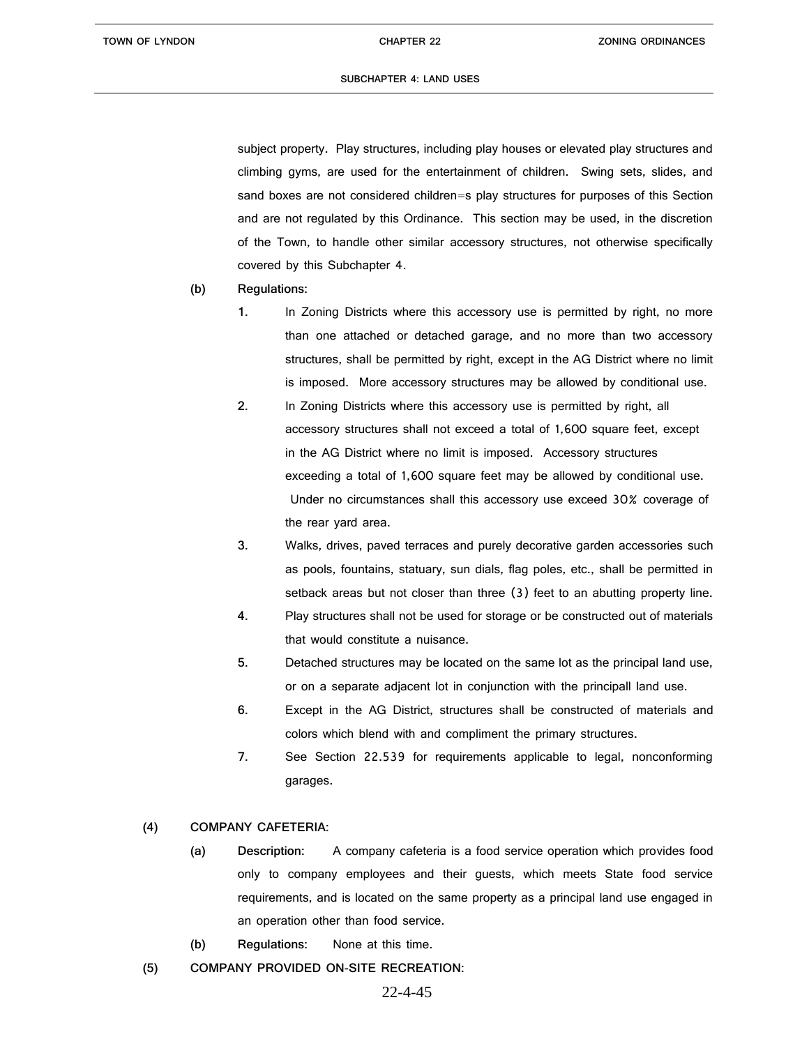subject property. Play structures, including play houses or elevated play structures and climbing gyms, are used for the entertainment of children. Swing sets, slides, and sand boxes are not considered children=s play structures for purposes of this Section and are not regulated by this Ordinance. This section may be used, in the discretion of the Town, to handle other similar accessory structures, not otherwise specifically covered by this Subchapter 4.

(b) **Regulations:**

1. In Zoning Districts where this accessory use is permitted by right, no more than one attached or detached garage, and no more than two accessory structures, shall be permitted by right, except in the AG District where no limit is imposed. More accessory structures may be allowed by conditional use.
2. In Zoning Districts where this accessory use is permitted by right, all accessory structures shall not exceed a total of 1,600 square feet, except in the AG District where no limit is imposed. Accessory structures exceeding a total of 1,600 square feet may be allowed by conditional use. Under no circumstances shall this accessory use exceed 30% coverage of the rear yard area.
3. Walks, drives, paved terraces and purely decorative garden accessories such as pools, fountains, statuary, sun dials, flag poles, etc., shall be permitted in setback areas but not closer than three (3) feet to an abutting property line.
4. Play structures shall not be used for storage or be constructed out of materials that would constitute a nuisance.
5. Detached structures may be located on the same lot as the principal land use, or on a separate adjacent lot in conjunction with the principall land use.
6. Except in the AG District, structures shall be constructed of materials and colors which blend with and compliment the primary structures.
7. See Section 22.539 for requirements applicable to legal, nonconforming garages.

(4) **COMPANY CAFETERIA:**

(a) **Description:** A company cafeteria is a food service operation which provides food only to company employees and their guests, which meets State food service requirements, and is located on the same property as a principal land use engaged in an operation other than food service.

(b) **Regulations:** None at this time.

(5) **COMPANY PROVIDED ON-SITE RECREATION:**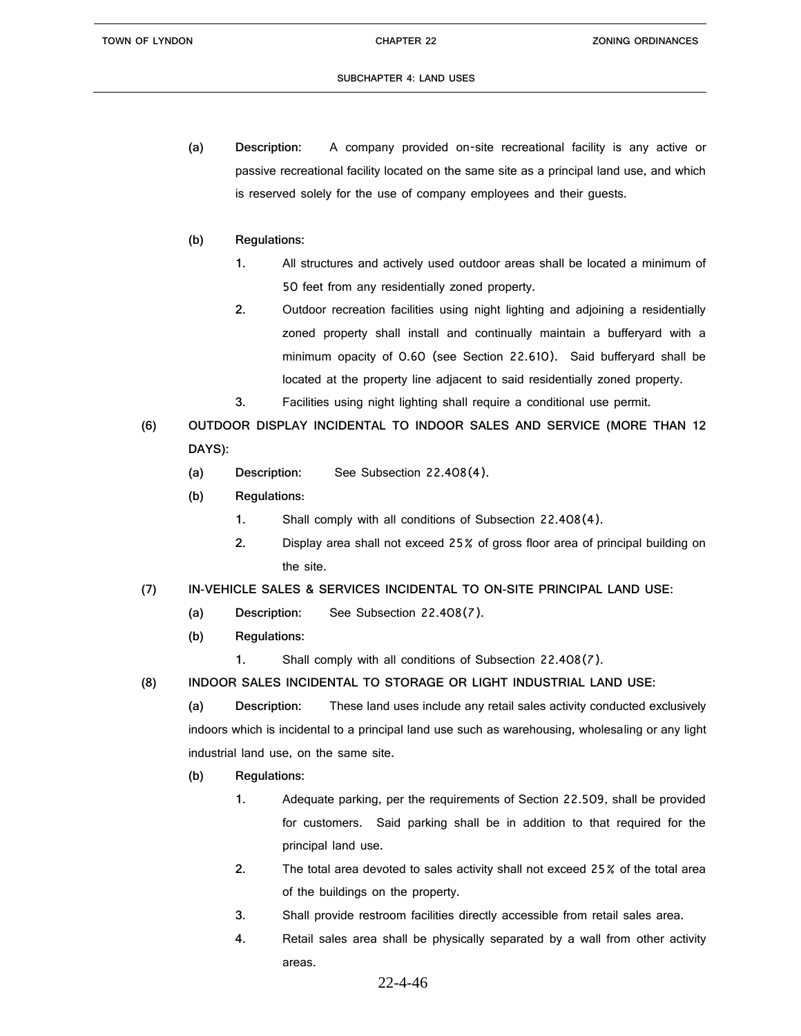(a) **Description:** A company provided on-site recreational facility is any active or passive recreational facility located on the same site as a principal land use, and which is reserved solely for the use of company employees and their guests.

(b) **Regulations:**

1. All structures and actively used outdoor areas shall be located a minimum of 50 feet from any residentially zoned property.
2. Outdoor recreation facilities using night lighting and adjoining a residentially zoned property shall install and continually maintain a bufferyard with a minimum opacity of 0.60 (see Section 22.610). Said bufferyard shall be located at the property line adjacent to said residentially zoned property.
3. Facilities using night lighting shall require a conditional use permit.

(6) **OUTDOOR DISPLAY INCIDENTAL TO INDOOR SALES AND SERVICE (MORE THAN 12 DAYS):**

(a) **Description:** See Subsection 22.408(4).

(b) **Regulations:**

1. Shall comply with all conditions of Subsection 22.408(4).
2. Display area shall not exceed 25% of gross floor area of principal building on the site.

(7) **IN-VEHICLE SALES & SERVICES INCIDENTAL TO ON-SITE PRINCIPAL LAND USE:**

(a) **Description:** See Subsection 22.408(7).

(b) **Regulations:**

1. Shall comply with all conditions of Subsection 22.408(7).

(8) **INDOOR SALES INCIDENTAL TO STORAGE OR LIGHT INDUSTRIAL LAND USE:**

(a) **Description:** These land uses include any retail sales activity conducted exclusively indoors which is incidental to a principal land use such as warehousing, wholesaling or any light industrial land use, on the same site.

(b) **Regulations:**

1. Adequate parking, per the requirements of Section 22.509, shall be provided for customers. Said parking shall be in addition to that required for the principal land use.
2. The total area devoted to sales activity shall not exceed 25% of the total area of the buildings on the property.
3. Shall provide restroom facilities directly accessible from retail sales area.
4. Retail sales area shall be physically separated by a wall from other activity areas.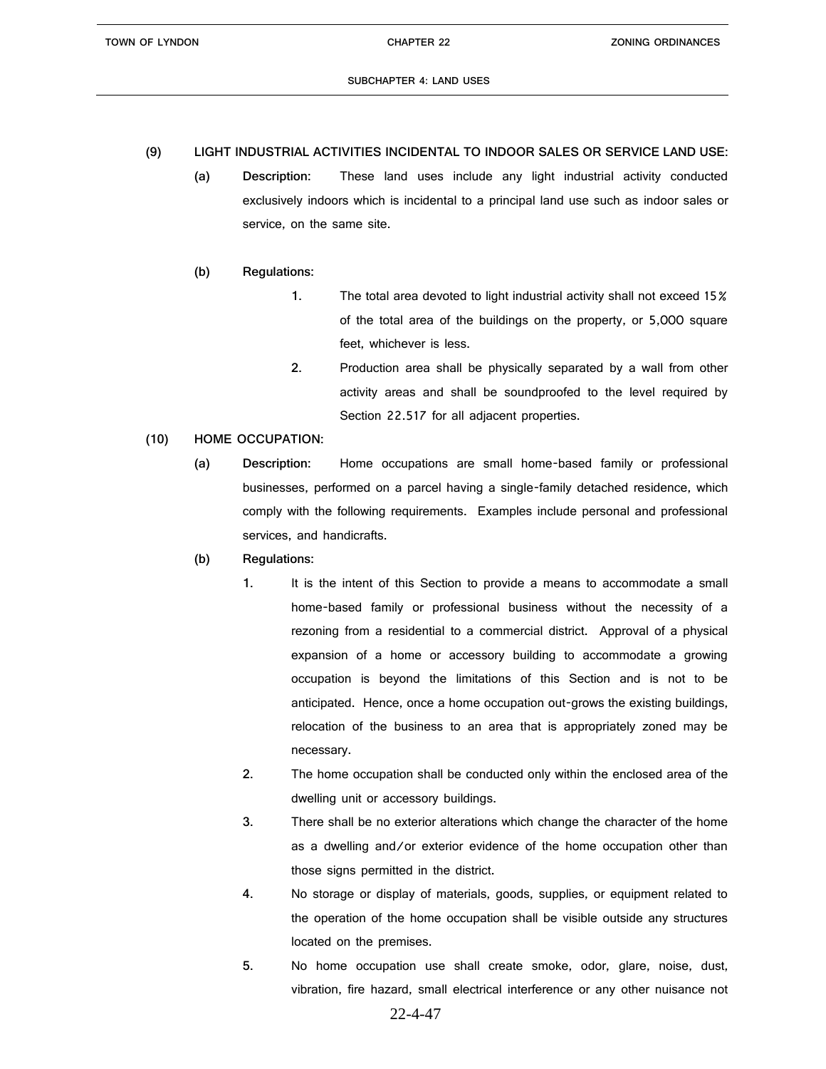**(9) LIGHT INDUSTRIAL ACTIVITIES INCIDENTAL TO INDOOR SALES OR SERVICE LAND USE:**

**(a) Description:** These land uses include any light industrial activity conducted exclusively indoors which is incidental to a principal land use such as indoor sales or service, on the same site.

**(b) Regulations:**

1. The total area devoted to light industrial activity shall not exceed 15% of the total area of the buildings on the property, or 5,000 square feet, whichever is less.
2. Production area shall be physically separated by a wall from other activity areas and shall be soundproofed to the level required by Section 22.517 for all adjacent properties.

**(10) HOME OCCUPATION:**

**(a) Description:** Home occupations are small home-based family or professional businesses, performed on a parcel having a single-family detached residence, which comply with the following requirements. Examples include personal and professional services, and handicrafts.

**(b) Regulations:**

1. It is the intent of this Section to provide a means to accommodate a small home-based family or professional business without the necessity of a rezoning from a residential to a commercial district. Approval of a physical expansion of a home or accessory building to accommodate a growing occupation is beyond the limitations of this Section and is not to be anticipated. Hence, once a home occupation out-grows the existing buildings, relocation of the business to an area that is appropriately zoned may be necessary.
2. The home occupation shall be conducted only within the enclosed area of the dwelling unit or accessory buildings.
3. There shall be no exterior alterations which change the character of the home as a dwelling and/or exterior evidence of the home occupation other than those signs permitted in the district.
4. No storage or display of materials, goods, supplies, or equipment related to the operation of the home occupation shall be visible outside any structures located on the premises.
5. No home occupation use shall create smoke, odor, glare, noise, dust, vibration, fire hazard, small electrical interference or any other nuisance not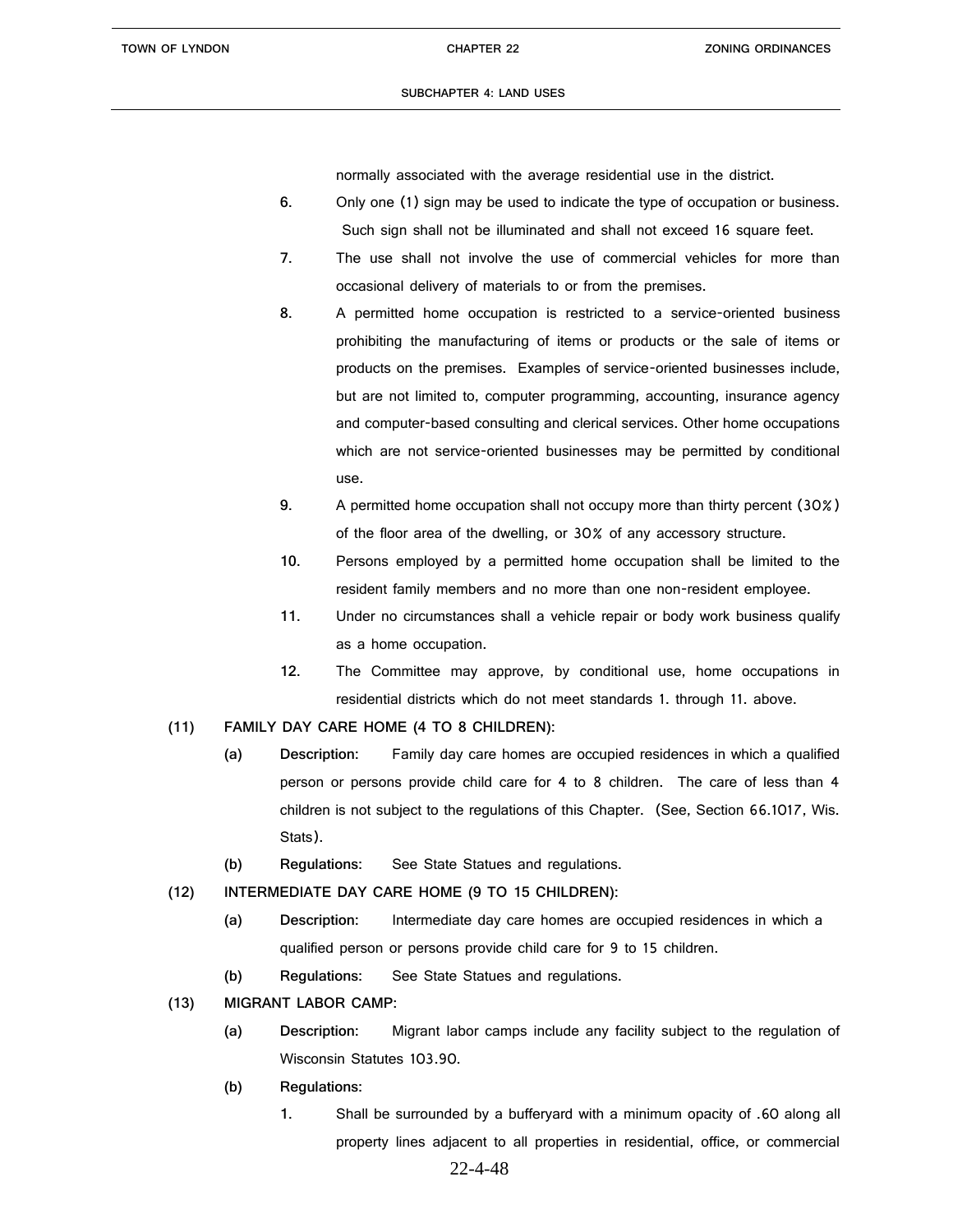normally associated with the average residential use in the district.

6. Only one (1) sign may be used to indicate the type of occupation or business. Such sign shall not be illuminated and shall not exceed 16 square feet.
7. The use shall not involve the use of commercial vehicles for more than occasional delivery of materials to or from the premises.
8. A permitted home occupation is restricted to a service-oriented business prohibiting the manufacturing of items or products or the sale of items or products on the premises. Examples of service-oriented businesses include, but are not limited to, computer programming, accounting, insurance agency and computer-based consulting and clerical services. Other home occupations which are not service-oriented businesses may be permitted by conditional use.
9. A permitted home occupation shall not occupy more than thirty percent (30%) of the floor area of the dwelling, or 30% of any accessory structure.
10. Persons employed by a permitted home occupation shall be limited to the resident family members and no more than one non-resident employee.
11. Under no circumstances shall a vehicle repair or body work business qualify as a home occupation.
12. The Committee may approve, by conditional use, home occupations in residential districts which do not meet standards 1. through 11. above.

**(11) FAMILY DAY CARE HOME (4 TO 8 CHILDREN):**

**(a) Description:** Family day care homes are occupied residences in which a qualified person or persons provide child care for 4 to 8 children. The care of less than 4 children is not subject to the regulations of this Chapter. (See, Section 66.1017, Wis. Stats).

**(b) Regulations:** See State Statues and regulations.

**(12) INTERMEDIATE DAY CARE HOME (9 TO 15 CHILDREN):**

**(a) Description:** Intermediate day care homes are occupied residences in which a qualified person or persons provide child care for 9 to 15 children.

**(b) Regulations:** See State Statues and regulations.

**(13) MIGRANT LABOR CAMP:**

**(a) Description:** Migrant labor camps include any facility subject to the regulation of Wisconsin Statutes 103.90.

**(b) Regulations:**

1. Shall be surrounded by a bufferyard with a minimum opacity of .60 along all property lines adjacent to all properties in residential, office, or commercial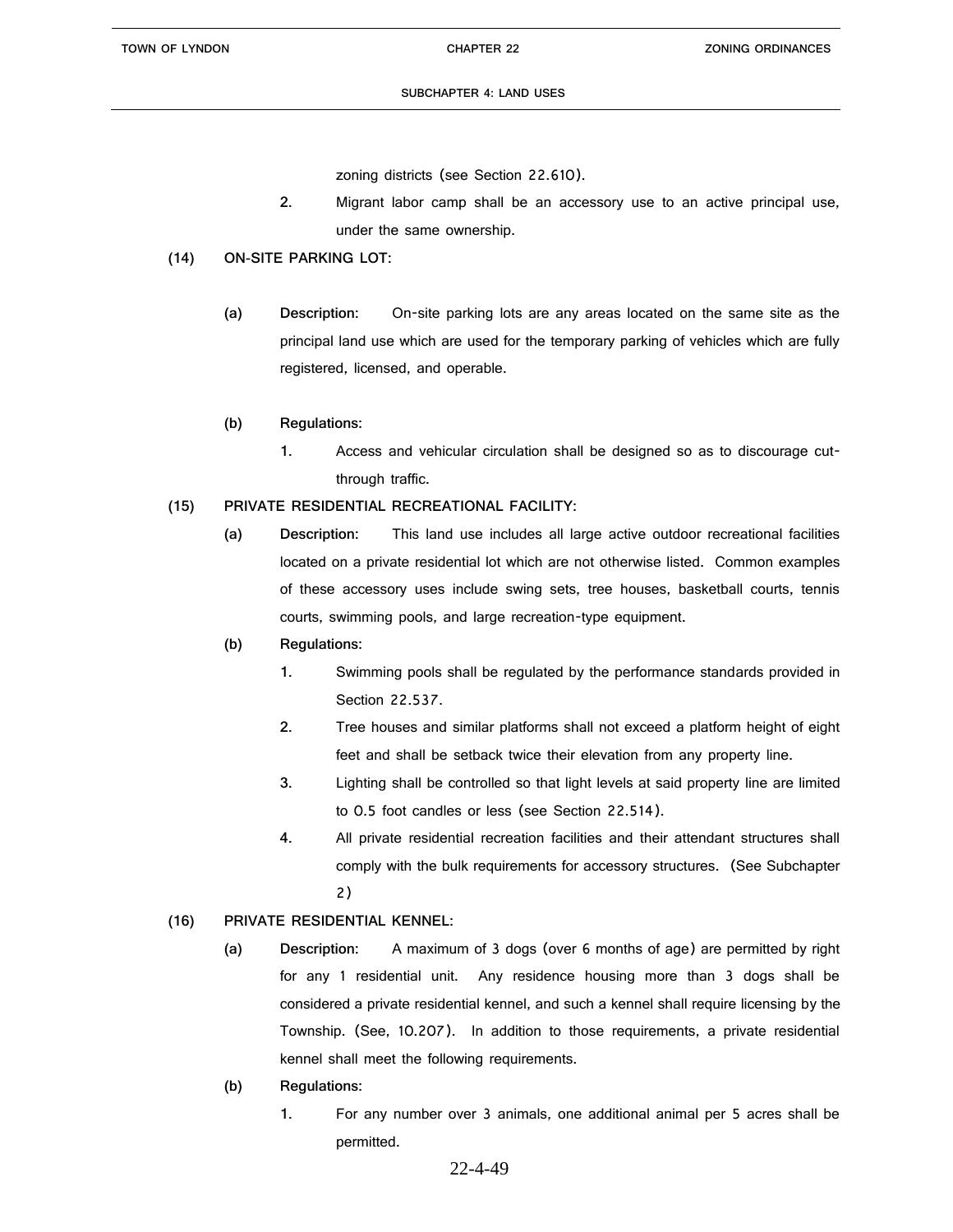zoning districts (see Section 22.610).

2. Migrant labor camp shall be an accessory use to an active principal use, under the same ownership.

**(14) ON-SITE PARKING LOT:**

**(a) Description:** On-site parking lots are any areas located on the same site as the principal land use which are used for the temporary parking of vehicles which are fully registered, licensed, and operable.

**(b) Regulations:**

1. Access and vehicular circulation shall be designed so as to discourage cut-through traffic.

**(15) PRIVATE RESIDENTIAL RECREATIONAL FACILITY:**

**(a) Description:** This land use includes all large active outdoor recreational facilities located on a private residential lot which are not otherwise listed. Common examples of these accessory uses include swing sets, tree houses, basketball courts, tennis courts, swimming pools, and large recreation-type equipment.

**(b) Regulations:**

1. Swimming pools shall be regulated by the performance standards provided in Section 22.537.
2. Tree houses and similar platforms shall not exceed a platform height of eight feet and shall be setback twice their elevation from any property line.
3. Lighting shall be controlled so that light levels at said property line are limited to 0.5 foot candles or less (see Section 22.514).
4. All private residential recreation facilities and their attendant structures shall comply with the bulk requirements for accessory structures. (See Subchapter 2)

**(16) PRIVATE RESIDENTIAL KENNEL:**

**(a) Description:** A maximum of 3 dogs (over 6 months of age) are permitted by right for any 1 residential unit. Any residence housing more than 3 dogs shall be considered a private residential kennel, and such a kennel shall require licensing by the Township. (See, 10.207). In addition to those requirements, a private residential kennel shall meet the following requirements.

**(b) Regulations:**

1. For any number over 3 animals, one additional animal per 5 acres shall be permitted.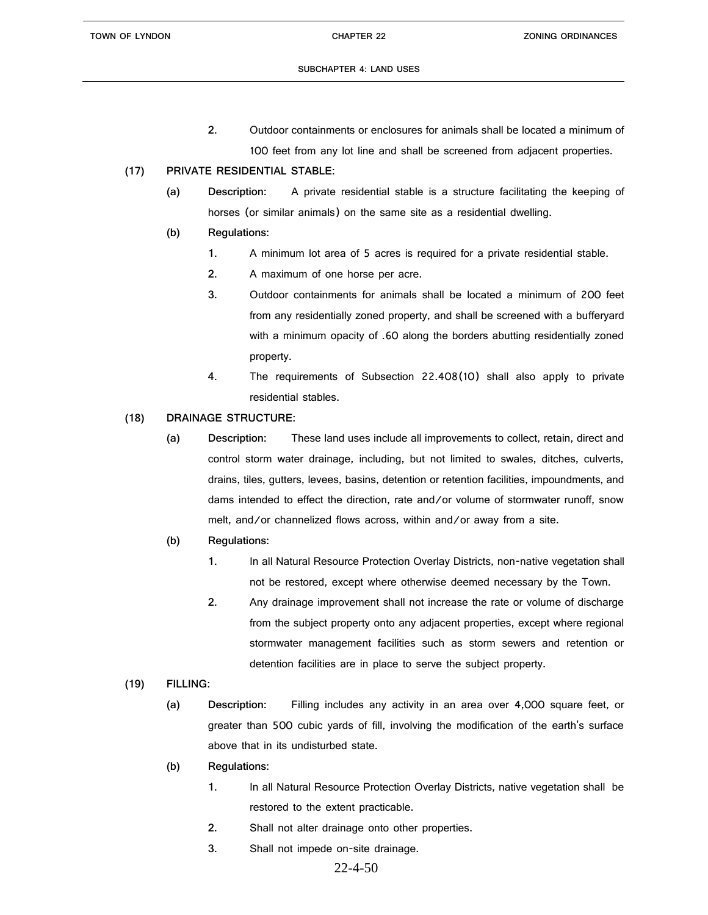2. Outdoor containments or enclosures for animals shall be located a minimum of 100 feet from any lot line and shall be screened from adjacent properties.

**(17) PRIVATE RESIDENTIAL STABLE:**

**(a) Description:** A private residential stable is a structure facilitating the keeping of horses (or similar animals) on the same site as a residential dwelling.

**(b) Regulations:**

1. A minimum lot area of 5 acres is required for a private residential stable.
2. A maximum of one horse per acre.
3. Outdoor containments for animals shall be located a minimum of 200 feet from any residentially zoned property, and shall be screened with a bufferyard with a minimum opacity of .60 along the borders abutting residentially zoned property.
4. The requirements of Subsection 22.408(10) shall also apply to private residential stables.

**(18) DRAINAGE STRUCTURE:**

**(a) Description:** These land uses include all improvements to collect, retain, direct and control storm water drainage, including, but not limited to swales, ditches, culverts, drains, tiles, gutters, levees, basins, detention or retention facilities, impoundments, and dams intended to effect the direction, rate and/or volume of stormwater runoff, snow melt, and/or channelized flows across, within and/or away from a site.

**(b) Regulations:**

1. In all Natural Resource Protection Overlay Districts, non-native vegetation shall not be restored, except where otherwise deemed necessary by the Town.
2. Any drainage improvement shall not increase the rate or volume of discharge from the subject property onto any adjacent properties, except where regional stormwater management facilities such as storm sewers and retention or detention facilities are in place to serve the subject property.

**(19) FILLING:**

**(a) Description:** Filling includes any activity in an area over 4,000 square feet, or greater than 500 cubic yards of fill, involving the modification of the earth's surface above that in its undisturbed state.

**(b) Regulations:**

1. In all Natural Resource Protection Overlay Districts, native vegetation shall be restored to the extent practicable.
2. Shall not alter drainage onto other properties.
3. Shall not impede on-site drainage.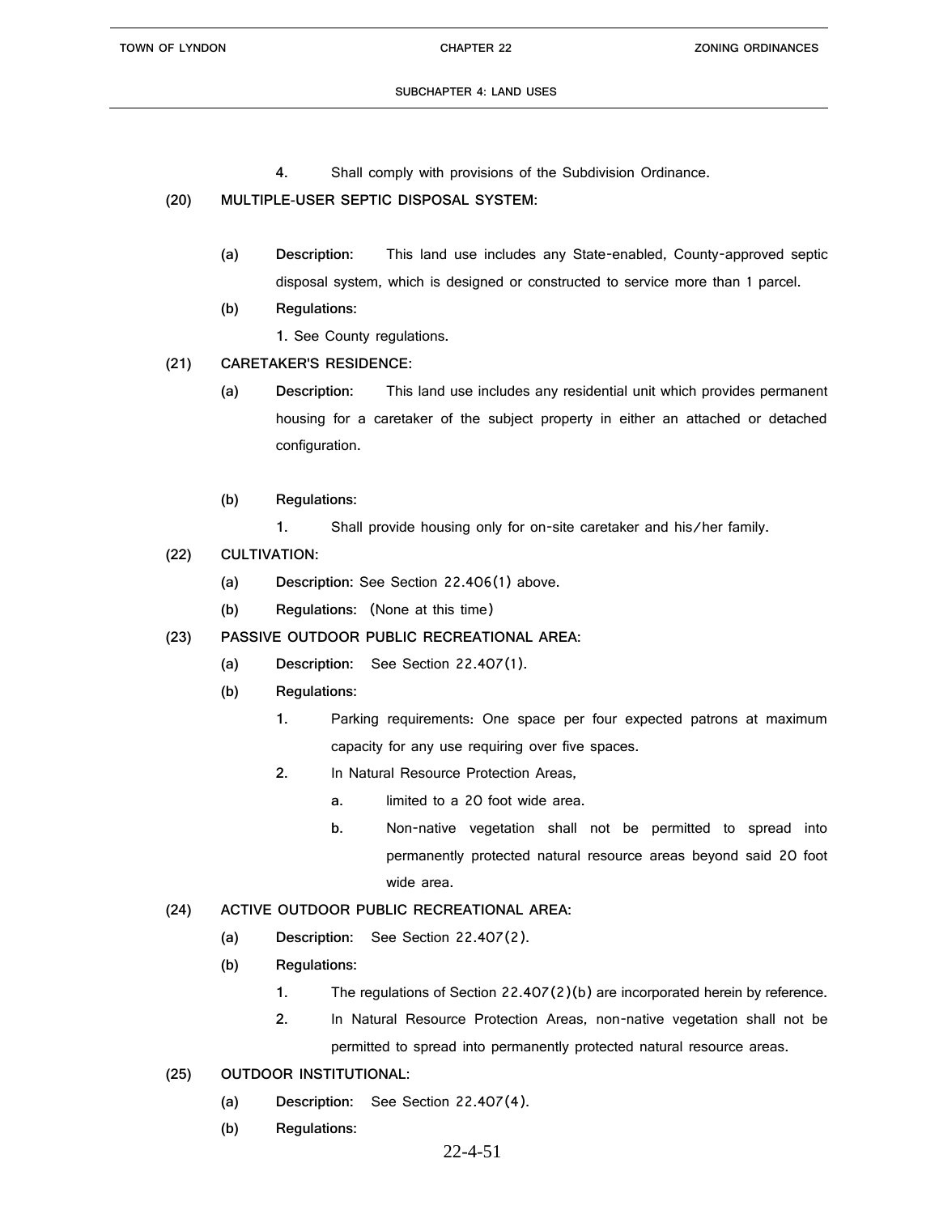4. Shall comply with provisions of the Subdivision Ordinance.

**(20) MULTIPLE-USER SEPTIC DISPOSAL SYSTEM:**

**(a) Description:** This land use includes any State-enabled, County-approved septic disposal system, which is designed or constructed to service more than 1 parcel.

**(b) Regulations:**

1. See County regulations.

**(21) CARETAKER'S RESIDENCE:**

**(a) Description:** This land use includes any residential unit which provides permanent housing for a caretaker of the subject property in either an attached or detached configuration.

**(b) Regulations:**

1. Shall provide housing only for on-site caretaker and his/her family.

**(22) CULTIVATION:**

**(a) Description:** See Section 22.406(1) above.

**(b) Regulations:** (None at this time)

**(23) PASSIVE OUTDOOR PUBLIC RECREATIONAL AREA:**

**(a) Description:** See Section 22.407(1).

**(b) Regulations:**

1. Parking requirements: One space per four expected patrons at maximum capacity for any use requiring over five spaces.
2. In Natural Resource Protection Areas,
   - a. limited to a 20 foot wide area.
   - b. Non-native vegetation shall not be permitted to spread into permanently protected natural resource areas beyond said 20 foot wide area.

**(24) ACTIVE OUTDOOR PUBLIC RECREATIONAL AREA:**

**(a) Description:** See Section 22.407(2).

**(b) Regulations:**

1. The regulations of Section 22.407(2)(b) are incorporated herein by reference.
2. In Natural Resource Protection Areas, non-native vegetation shall not be permitted to spread into permanently protected natural resource areas.

**(25) OUTDOOR INSTITUTIONAL:**

**(a) Description:** See Section 22.407(4).

**(b) Regulations:**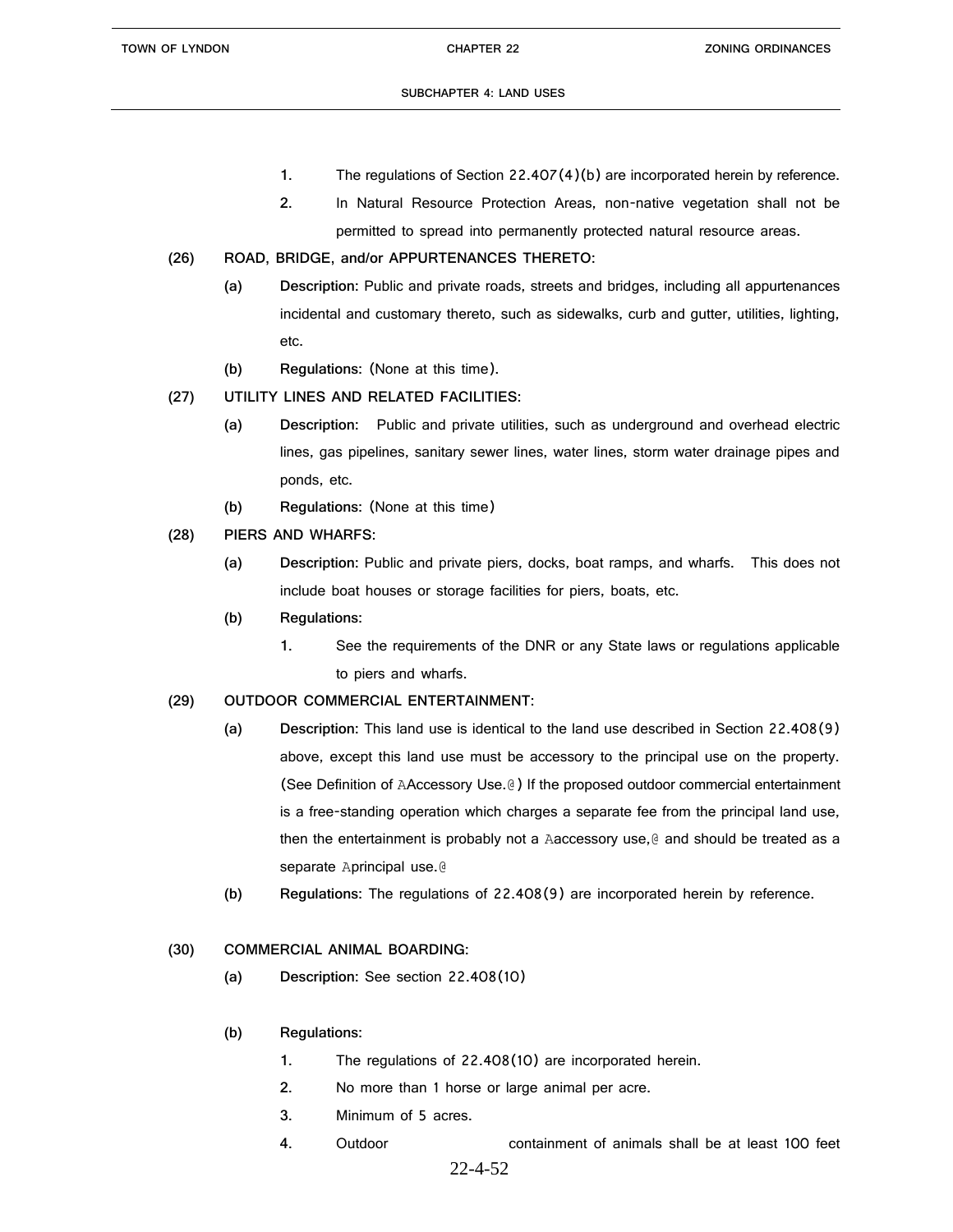1. The regulations of Section 22.407(4)(b) are incorporated herein by reference.
2. In Natural Resource Protection Areas, non-native vegetation shall not be permitted to spread into permanently protected natural resource areas.

**(26) ROAD, BRIDGE, and/or APPURTENANCES THERETO:**

**(a) Description:** Public and private roads, streets and bridges, including all appurtenances incidental and customary thereto, such as sidewalks, curb and gutter, utilities, lighting, etc.

**(b) Regulations:** (None at this time).

**(27) UTILITY LINES AND RELATED FACILITIES:**

**(a) Description:** Public and private utilities, such as underground and overhead electric lines, gas pipelines, sanitary sewer lines, water lines, storm water drainage pipes and ponds, etc.

**(b) Regulations:** (None at this time)

**(28) PIERS AND WHARFS:**

**(a) Description:** Public and private piers, docks, boat ramps, and wharfs. This does not include boat houses or storage facilities for piers, boats, etc.

**(b) Regulations:**

1. See the requirements of the DNR or any State laws or regulations applicable to piers and wharfs.

**(29) OUTDOOR COMMERCIAL ENTERTAINMENT:**

**(a) Description:** This land use is identical to the land use described in Section 22.408(9) above, except this land use must be accessory to the principal use on the property. (See Definition of AAccessory Use.@) If the proposed outdoor commercial entertainment is a free-standing operation which charges a separate fee from the principal land use, then the entertainment is probably not a Aaccessory use,@ and should be treated as a separate Aprincipal use.@

**(b) Regulations:** The regulations of 22.408(9) are incorporated herein by reference.

**(30) COMMERCIAL ANIMAL BOARDING:**

**(a) Description:** See section 22.408(10)

**(b) Regulations:**

1. The regulations of 22.408(10) are incorporated herein.
2. No more than 1 horse or large animal per acre.
3. Minimum of 5 acres.
4. Outdoor containment of animals shall be at least 100 feet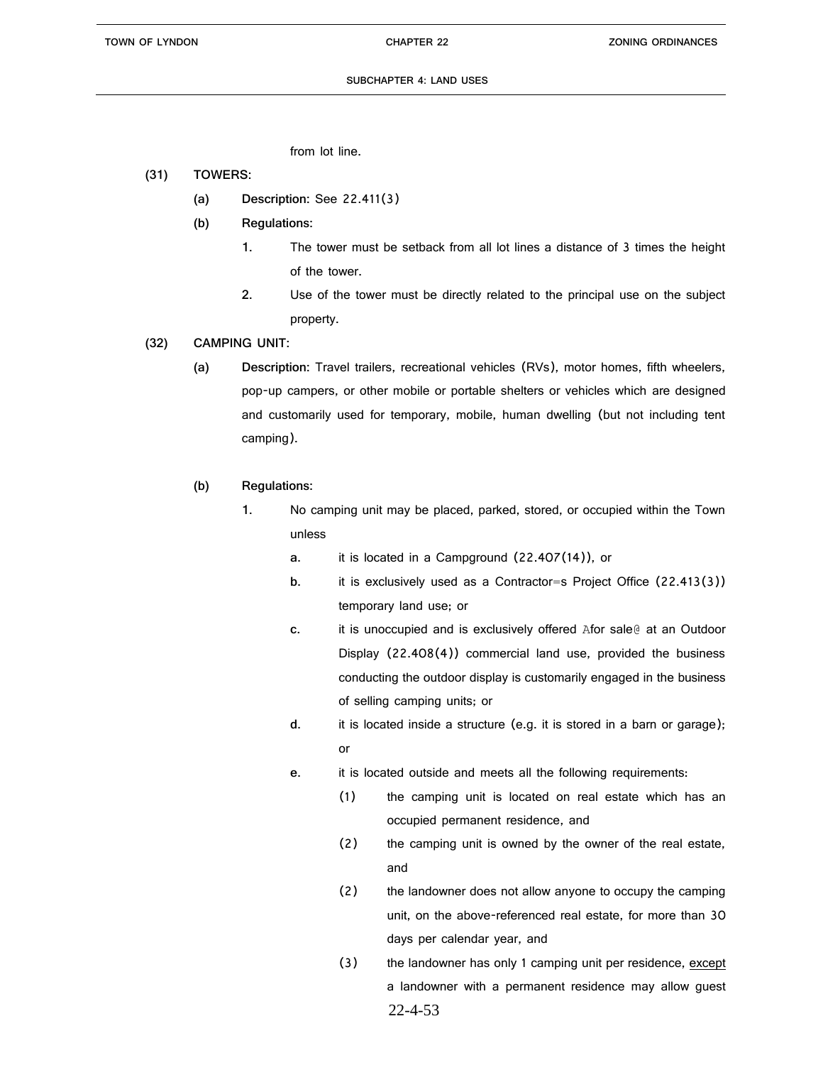from lot line.

**(31) TOWERS:**

**(a) Description:** See 22.411(3)

**(b) Regulations:**

**1.** The tower must be setback from all lot lines a distance of 3 times the height of the tower.

**2.** Use of the tower must be directly related to the principal use on the subject property.

**(32) CAMPING UNIT:**

**(a) Description:** Travel trailers, recreational vehicles (RVs), motor homes, fifth wheelers, pop-up campers, or other mobile or portable shelters or vehicles which are designed and customarily used for temporary, mobile, human dwelling (but not including tent camping).

**(b) Regulations:**

**1.** No camping unit may be placed, parked, stored, or occupied within the Town unless

**a.** it is located in a Campground (22.407(14)), or

**b.** it is exclusively used as a Contractor=s Project Office (22.413(3)) temporary land use; or

**c.** it is unoccupied and is exclusively offered Afor sale@ at an Outdoor Display (22.408(4)) commercial land use, provided the business conducting the outdoor display is customarily engaged in the business of selling camping units; or

**d.** it is located inside a structure (e.g. it is stored in a barn or garage); or

**e.** it is located outside and meets all the following requirements:

(1) the camping unit is located on real estate which has an occupied permanent residence, and

(2) the camping unit is owned by the owner of the real estate, and

(2) the landowner does not allow anyone to occupy the camping unit, on the above-referenced real estate, for more than 30 days per calendar year, and

(3) the landowner has only 1 camping unit per residence, <u>except</u> a landowner with a permanent residence may allow guest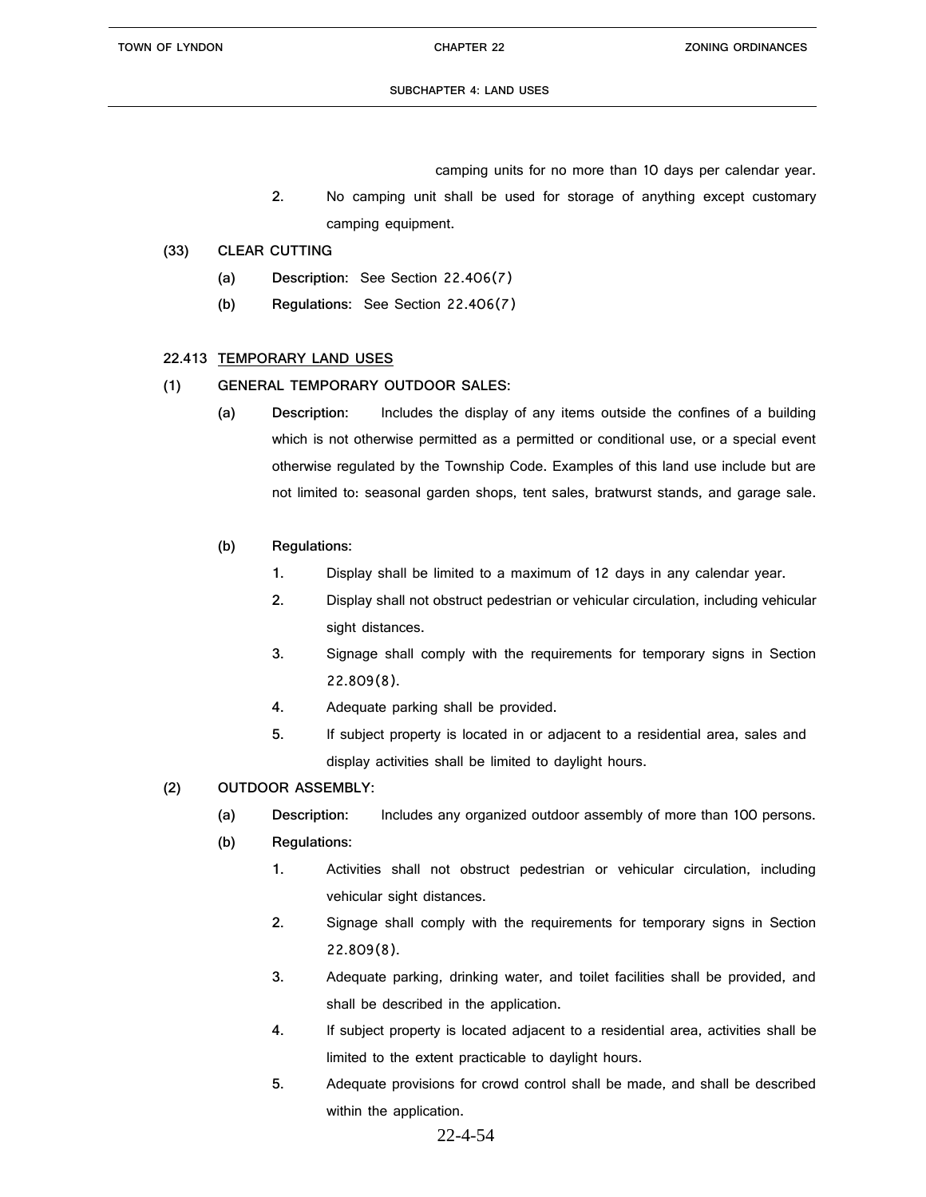camping units for no more than 10 days per calendar year.

2. No camping unit shall be used for storage of anything except customary camping equipment.

**(33) CLEAR CUTTING**

**(a) Description:** See Section 22.406(7)

**(b) Regulations:** See Section 22.406(7)

**22.413 <u>TEMPORARY LAND USES</u>**

**(1) GENERAL TEMPORARY OUTDOOR SALES:**

**(a) Description:** Includes the display of any items outside the confines of a building which is not otherwise permitted as a permitted or conditional use, or a special event otherwise regulated by the Township Code. Examples of this land use include but are not limited to: seasonal garden shops, tent sales, bratwurst stands, and garage sale.

**(b) Regulations:**

1. Display shall be limited to a maximum of 12 days in any calendar year.
2. Display shall not obstruct pedestrian or vehicular circulation, including vehicular sight distances.
3. Signage shall comply with the requirements for temporary signs in Section 22.809(8).
4. Adequate parking shall be provided.
5. If subject property is located in or adjacent to a residential area, sales and display activities shall be limited to daylight hours.

**(2) OUTDOOR ASSEMBLY:**

**(a) Description:** Includes any organized outdoor assembly of more than 100 persons.

**(b) Regulations:**

1. Activities shall not obstruct pedestrian or vehicular circulation, including vehicular sight distances.
2. Signage shall comply with the requirements for temporary signs in Section 22.809(8).
3. Adequate parking, drinking water, and toilet facilities shall be provided, and shall be described in the application.
4. If subject property is located adjacent to a residential area, activities shall be limited to the extent practicable to daylight hours.
5. Adequate provisions for crowd control shall be made, and shall be described within the application.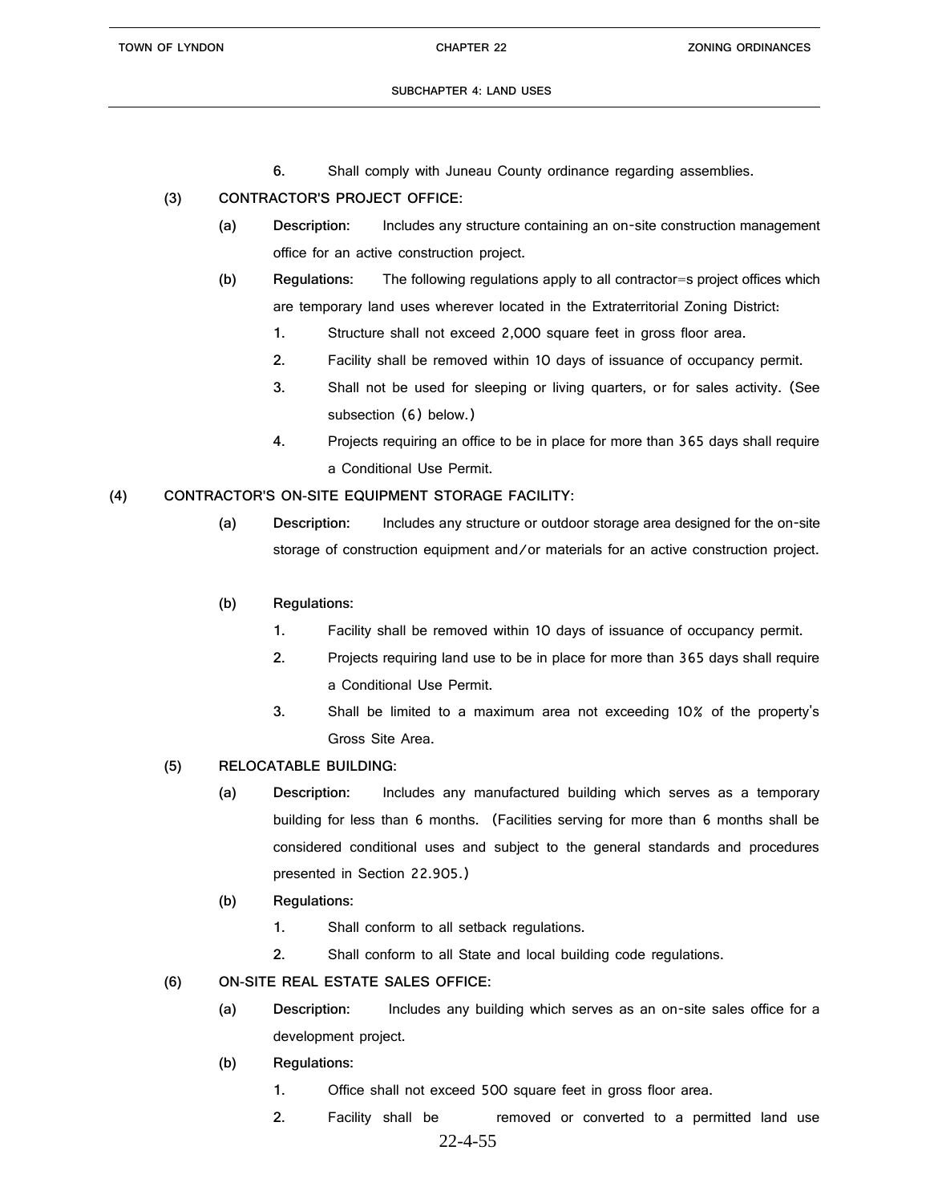6. Shall comply with Juneau County ordinance regarding assemblies.

**(3) CONTRACTOR'S PROJECT OFFICE:**

**(a) Description:** Includes any structure containing an on-site construction management office for an active construction project.

**(b) Regulations:** The following regulations apply to all contractor=s project offices which are temporary land uses wherever located in the Extraterritorial Zoning District:

1. Structure shall not exceed 2,000 square feet in gross floor area.
2. Facility shall be removed within 10 days of issuance of occupancy permit.
3. Shall not be used for sleeping or living quarters, or for sales activity. (See subsection (6) below.)
4. Projects requiring an office to be in place for more than 365 days shall require a Conditional Use Permit.

**(4) CONTRACTOR'S ON-SITE EQUIPMENT STORAGE FACILITY:**

**(a) Description:** Includes any structure or outdoor storage area designed for the on-site storage of construction equipment and/or materials for an active construction project.

**(b) Regulations:**

1. Facility shall be removed within 10 days of issuance of occupancy permit.
2. Projects requiring land use to be in place for more than 365 days shall require a Conditional Use Permit.
3. Shall be limited to a maximum area not exceeding 10% of the property's Gross Site Area.

**(5) RELOCATABLE BUILDING:**

**(a) Description:** Includes any manufactured building which serves as a temporary building for less than 6 months. (Facilities serving for more than 6 months shall be considered conditional uses and subject to the general standards and procedures presented in Section 22.905.)

**(b) Regulations:**

1. Shall conform to all setback regulations.
2. Shall conform to all State and local building code regulations.

**(6) ON-SITE REAL ESTATE SALES OFFICE:**

**(a) Description:** Includes any building which serves as an on-site sales office for a development project.

**(b) Regulations:**

1. Office shall not exceed 500 square feet in gross floor area.
2. Facility shall be removed or converted to a permitted land use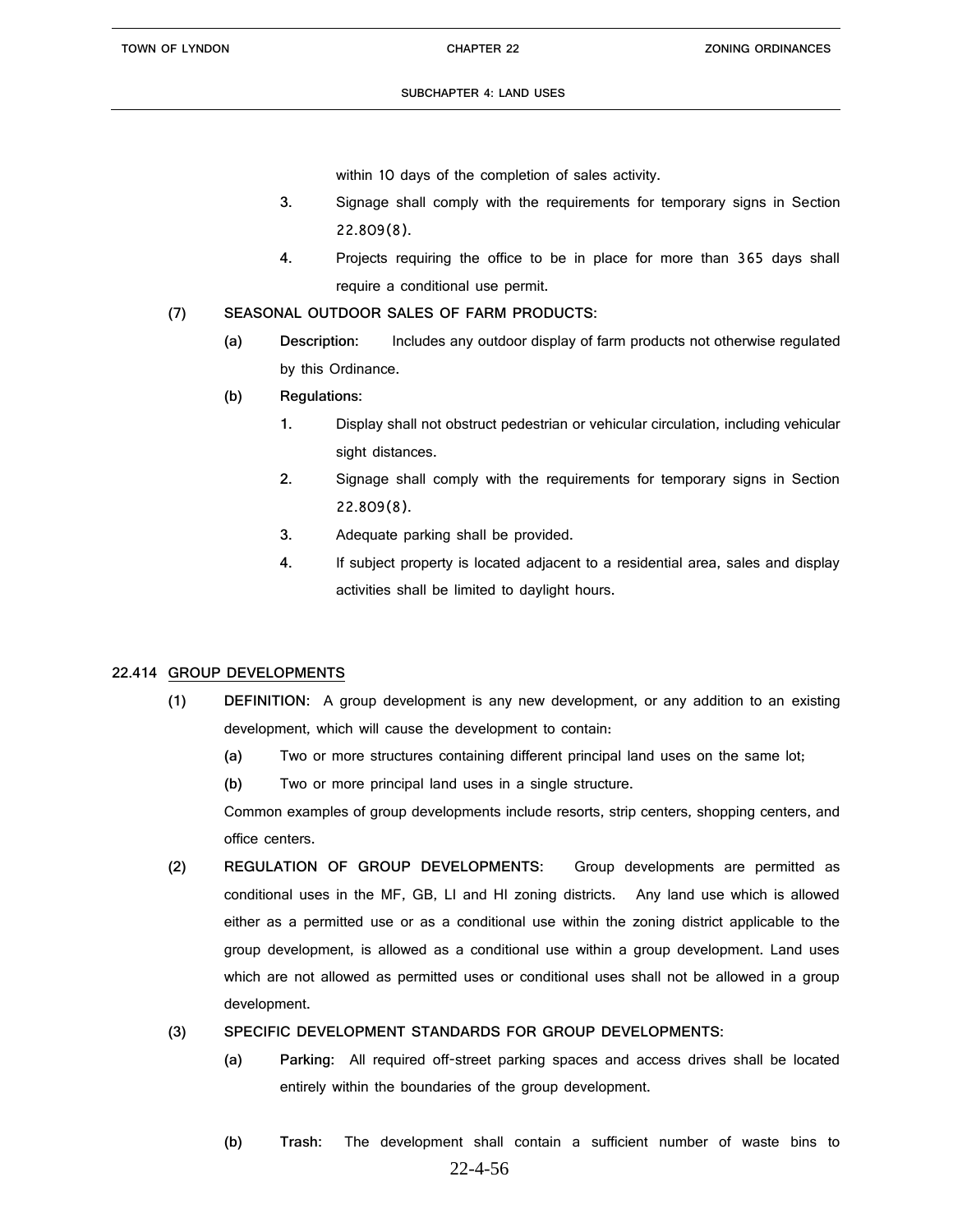within 10 days of the completion of sales activity.

3. Signage shall comply with the requirements for temporary signs in Section 22.809(8).

4. Projects requiring the office to be in place for more than 365 days shall require a conditional use permit.

**(7) SEASONAL OUTDOOR SALES OF FARM PRODUCTS:**

**(a) Description:** Includes any outdoor display of farm products not otherwise regulated by this Ordinance.

**(b) Regulations:**

1. Display shall not obstruct pedestrian or vehicular circulation, including vehicular sight distances.

2. Signage shall comply with the requirements for temporary signs in Section 22.809(8).

3. Adequate parking shall be provided.

4. If subject property is located adjacent to a residential area, sales and display activities shall be limited to daylight hours.

## 22.414 GROUP DEVELOPMENTS

**(1) DEFINITION:** A group development is any new development, or any addition to an existing development, which will cause the development to contain:

**(a)** Two or more structures containing different principal land uses on the same lot;

**(b)** Two or more principal land uses in a single structure.

Common examples of group developments include resorts, strip centers, shopping centers, and office centers.

**(2) REGULATION OF GROUP DEVELOPMENTS:** Group developments are permitted as conditional uses in the MF, GB, LI and HI zoning districts. Any land use which is allowed either as a permitted use or as a conditional use within the zoning district applicable to the group development, is allowed as a conditional use within a group development. Land uses which are not allowed as permitted uses or conditional uses shall not be allowed in a group development.

**(3) SPECIFIC DEVELOPMENT STANDARDS FOR GROUP DEVELOPMENTS:**

**(a) Parking:** All required off-street parking spaces and access drives shall be located entirely within the boundaries of the group development.

**(b) Trash:** The development shall contain a sufficient number of waste bins to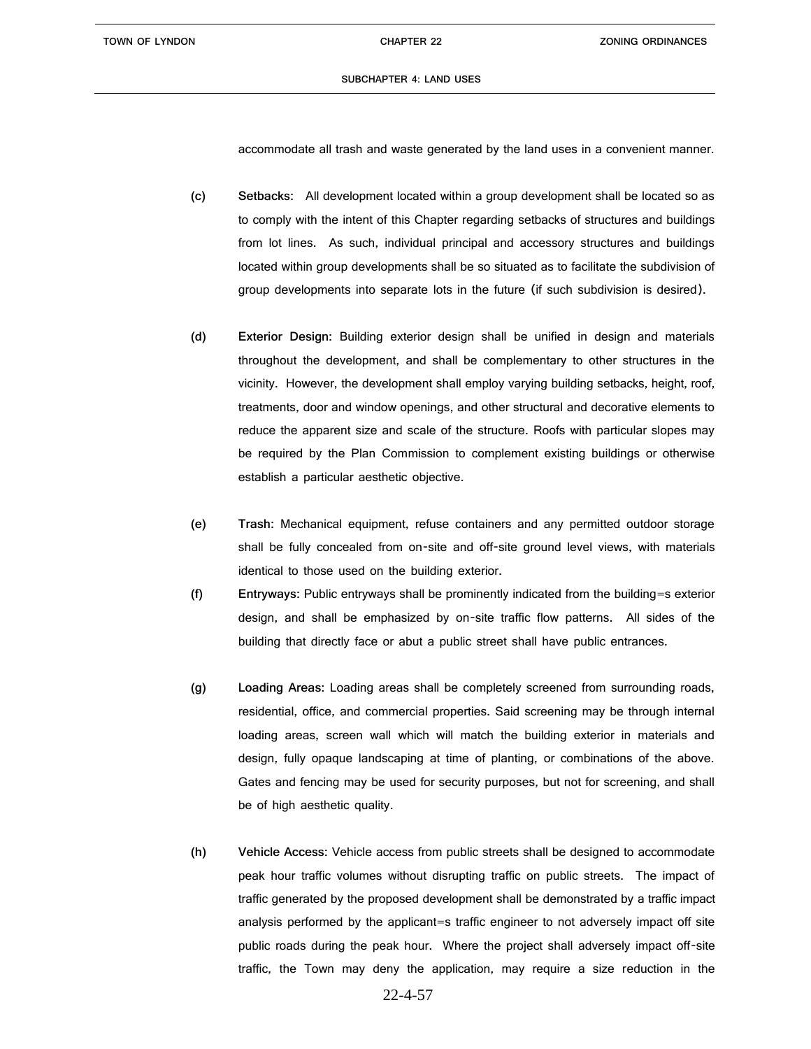accommodate all trash and waste generated by the land uses in a convenient manner.

(c) **Setbacks:** All development located within a group development shall be located so as to comply with the intent of this Chapter regarding setbacks of structures and buildings from lot lines. As such, individual principal and accessory structures and buildings located within group developments shall be so situated as to facilitate the subdivision of group developments into separate lots in the future (if such subdivision is desired).

(d) **Exterior Design:** Building exterior design shall be unified in design and materials throughout the development, and shall be complementary to other structures in the vicinity. However, the development shall employ varying building setbacks, height, roof, treatments, door and window openings, and other structural and decorative elements to reduce the apparent size and scale of the structure. Roofs with particular slopes may be required by the Plan Commission to complement existing buildings or otherwise establish a particular aesthetic objective.

(e) **Trash:** Mechanical equipment, refuse containers and any permitted outdoor storage shall be fully concealed from on-site and off-site ground level views, with materials identical to those used on the building exterior.

(f) **Entryways:** Public entryways shall be prominently indicated from the building=s exterior design, and shall be emphasized by on-site traffic flow patterns. All sides of the building that directly face or abut a public street shall have public entrances.

(g) **Loading Areas:** Loading areas shall be completely screened from surrounding roads, residential, office, and commercial properties. Said screening may be through internal loading areas, screen wall which will match the building exterior in materials and design, fully opaque landscaping at time of planting, or combinations of the above. Gates and fencing may be used for security purposes, but not for screening, and shall be of high aesthetic quality.

(h) **Vehicle Access:** Vehicle access from public streets shall be designed to accommodate peak hour traffic volumes without disrupting traffic on public streets. The impact of traffic generated by the proposed development shall be demonstrated by a traffic impact analysis performed by the applicant=s traffic engineer to not adversely impact off site public roads during the peak hour. Where the project shall adversely impact off-site traffic, the Town may deny the application, may require a size reduction in the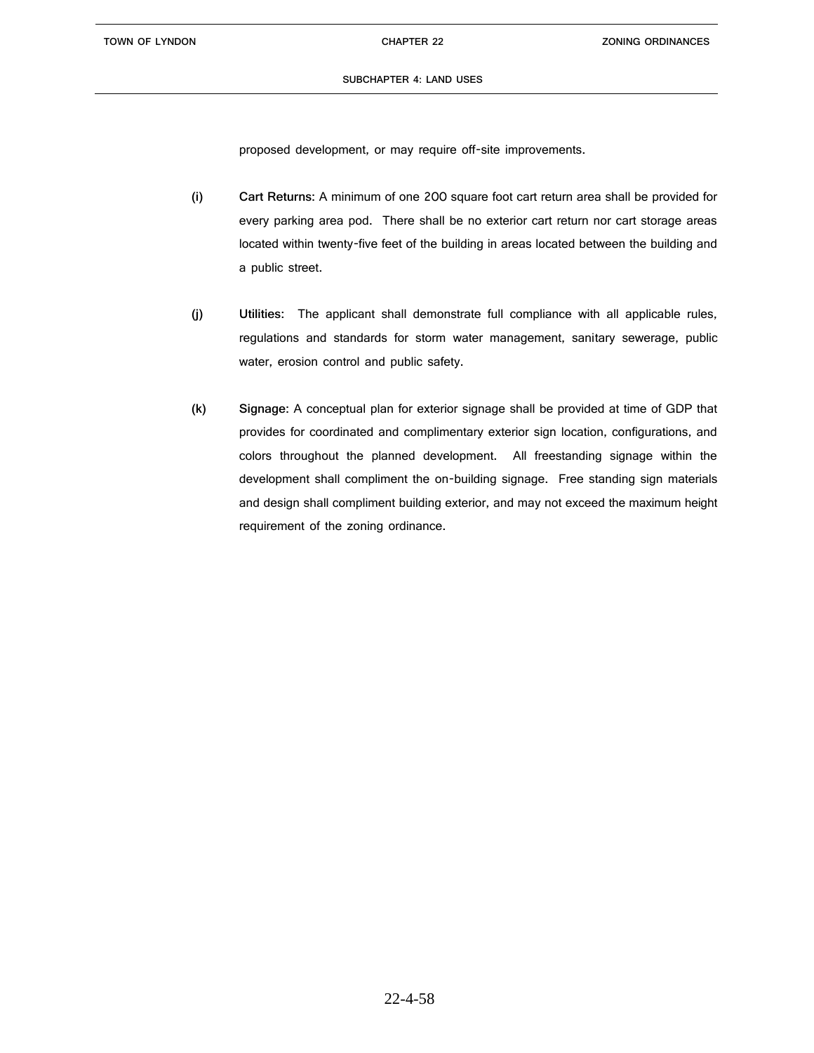proposed development, or may require off-site improvements.

(i) **Cart Returns:** A minimum of one 200 square foot cart return area shall be provided for every parking area pod. There shall be no exterior cart return nor cart storage areas located within twenty-five feet of the building in areas located between the building and a public street.

(j) **Utilities:** The applicant shall demonstrate full compliance with all applicable rules, regulations and standards for storm water management, sanitary sewerage, public water, erosion control and public safety.

(k) **Signage:** A conceptual plan for exterior signage shall be provided at time of GDP that provides for coordinated and complimentary exterior sign location, configurations, and colors throughout the planned development. All freestanding signage within the development shall compliment the on-building signage. Free standing sign materials and design shall compliment building exterior, and may not exceed the maximum height requirement of the zoning ordinance.